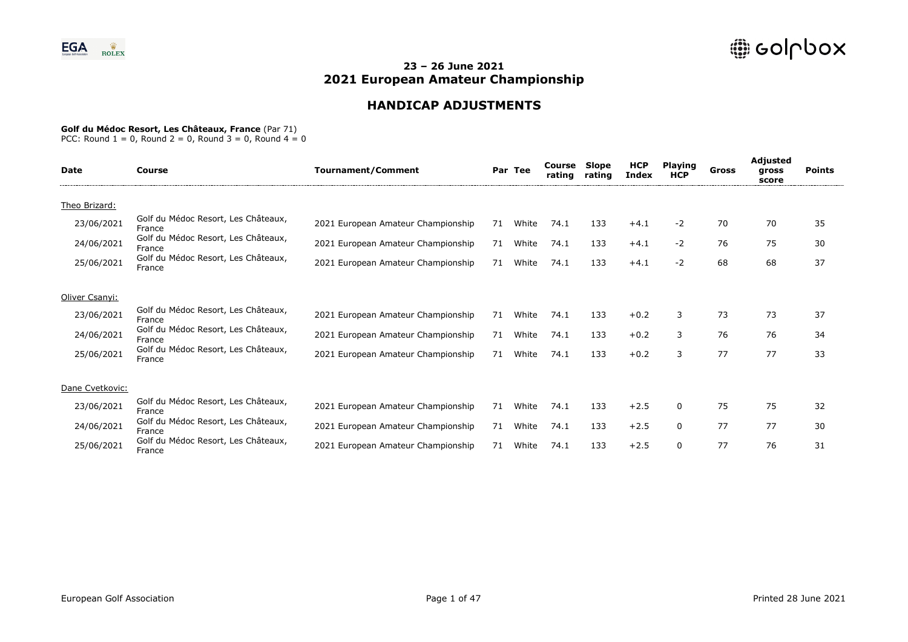# 23 – 26 June 2021
# 2021 European Amateur Championship

## HANDICAP ADJUSTMENTS

**Golf du Médoc Resort, Les Châteaux, France** (Par 71)
PCC: Round 1 = 0, Round 2 = 0, Round 3 = 0, Round 4 = 0

| Date | Course | Tournament/Comment | Par | Tee | Course rating | Slope rating | HCP Index | Playing HCP | Gross | Adjusted gross score | Points |
|---|---|---|---|---|---|---|---|---|---|---|---|
| Theo Brizard: | | | | | | | | | | | |
| 23/06/2021 | Golf du Médoc Resort, Les Châteaux, France | 2021 European Amateur Championship | 71 | White | 74.1 | 133 | +4.1 | -2 | 70 | 70 | 35 |
| 24/06/2021 | Golf du Médoc Resort, Les Châteaux, France | 2021 European Amateur Championship | 71 | White | 74.1 | 133 | +4.1 | -2 | 76 | 75 | 30 |
| 25/06/2021 | Golf du Médoc Resort, Les Châteaux, France | 2021 European Amateur Championship | 71 | White | 74.1 | 133 | +4.1 | -2 | 68 | 68 | 37 |
| Oliver Csanyi: | | | | | | | | | | | |
| 23/06/2021 | Golf du Médoc Resort, Les Châteaux, France | 2021 European Amateur Championship | 71 | White | 74.1 | 133 | +0.2 | 3 | 73 | 73 | 37 |
| 24/06/2021 | Golf du Médoc Resort, Les Châteaux, France | 2021 European Amateur Championship | 71 | White | 74.1 | 133 | +0.2 | 3 | 76 | 76 | 34 |
| 25/06/2021 | Golf du Médoc Resort, Les Châteaux, France | 2021 European Amateur Championship | 71 | White | 74.1 | 133 | +0.2 | 3 | 77 | 77 | 33 |
| Dane Cvetkovic: | | | | | | | | | | | |
| 23/06/2021 | Golf du Médoc Resort, Les Châteaux, France | 2021 European Amateur Championship | 71 | White | 74.1 | 133 | +2.5 | 0 | 75 | 75 | 32 |
| 24/06/2021 | Golf du Médoc Resort, Les Châteaux, France | 2021 European Amateur Championship | 71 | White | 74.1 | 133 | +2.5 | 0 | 77 | 77 | 30 |
| 25/06/2021 | Golf du Médoc Resort, Les Châteaux, France | 2021 European Amateur Championship | 71 | White | 74.1 | 133 | +2.5 | 0 | 77 | 76 | 31 |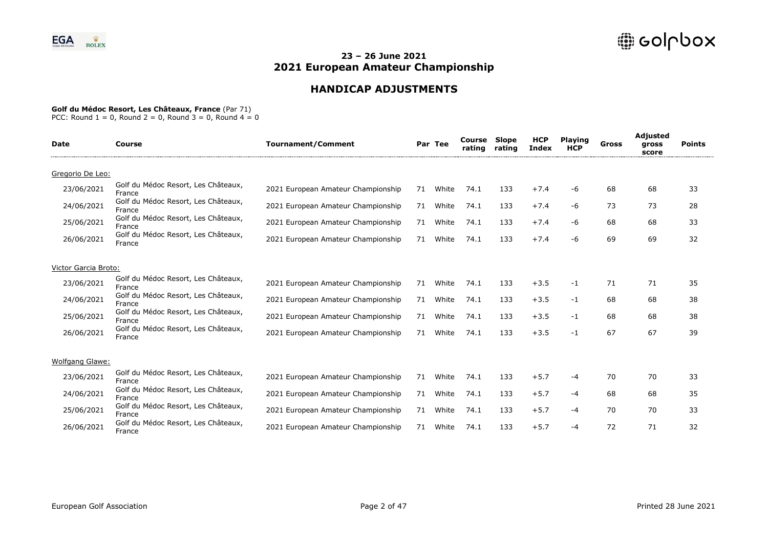# 23 – 26 June 2021
# 2021 European Amateur Championship

## HANDICAP ADJUSTMENTS

**Golf du Médoc Resort, Les Châteaux, France** (Par 71)
PCC: Round 1 = 0, Round 2 = 0, Round 3 = 0, Round 4 = 0

| Date | Course | Tournament/Comment | Par | Tee | Course rating | Slope rating | HCP Index | Playing HCP | Gross | Adjusted gross score | Points |
|---|---|---|---|---|---|---|---|---|---|---|---|
| Gregorio De Leo: | | | | | | | | | | | |
| 23/06/2021 | Golf du Médoc Resort, Les Châteaux, France | 2021 European Amateur Championship | 71 | White | 74.1 | 133 | +7.4 | -6 | 68 | 68 | 33 |
| 24/06/2021 | Golf du Médoc Resort, Les Châteaux, France | 2021 European Amateur Championship | 71 | White | 74.1 | 133 | +7.4 | -6 | 73 | 73 | 28 |
| 25/06/2021 | Golf du Médoc Resort, Les Châteaux, France | 2021 European Amateur Championship | 71 | White | 74.1 | 133 | +7.4 | -6 | 68 | 68 | 33 |
| 26/06/2021 | Golf du Médoc Resort, Les Châteaux, France | 2021 European Amateur Championship | 71 | White | 74.1 | 133 | +7.4 | -6 | 69 | 69 | 32 |
| Victor Garcia Broto: | | | | | | | | | | | |
| 23/06/2021 | Golf du Médoc Resort, Les Châteaux, France | 2021 European Amateur Championship | 71 | White | 74.1 | 133 | +3.5 | -1 | 71 | 71 | 35 |
| 24/06/2021 | Golf du Médoc Resort, Les Châteaux, France | 2021 European Amateur Championship | 71 | White | 74.1 | 133 | +3.5 | -1 | 68 | 68 | 38 |
| 25/06/2021 | Golf du Médoc Resort, Les Châteaux, France | 2021 European Amateur Championship | 71 | White | 74.1 | 133 | +3.5 | -1 | 68 | 68 | 38 |
| 26/06/2021 | Golf du Médoc Resort, Les Châteaux, France | 2021 European Amateur Championship | 71 | White | 74.1 | 133 | +3.5 | -1 | 67 | 67 | 39 |
| Wolfgang Glawe: | | | | | | | | | | | |
| 23/06/2021 | Golf du Médoc Resort, Les Châteaux, France | 2021 European Amateur Championship | 71 | White | 74.1 | 133 | +5.7 | -4 | 70 | 70 | 33 |
| 24/06/2021 | Golf du Médoc Resort, Les Châteaux, France | 2021 European Amateur Championship | 71 | White | 74.1 | 133 | +5.7 | -4 | 68 | 68 | 35 |
| 25/06/2021 | Golf du Médoc Resort, Les Châteaux, France | 2021 European Amateur Championship | 71 | White | 74.1 | 133 | +5.7 | -4 | 70 | 70 | 33 |
| 26/06/2021 | Golf du Médoc Resort, Les Châteaux, France | 2021 European Amateur Championship | 71 | White | 74.1 | 133 | +5.7 | -4 | 72 | 71 | 32 |

European Golf Association

Printed 28 June 2021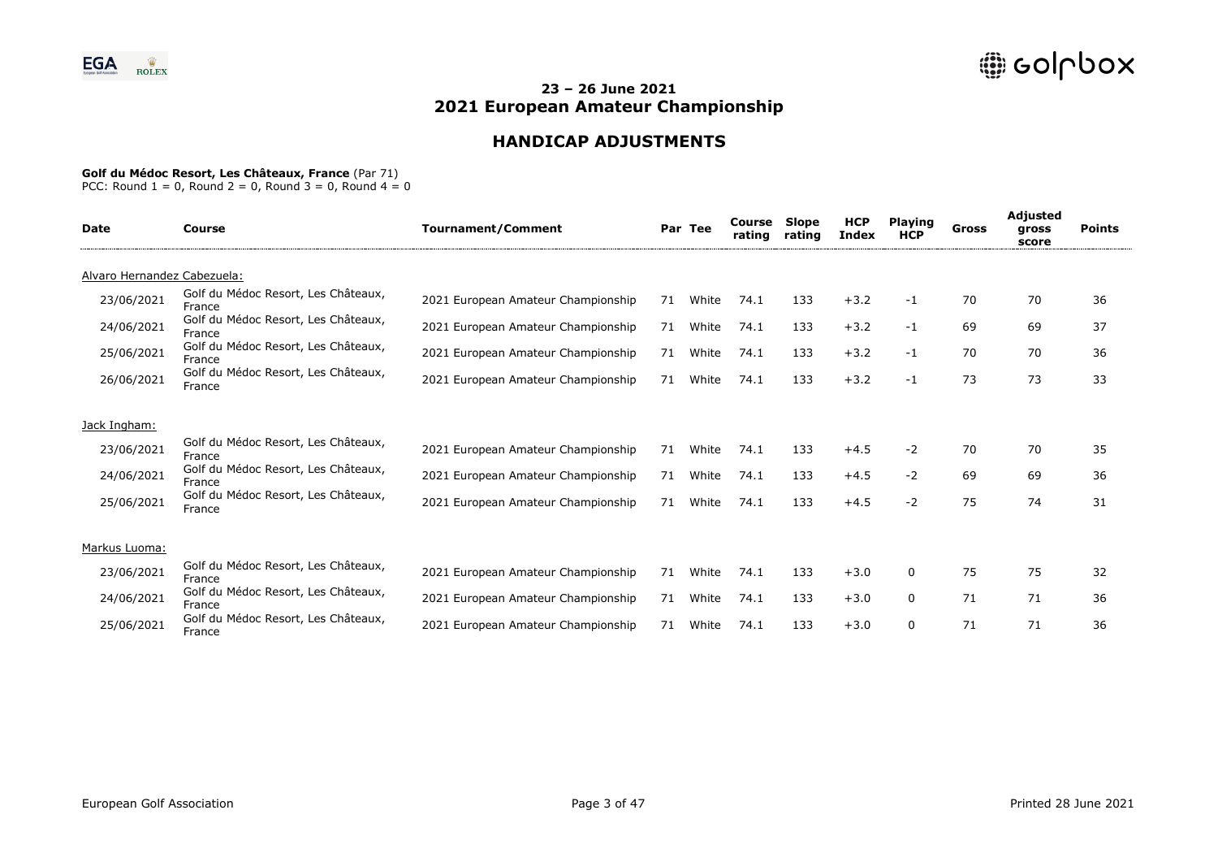## 23 – 26 June 2021
## 2021 European Amateur Championship

## HANDICAP ADJUSTMENTS

**Golf du Médoc Resort, Les Châteaux, France** (Par 71)
PCC: Round 1 = 0, Round 2 = 0, Round 3 = 0, Round 4 = 0

| Date | Course | Tournament/Comment | Par | Tee | Course rating | Slope rating | HCP Index | Playing HCP | Gross | Adjusted gross score | Points |
|---|---|---|---|---|---|---|---|---|---|---|---|
| Alvaro Hernandez Cabezuela: | | | | | | | | | | | |
| 23/06/2021 | Golf du Médoc Resort, Les Châteaux, France | 2021 European Amateur Championship | 71 | White | 74.1 | 133 | +3.2 | -1 | 70 | 70 | 36 |
| 24/06/2021 | Golf du Médoc Resort, Les Châteaux, France | 2021 European Amateur Championship | 71 | White | 74.1 | 133 | +3.2 | -1 | 69 | 69 | 37 |
| 25/06/2021 | Golf du Médoc Resort, Les Châteaux, France | 2021 European Amateur Championship | 71 | White | 74.1 | 133 | +3.2 | -1 | 70 | 70 | 36 |
| 26/06/2021 | Golf du Médoc Resort, Les Châteaux, France | 2021 European Amateur Championship | 71 | White | 74.1 | 133 | +3.2 | -1 | 73 | 73 | 33 |
| Jack Ingham: | | | | | | | | | | | |
| 23/06/2021 | Golf du Médoc Resort, Les Châteaux, France | 2021 European Amateur Championship | 71 | White | 74.1 | 133 | +4.5 | -2 | 70 | 70 | 35 |
| 24/06/2021 | Golf du Médoc Resort, Les Châteaux, France | 2021 European Amateur Championship | 71 | White | 74.1 | 133 | +4.5 | -2 | 69 | 69 | 36 |
| 25/06/2021 | Golf du Médoc Resort, Les Châteaux, France | 2021 European Amateur Championship | 71 | White | 74.1 | 133 | +4.5 | -2 | 75 | 74 | 31 |
| Markus Luoma: | | | | | | | | | | | |
| 23/06/2021 | Golf du Médoc Resort, Les Châteaux, France | 2021 European Amateur Championship | 71 | White | 74.1 | 133 | +3.0 | 0 | 75 | 75 | 32 |
| 24/06/2021 | Golf du Médoc Resort, Les Châteaux, France | 2021 European Amateur Championship | 71 | White | 74.1 | 133 | +3.0 | 0 | 71 | 71 | 36 |
| 25/06/2021 | Golf du Médoc Resort, Les Châteaux, France | 2021 European Amateur Championship | 71 | White | 74.1 | 133 | +3.0 | 0 | 71 | 71 | 36 |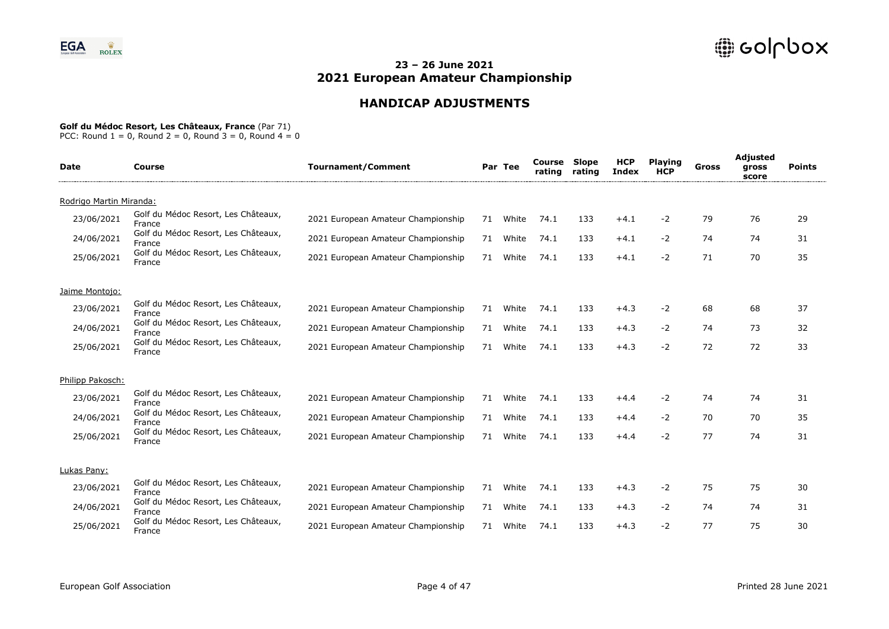## 23 – 26 June 2021
## 2021 European Amateur Championship

## HANDICAP ADJUSTMENTS

**Golf du Médoc Resort, Les Châteaux, France** (Par 71)
PCC: Round 1 = 0, Round 2 = 0, Round 3 = 0, Round 4 = 0

| Date | Course | Tournament/Comment | Par | Tee | Course rating | Slope rating | HCP Index | Playing HCP | Gross | Adjusted gross score | Points |
|---|---|---|---|---|---|---|---|---|---|---|---|
| Rodrigo Martin Miranda: | | | | | | | | | | | |
| 23/06/2021 | Golf du Médoc Resort, Les Châteaux, France | 2021 European Amateur Championship | 71 | White | 74.1 | 133 | +4.1 | -2 | 79 | 76 | 29 |
| 24/06/2021 | Golf du Médoc Resort, Les Châteaux, France | 2021 European Amateur Championship | 71 | White | 74.1 | 133 | +4.1 | -2 | 74 | 74 | 31 |
| 25/06/2021 | Golf du Médoc Resort, Les Châteaux, France | 2021 European Amateur Championship | 71 | White | 74.1 | 133 | +4.1 | -2 | 71 | 70 | 35 |
| Jaime Montojo: | | | | | | | | | | | |
| 23/06/2021 | Golf du Médoc Resort, Les Châteaux, France | 2021 European Amateur Championship | 71 | White | 74.1 | 133 | +4.3 | -2 | 68 | 68 | 37 |
| 24/06/2021 | Golf du Médoc Resort, Les Châteaux, France | 2021 European Amateur Championship | 71 | White | 74.1 | 133 | +4.3 | -2 | 74 | 73 | 32 |
| 25/06/2021 | Golf du Médoc Resort, Les Châteaux, France | 2021 European Amateur Championship | 71 | White | 74.1 | 133 | +4.3 | -2 | 72 | 72 | 33 |
| Philipp Pakosch: | | | | | | | | | | | |
| 23/06/2021 | Golf du Médoc Resort, Les Châteaux, France | 2021 European Amateur Championship | 71 | White | 74.1 | 133 | +4.4 | -2 | 74 | 74 | 31 |
| 24/06/2021 | Golf du Médoc Resort, Les Châteaux, France | 2021 European Amateur Championship | 71 | White | 74.1 | 133 | +4.4 | -2 | 70 | 70 | 35 |
| 25/06/2021 | Golf du Médoc Resort, Les Châteaux, France | 2021 European Amateur Championship | 71 | White | 74.1 | 133 | +4.4 | -2 | 77 | 74 | 31 |
| Lukas Pany: | | | | | | | | | | | |
| 23/06/2021 | Golf du Médoc Resort, Les Châteaux, France | 2021 European Amateur Championship | 71 | White | 74.1 | 133 | +4.3 | -2 | 75 | 75 | 30 |
| 24/06/2021 | Golf du Médoc Resort, Les Châteaux, France | 2021 European Amateur Championship | 71 | White | 74.1 | 133 | +4.3 | -2 | 74 | 74 | 31 |
| 25/06/2021 | Golf du Médoc Resort, Les Châteaux, France | 2021 European Amateur Championship | 71 | White | 74.1 | 133 | +4.3 | -2 | 77 | 75 | 30 |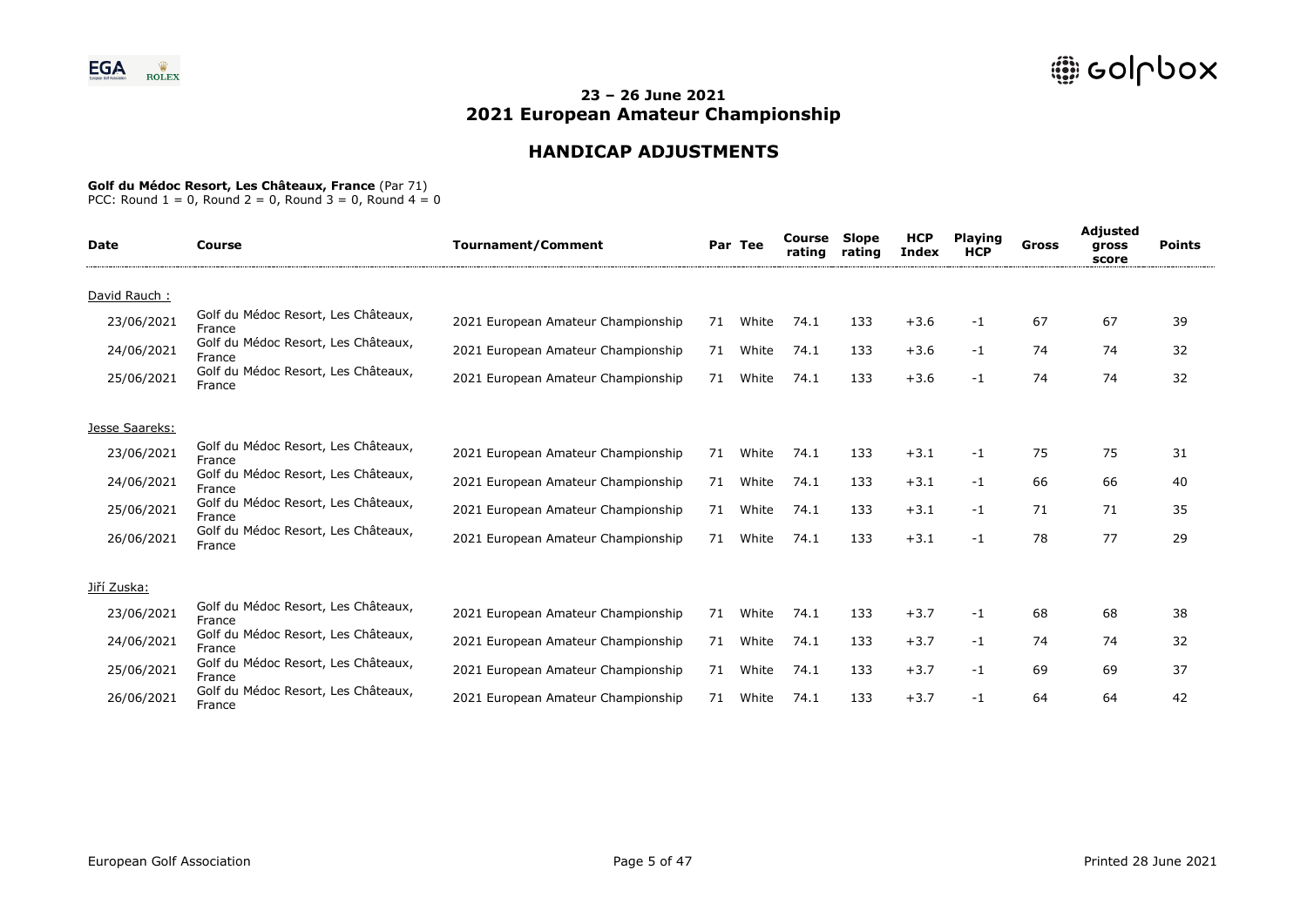# 23 – 26 June 2021
# 2021 European Amateur Championship

## HANDICAP ADJUSTMENTS

**Golf du Médoc Resort, Les Châteaux, France** (Par 71)
PCC: Round 1 = 0, Round 2 = 0, Round 3 = 0, Round 4 = 0

| Date | Course | Tournament/Comment | Par | Tee | Course rating | Slope rating | HCP Index | Playing HCP | Gross | Adjusted gross score | Points |
|---|---|---|---|---|---|---|---|---|---|---|---|
| David Rauch : | | | | | | | | | | | |
| 23/06/2021 | Golf du Médoc Resort, Les Châteaux, France | 2021 European Amateur Championship | 71 | White | 74.1 | 133 | +3.6 | -1 | 67 | 67 | 39 |
| 24/06/2021 | Golf du Médoc Resort, Les Châteaux, France | 2021 European Amateur Championship | 71 | White | 74.1 | 133 | +3.6 | -1 | 74 | 74 | 32 |
| 25/06/2021 | Golf du Médoc Resort, Les Châteaux, France | 2021 European Amateur Championship | 71 | White | 74.1 | 133 | +3.6 | -1 | 74 | 74 | 32 |
| Jesse Saareks: | | | | | | | | | | | |
| 23/06/2021 | Golf du Médoc Resort, Les Châteaux, France | 2021 European Amateur Championship | 71 | White | 74.1 | 133 | +3.1 | -1 | 75 | 75 | 31 |
| 24/06/2021 | Golf du Médoc Resort, Les Châteaux, France | 2021 European Amateur Championship | 71 | White | 74.1 | 133 | +3.1 | -1 | 66 | 66 | 40 |
| 25/06/2021 | Golf du Médoc Resort, Les Châteaux, France | 2021 European Amateur Championship | 71 | White | 74.1 | 133 | +3.1 | -1 | 71 | 71 | 35 |
| 26/06/2021 | Golf du Médoc Resort, Les Châteaux, France | 2021 European Amateur Championship | 71 | White | 74.1 | 133 | +3.1 | -1 | 78 | 77 | 29 |
| Jiří Zuska: | | | | | | | | | | | |
| 23/06/2021 | Golf du Médoc Resort, Les Châteaux, France | 2021 European Amateur Championship | 71 | White | 74.1 | 133 | +3.7 | -1 | 68 | 68 | 38 |
| 24/06/2021 | Golf du Médoc Resort, Les Châteaux, France | 2021 European Amateur Championship | 71 | White | 74.1 | 133 | +3.7 | -1 | 74 | 74 | 32 |
| 25/06/2021 | Golf du Médoc Resort, Les Châteaux, France | 2021 European Amateur Championship | 71 | White | 74.1 | 133 | +3.7 | -1 | 69 | 69 | 37 |
| 26/06/2021 | Golf du Médoc Resort, Les Châteaux, France | 2021 European Amateur Championship | 71 | White | 74.1 | 133 | +3.7 | -1 | 64 | 64 | 42 |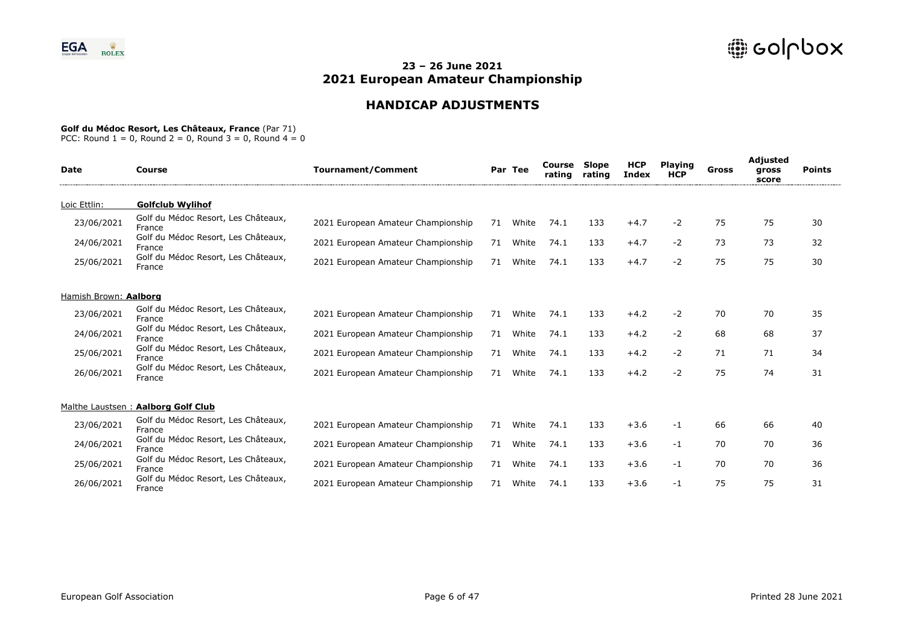## 23 – 26 June 2021
# 2021 European Amateur Championship

## HANDICAP ADJUSTMENTS

**Golf du Médoc Resort, Les Châteaux, France** (Par 71)
PCC: Round 1 = 0, Round 2 = 0, Round 3 = 0, Round 4 = 0

| Date | Course | Tournament/Comment | Par | Tee | Course rating | Slope rating | HCP Index | Playing HCP | Gross | Adjusted gross score | Points |
|---|---|---|---|---|---|---|---|---|---|---|---|
| Loic Ettlin: | **Golfclub Wylihof** | | | | | | | | | | |
| 23/06/2021 | Golf du Médoc Resort, Les Châteaux, France | 2021 European Amateur Championship | 71 | White | 74.1 | 133 | +4.7 | -2 | 75 | 75 | 30 |
| 24/06/2021 | Golf du Médoc Resort, Les Châteaux, France | 2021 European Amateur Championship | 71 | White | 74.1 | 133 | +4.7 | -2 | 73 | 73 | 32 |
| 25/06/2021 | Golf du Médoc Resort, Les Châteaux, France | 2021 European Amateur Championship | 71 | White | 74.1 | 133 | +4.7 | -2 | 75 | 75 | 30 |
| Hamish Brown: | **Aalborg** | | | | | | | | | | |
| 23/06/2021 | Golf du Médoc Resort, Les Châteaux, France | 2021 European Amateur Championship | 71 | White | 74.1 | 133 | +4.2 | -2 | 70 | 70 | 35 |
| 24/06/2021 | Golf du Médoc Resort, Les Châteaux, France | 2021 European Amateur Championship | 71 | White | 74.1 | 133 | +4.2 | -2 | 68 | 68 | 37 |
| 25/06/2021 | Golf du Médoc Resort, Les Châteaux, France | 2021 European Amateur Championship | 71 | White | 74.1 | 133 | +4.2 | -2 | 71 | 71 | 34 |
| 26/06/2021 | Golf du Médoc Resort, Les Châteaux, France | 2021 European Amateur Championship | 71 | White | 74.1 | 133 | +4.2 | -2 | 75 | 74 | 31 |
| Malthe Laustsen : | **Aalborg Golf Club** | | | | | | | | | | |
| 23/06/2021 | Golf du Médoc Resort, Les Châteaux, France | 2021 European Amateur Championship | 71 | White | 74.1 | 133 | +3.6 | -1 | 66 | 66 | 40 |
| 24/06/2021 | Golf du Médoc Resort, Les Châteaux, France | 2021 European Amateur Championship | 71 | White | 74.1 | 133 | +3.6 | -1 | 70 | 70 | 36 |
| 25/06/2021 | Golf du Médoc Resort, Les Châteaux, France | 2021 European Amateur Championship | 71 | White | 74.1 | 133 | +3.6 | -1 | 70 | 70 | 36 |
| 26/06/2021 | Golf du Médoc Resort, Les Châteaux, France | 2021 European Amateur Championship | 71 | White | 74.1 | 133 | +3.6 | -1 | 75 | 75 | 31 |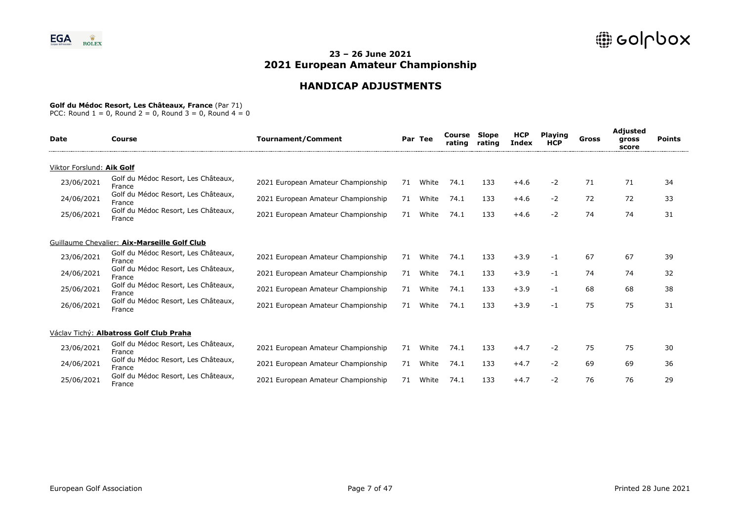## 23 – 26 June 2021
## 2021 European Amateur Championship

## HANDICAP ADJUSTMENTS

**Golf du Médoc Resort, Les Châteaux, France** (Par 71)
PCC: Round 1 = 0, Round 2 = 0, Round 3 = 0, Round 4 = 0

| Date | Course | Tournament/Comment | Par | Tee | Course rating | Slope rating | HCP Index | Playing HCP | Gross | Adjusted gross score | Points |
|---|---|---|---|---|---|---|---|---|---|---|---|
| Viktor Forslund: **Aik Golf** | | | | | | | | | | | |
| 23/06/2021 | Golf du Médoc Resort, Les Châteaux, France | 2021 European Amateur Championship | 71 | White | 74.1 | 133 | +4.6 | -2 | 71 | 71 | 34 |
| 24/06/2021 | Golf du Médoc Resort, Les Châteaux, France | 2021 European Amateur Championship | 71 | White | 74.1 | 133 | +4.6 | -2 | 72 | 72 | 33 |
| 25/06/2021 | Golf du Médoc Resort, Les Châteaux, France | 2021 European Amateur Championship | 71 | White | 74.1 | 133 | +4.6 | -2 | 74 | 74 | 31 |
| Guillaume Chevalier: **Aix-Marseille Golf Club** | | | | | | | | | | | |
| 23/06/2021 | Golf du Médoc Resort, Les Châteaux, France | 2021 European Amateur Championship | 71 | White | 74.1 | 133 | +3.9 | -1 | 67 | 67 | 39 |
| 24/06/2021 | Golf du Médoc Resort, Les Châteaux, France | 2021 European Amateur Championship | 71 | White | 74.1 | 133 | +3.9 | -1 | 74 | 74 | 32 |
| 25/06/2021 | Golf du Médoc Resort, Les Châteaux, France | 2021 European Amateur Championship | 71 | White | 74.1 | 133 | +3.9 | -1 | 68 | 68 | 38 |
| 26/06/2021 | Golf du Médoc Resort, Les Châteaux, France | 2021 European Amateur Championship | 71 | White | 74.1 | 133 | +3.9 | -1 | 75 | 75 | 31 |
| Václav Tichý: **Albatross Golf Club Praha** | | | | | | | | | | | |
| 23/06/2021 | Golf du Médoc Resort, Les Châteaux, France | 2021 European Amateur Championship | 71 | White | 74.1 | 133 | +4.7 | -2 | 75 | 75 | 30 |
| 24/06/2021 | Golf du Médoc Resort, Les Châteaux, France | 2021 European Amateur Championship | 71 | White | 74.1 | 133 | +4.7 | -2 | 69 | 69 | 36 |
| 25/06/2021 | Golf du Médoc Resort, Les Châteaux, France | 2021 European Amateur Championship | 71 | White | 74.1 | 133 | +4.7 | -2 | 76 | 76 | 29 |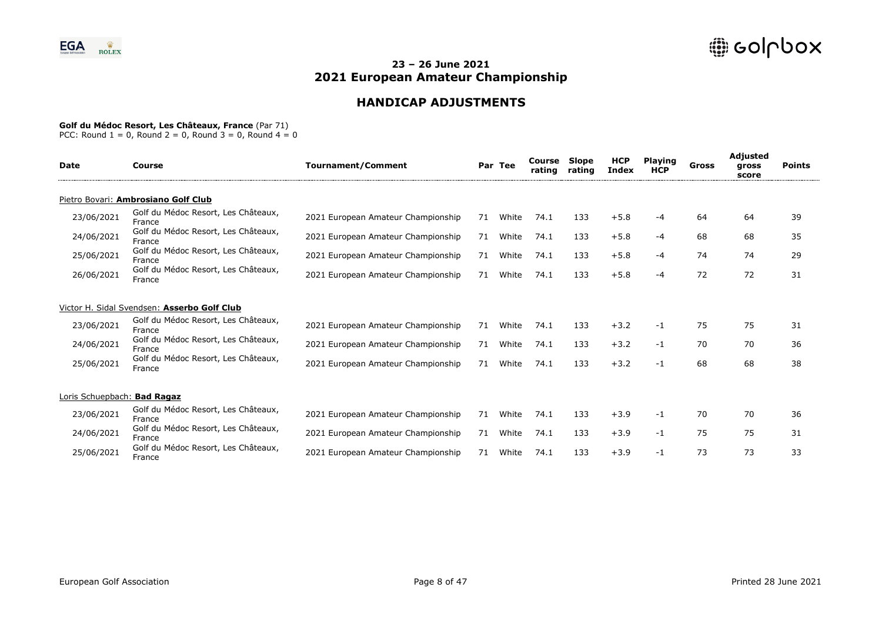# 23 – 26 June 2021
# 2021 European Amateur Championship

## HANDICAP ADJUSTMENTS

**Golf du Médoc Resort, Les Châteaux, France** (Par 71)
PCC: Round 1 = 0, Round 2 = 0, Round 3 = 0, Round 4 = 0

| Date | Course | Tournament/Comment | Par | Tee | Course rating | Slope rating | HCP Index | Playing HCP | Gross | Adjusted gross score | Points |
|---|---|---|---|---|---|---|---|---|---|---|---|
| Pietro Bovari: **Ambrosiano Golf Club** | | | | | | | | | | | |
| 23/06/2021 | Golf du Médoc Resort, Les Châteaux, France | 2021 European Amateur Championship | 71 | White | 74.1 | 133 | +5.8 | -4 | 64 | 64 | 39 |
| 24/06/2021 | Golf du Médoc Resort, Les Châteaux, France | 2021 European Amateur Championship | 71 | White | 74.1 | 133 | +5.8 | -4 | 68 | 68 | 35 |
| 25/06/2021 | Golf du Médoc Resort, Les Châteaux, France | 2021 European Amateur Championship | 71 | White | 74.1 | 133 | +5.8 | -4 | 74 | 74 | 29 |
| 26/06/2021 | Golf du Médoc Resort, Les Châteaux, France | 2021 European Amateur Championship | 71 | White | 74.1 | 133 | +5.8 | -4 | 72 | 72 | 31 |
| Victor H. Sidal Svendsen: **Asserbo Golf Club** | | | | | | | | | | | |
| 23/06/2021 | Golf du Médoc Resort, Les Châteaux, France | 2021 European Amateur Championship | 71 | White | 74.1 | 133 | +3.2 | -1 | 75 | 75 | 31 |
| 24/06/2021 | Golf du Médoc Resort, Les Châteaux, France | 2021 European Amateur Championship | 71 | White | 74.1 | 133 | +3.2 | -1 | 70 | 70 | 36 |
| 25/06/2021 | Golf du Médoc Resort, Les Châteaux, France | 2021 European Amateur Championship | 71 | White | 74.1 | 133 | +3.2 | -1 | 68 | 68 | 38 |
| Loris Schuepbach: **Bad Ragaz** | | | | | | | | | | | |
| 23/06/2021 | Golf du Médoc Resort, Les Châteaux, France | 2021 European Amateur Championship | 71 | White | 74.1 | 133 | +3.9 | -1 | 70 | 70 | 36 |
| 24/06/2021 | Golf du Médoc Resort, Les Châteaux, France | 2021 European Amateur Championship | 71 | White | 74.1 | 133 | +3.9 | -1 | 75 | 75 | 31 |
| 25/06/2021 | Golf du Médoc Resort, Les Châteaux, France | 2021 European Amateur Championship | 71 | White | 74.1 | 133 | +3.9 | -1 | 73 | 73 | 33 |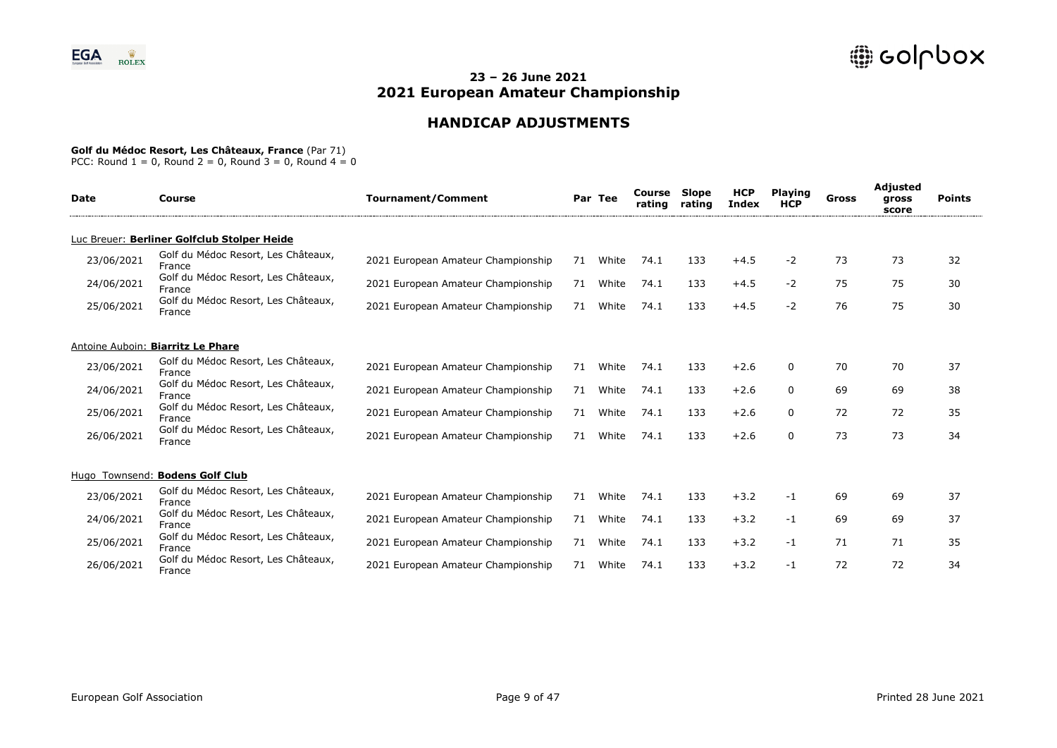## 23 – 26 June 2021
# 2021 European Amateur Championship

## HANDICAP ADJUSTMENTS

**Golf du Médoc Resort, Les Châteaux, France** (Par 71)
PCC: Round 1 = 0, Round 2 = 0, Round 3 = 0, Round 4 = 0

| Date | Course | Tournament/Comment | Par | Tee | Course rating | Slope rating | HCP Index | Playing HCP | Gross | Adjusted gross score | Points |
|---|---|---|---|---|---|---|---|---|---|---|---|
| Luc Breuer: **Berliner Golfclub Stolper Heide** | | | | | | | | | | | |
| 23/06/2021 | Golf du Médoc Resort, Les Châteaux, France | 2021 European Amateur Championship | 71 | White | 74.1 | 133 | +4.5 | -2 | 73 | 73 | 32 |
| 24/06/2021 | Golf du Médoc Resort, Les Châteaux, France | 2021 European Amateur Championship | 71 | White | 74.1 | 133 | +4.5 | -2 | 75 | 75 | 30 |
| 25/06/2021 | Golf du Médoc Resort, Les Châteaux, France | 2021 European Amateur Championship | 71 | White | 74.1 | 133 | +4.5 | -2 | 76 | 75 | 30 |
| Antoine Auboin: **Biarritz Le Phare** | | | | | | | | | | | |
| 23/06/2021 | Golf du Médoc Resort, Les Châteaux, France | 2021 European Amateur Championship | 71 | White | 74.1 | 133 | +2.6 | 0 | 70 | 70 | 37 |
| 24/06/2021 | Golf du Médoc Resort, Les Châteaux, France | 2021 European Amateur Championship | 71 | White | 74.1 | 133 | +2.6 | 0 | 69 | 69 | 38 |
| 25/06/2021 | Golf du Médoc Resort, Les Châteaux, France | 2021 European Amateur Championship | 71 | White | 74.1 | 133 | +2.6 | 0 | 72 | 72 | 35 |
| 26/06/2021 | Golf du Médoc Resort, Les Châteaux, France | 2021 European Amateur Championship | 71 | White | 74.1 | 133 | +2.6 | 0 | 73 | 73 | 34 |
| Hugo Townsend: **Bodens Golf Club** | | | | | | | | | | | |
| 23/06/2021 | Golf du Médoc Resort, Les Châteaux, France | 2021 European Amateur Championship | 71 | White | 74.1 | 133 | +3.2 | -1 | 69 | 69 | 37 |
| 24/06/2021 | Golf du Médoc Resort, Les Châteaux, France | 2021 European Amateur Championship | 71 | White | 74.1 | 133 | +3.2 | -1 | 69 | 69 | 37 |
| 25/06/2021 | Golf du Médoc Resort, Les Châteaux, France | 2021 European Amateur Championship | 71 | White | 74.1 | 133 | +3.2 | -1 | 71 | 71 | 35 |
| 26/06/2021 | Golf du Médoc Resort, Les Châteaux, France | 2021 European Amateur Championship | 71 | White | 74.1 | 133 | +3.2 | -1 | 72 | 72 | 34 |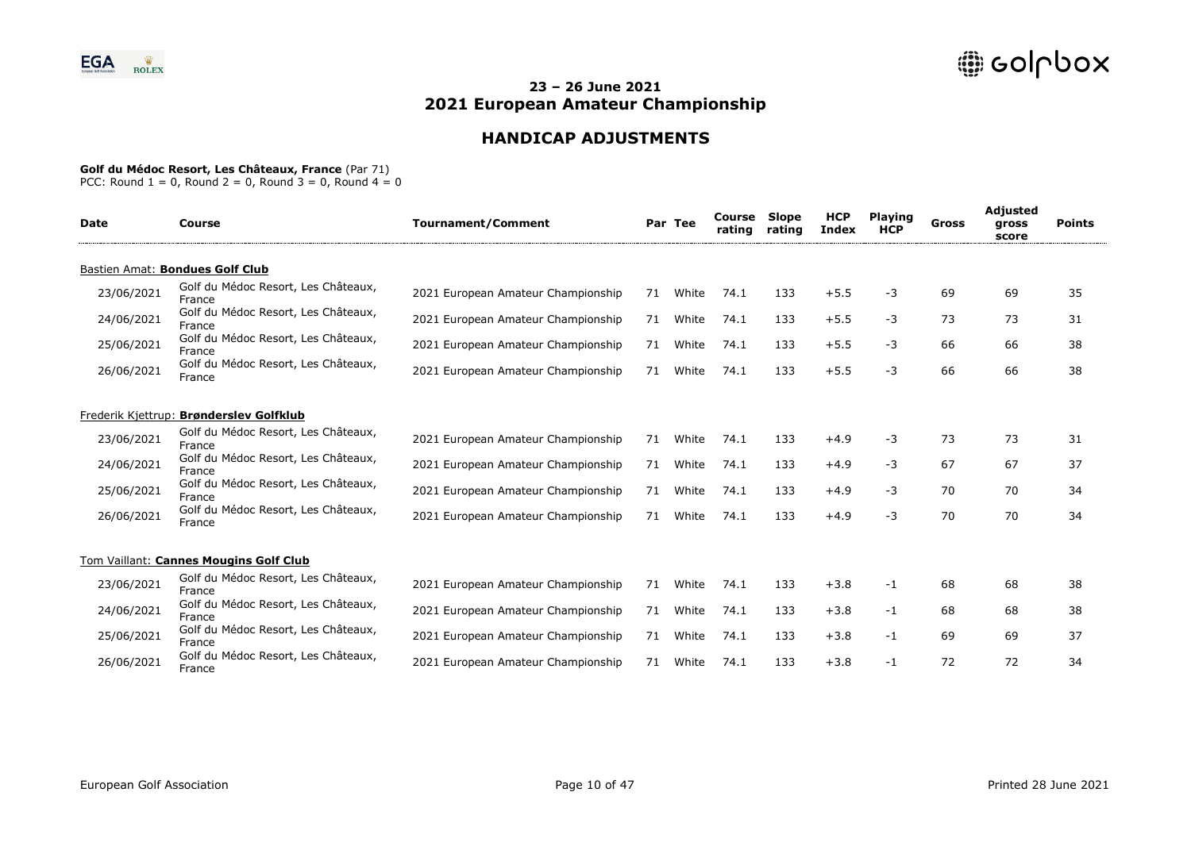# 23 – 26 June 2021
# 2021 European Amateur Championship

## HANDICAP ADJUSTMENTS

**Golf du Médoc Resort, Les Châteaux, France** (Par 71)
PCC: Round 1 = 0, Round 2 = 0, Round 3 = 0, Round 4 = 0

| Date | Course | Tournament/Comment | Par | Tee | Course rating | Slope rating | HCP Index | Playing HCP | Gross | Adjusted gross score | Points |
|---|---|---|---|---|---|---|---|---|---|---|---|
| Bastien Amat: **Bondues Golf Club** | | | | | | | | | | | |
| 23/06/2021 | Golf du Médoc Resort, Les Châteaux, France | 2021 European Amateur Championship | 71 | White | 74.1 | 133 | +5.5 | -3 | 69 | 69 | 35 |
| 24/06/2021 | Golf du Médoc Resort, Les Châteaux, France | 2021 European Amateur Championship | 71 | White | 74.1 | 133 | +5.5 | -3 | 73 | 73 | 31 |
| 25/06/2021 | Golf du Médoc Resort, Les Châteaux, France | 2021 European Amateur Championship | 71 | White | 74.1 | 133 | +5.5 | -3 | 66 | 66 | 38 |
| 26/06/2021 | Golf du Médoc Resort, Les Châteaux, France | 2021 European Amateur Championship | 71 | White | 74.1 | 133 | +5.5 | -3 | 66 | 66 | 38 |
| Frederik Kjettrup: **Brønderslev Golfklub** | | | | | | | | | | | |
| 23/06/2021 | Golf du Médoc Resort, Les Châteaux, France | 2021 European Amateur Championship | 71 | White | 74.1 | 133 | +4.9 | -3 | 73 | 73 | 31 |
| 24/06/2021 | Golf du Médoc Resort, Les Châteaux, France | 2021 European Amateur Championship | 71 | White | 74.1 | 133 | +4.9 | -3 | 67 | 67 | 37 |
| 25/06/2021 | Golf du Médoc Resort, Les Châteaux, France | 2021 European Amateur Championship | 71 | White | 74.1 | 133 | +4.9 | -3 | 70 | 70 | 34 |
| 26/06/2021 | Golf du Médoc Resort, Les Châteaux, France | 2021 European Amateur Championship | 71 | White | 74.1 | 133 | +4.9 | -3 | 70 | 70 | 34 |
| Tom Vaillant: **Cannes Mougins Golf Club** | | | | | | | | | | | |
| 23/06/2021 | Golf du Médoc Resort, Les Châteaux, France | 2021 European Amateur Championship | 71 | White | 74.1 | 133 | +3.8 | -1 | 68 | 68 | 38 |
| 24/06/2021 | Golf du Médoc Resort, Les Châteaux, France | 2021 European Amateur Championship | 71 | White | 74.1 | 133 | +3.8 | -1 | 68 | 68 | 38 |
| 25/06/2021 | Golf du Médoc Resort, Les Châteaux, France | 2021 European Amateur Championship | 71 | White | 74.1 | 133 | +3.8 | -1 | 69 | 69 | 37 |
| 26/06/2021 | Golf du Médoc Resort, Les Châteaux, France | 2021 European Amateur Championship | 71 | White | 74.1 | 133 | +3.8 | -1 | 72 | 72 | 34 |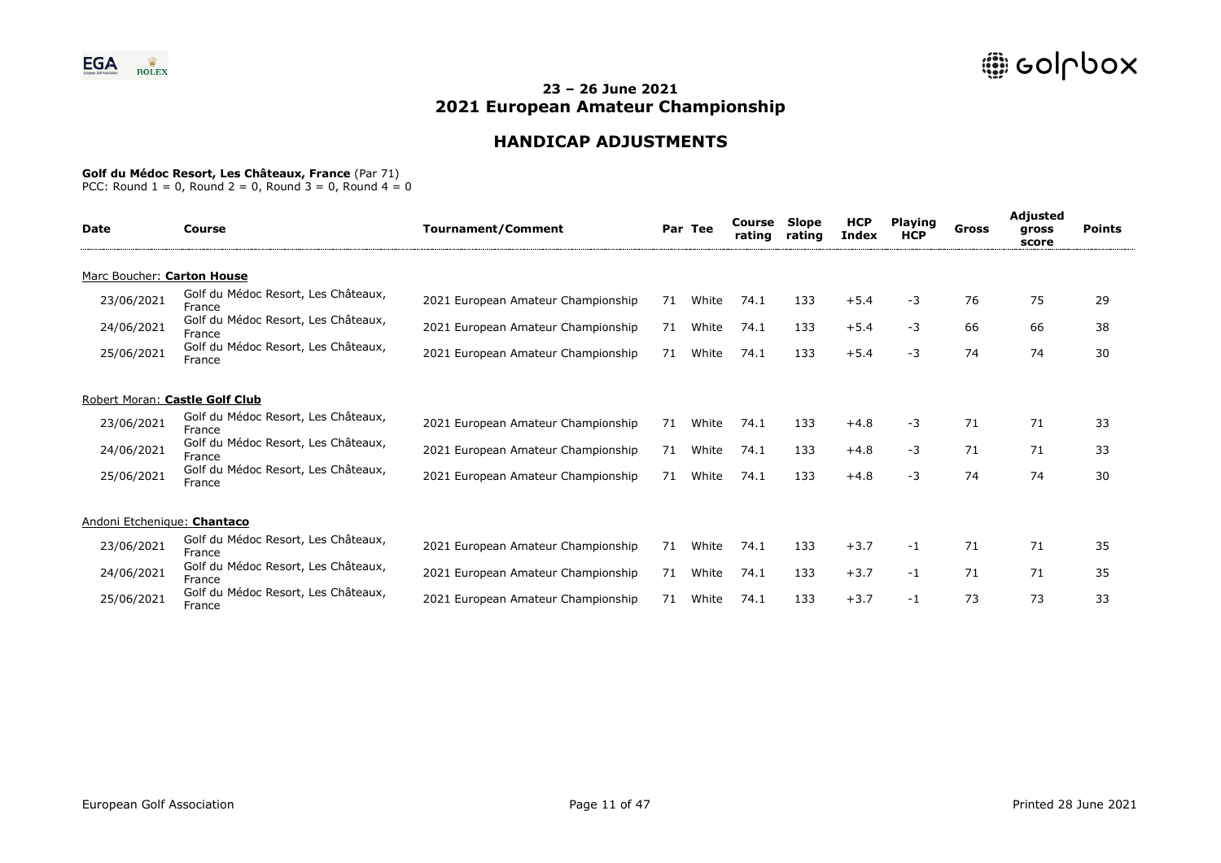# 23 – 26 June 2021
# 2021 European Amateur Championship

## HANDICAP ADJUSTMENTS

**Golf du Médoc Resort, Les Châteaux, France** (Par 71)
PCC: Round 1 = 0, Round 2 = 0, Round 3 = 0, Round 4 = 0

| Date | Course | Tournament/Comment | Par | Tee | Course rating | Slope rating | HCP Index | Playing HCP | Gross | Adjusted gross score | Points |
|---|---|---|---|---|---|---|---|---|---|---|---|
| Marc Boucher: **Carton House** | | | | | | | | | | | |
| 23/06/2021 | Golf du Médoc Resort, Les Châteaux, France | 2021 European Amateur Championship | 71 | White | 74.1 | 133 | +5.4 | -3 | 76 | 75 | 29 |
| 24/06/2021 | Golf du Médoc Resort, Les Châteaux, France | 2021 European Amateur Championship | 71 | White | 74.1 | 133 | +5.4 | -3 | 66 | 66 | 38 |
| 25/06/2021 | Golf du Médoc Resort, Les Châteaux, France | 2021 European Amateur Championship | 71 | White | 74.1 | 133 | +5.4 | -3 | 74 | 74 | 30 |
| Robert Moran: **Castle Golf Club** | | | | | | | | | | | |
| 23/06/2021 | Golf du Médoc Resort, Les Châteaux, France | 2021 European Amateur Championship | 71 | White | 74.1 | 133 | +4.8 | -3 | 71 | 71 | 33 |
| 24/06/2021 | Golf du Médoc Resort, Les Châteaux, France | 2021 European Amateur Championship | 71 | White | 74.1 | 133 | +4.8 | -3 | 71 | 71 | 33 |
| 25/06/2021 | Golf du Médoc Resort, Les Châteaux, France | 2021 European Amateur Championship | 71 | White | 74.1 | 133 | +4.8 | -3 | 74 | 74 | 30 |
| Andoni Etchenique: **Chantaco** | | | | | | | | | | | |
| 23/06/2021 | Golf du Médoc Resort, Les Châteaux, France | 2021 European Amateur Championship | 71 | White | 74.1 | 133 | +3.7 | -1 | 71 | 71 | 35 |
| 24/06/2021 | Golf du Médoc Resort, Les Châteaux, France | 2021 European Amateur Championship | 71 | White | 74.1 | 133 | +3.7 | -1 | 71 | 71 | 35 |
| 25/06/2021 | Golf du Médoc Resort, Les Châteaux, France | 2021 European Amateur Championship | 71 | White | 74.1 | 133 | +3.7 | -1 | 73 | 73 | 33 |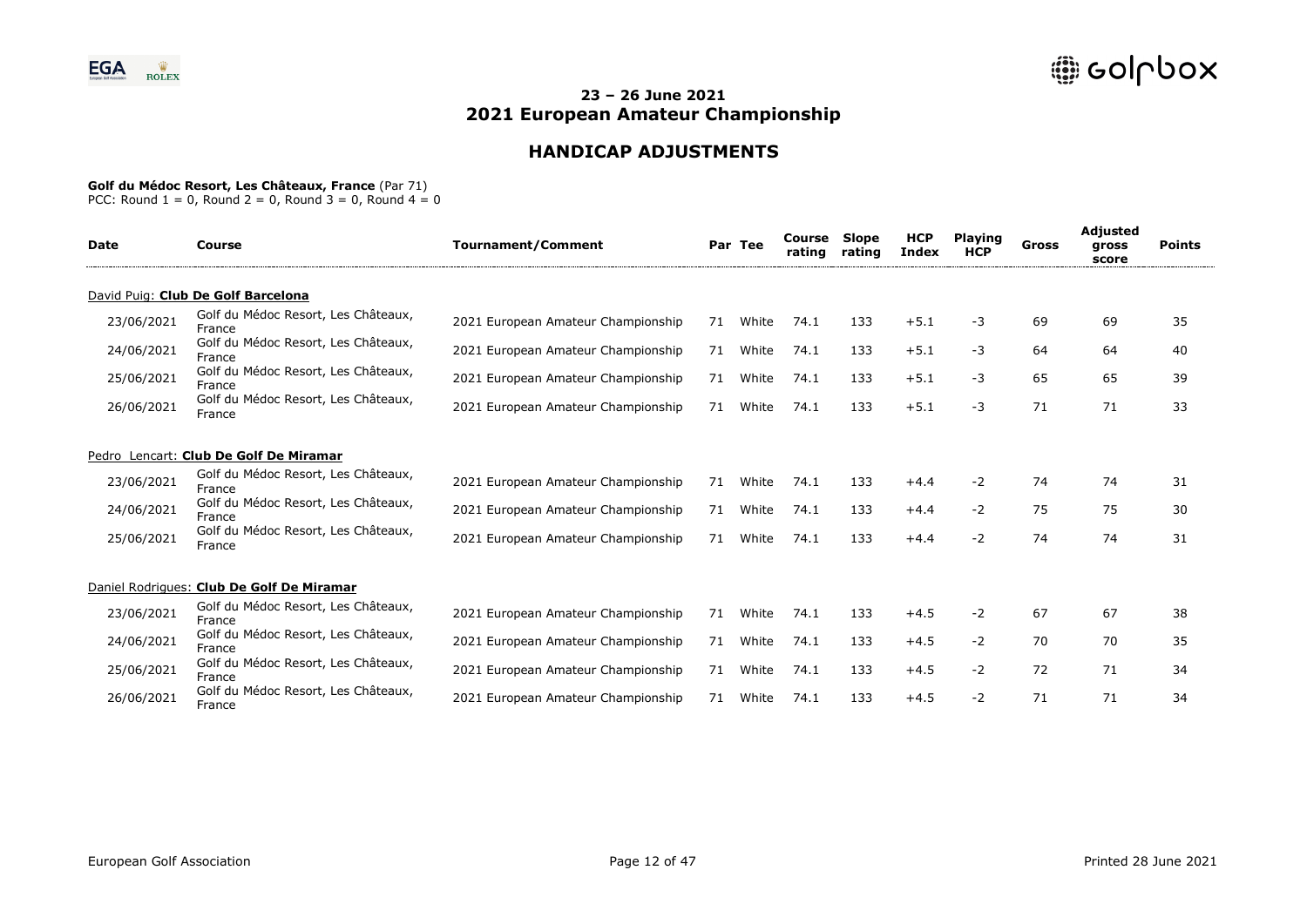# 23 – 26 June 2021
# 2021 European Amateur Championship

## HANDICAP ADJUSTMENTS

**Golf du Médoc Resort, Les Châteaux, France** (Par 71)
PCC: Round 1 = 0, Round 2 = 0, Round 3 = 0, Round 4 = 0

| Date | Course | Tournament/Comment | Par | Tee | Course rating | Slope rating | HCP Index | Playing HCP | Gross | Adjusted gross score | Points |
|---|---|---|---|---|---|---|---|---|---|---|---|
| David Puig: **Club De Golf Barcelona** | | | | | | | | | | | |
| 23/06/2021 | Golf du Médoc Resort, Les Châteaux, France | 2021 European Amateur Championship | 71 | White | 74.1 | 133 | +5.1 | -3 | 69 | 69 | 35 |
| 24/06/2021 | Golf du Médoc Resort, Les Châteaux, France | 2021 European Amateur Championship | 71 | White | 74.1 | 133 | +5.1 | -3 | 64 | 64 | 40 |
| 25/06/2021 | Golf du Médoc Resort, Les Châteaux, France | 2021 European Amateur Championship | 71 | White | 74.1 | 133 | +5.1 | -3 | 65 | 65 | 39 |
| 26/06/2021 | Golf du Médoc Resort, Les Châteaux, France | 2021 European Amateur Championship | 71 | White | 74.1 | 133 | +5.1 | -3 | 71 | 71 | 33 |
| Pedro Lencart: **Club De Golf De Miramar** | | | | | | | | | | | |
| 23/06/2021 | Golf du Médoc Resort, Les Châteaux, France | 2021 European Amateur Championship | 71 | White | 74.1 | 133 | +4.4 | -2 | 74 | 74 | 31 |
| 24/06/2021 | Golf du Médoc Resort, Les Châteaux, France | 2021 European Amateur Championship | 71 | White | 74.1 | 133 | +4.4 | -2 | 75 | 75 | 30 |
| 25/06/2021 | Golf du Médoc Resort, Les Châteaux, France | 2021 European Amateur Championship | 71 | White | 74.1 | 133 | +4.4 | -2 | 74 | 74 | 31 |
| Daniel Rodrigues: **Club De Golf De Miramar** | | | | | | | | | | | |
| 23/06/2021 | Golf du Médoc Resort, Les Châteaux, France | 2021 European Amateur Championship | 71 | White | 74.1 | 133 | +4.5 | -2 | 67 | 67 | 38 |
| 24/06/2021 | Golf du Médoc Resort, Les Châteaux, France | 2021 European Amateur Championship | 71 | White | 74.1 | 133 | +4.5 | -2 | 70 | 70 | 35 |
| 25/06/2021 | Golf du Médoc Resort, Les Châteaux, France | 2021 European Amateur Championship | 71 | White | 74.1 | 133 | +4.5 | -2 | 72 | 71 | 34 |
| 26/06/2021 | Golf du Médoc Resort, Les Châteaux, France | 2021 European Amateur Championship | 71 | White | 74.1 | 133 | +4.5 | -2 | 71 | 71 | 34 |

European Golf Association | Printed 28 June 2021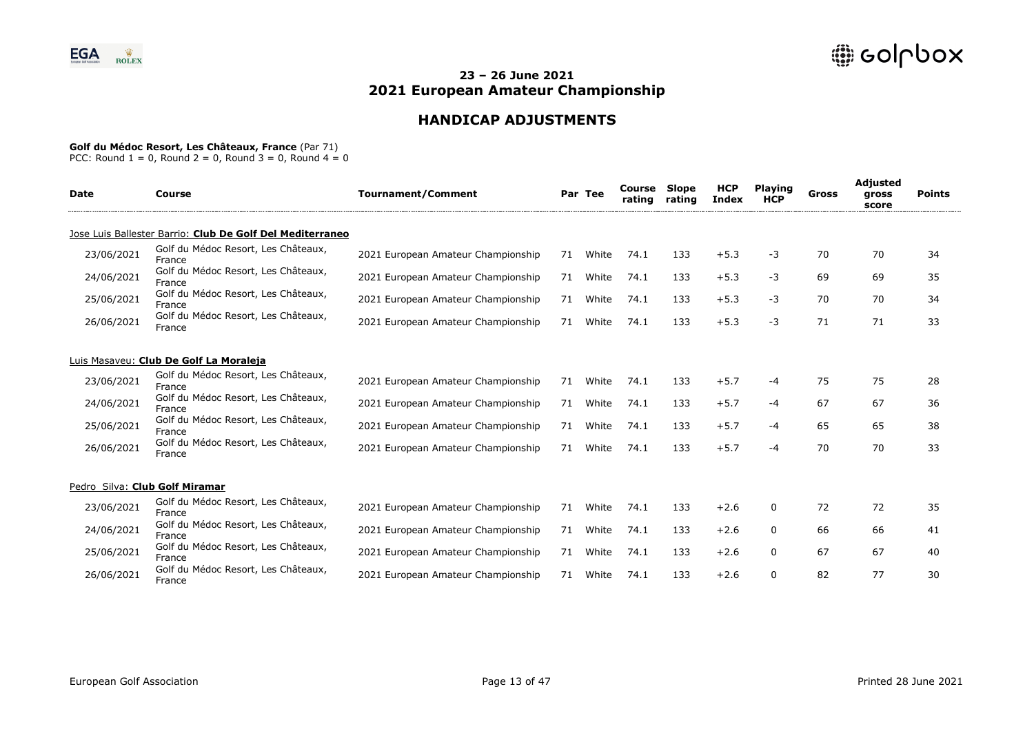## 23 – 26 June 2021
# 2021 European Amateur Championship

## HANDICAP ADJUSTMENTS

**Golf du Médoc Resort, Les Châteaux, France** (Par 71)
PCC: Round 1 = 0, Round 2 = 0, Round 3 = 0, Round 4 = 0

| Date | Course | Tournament/Comment | Par | Tee | Course rating | Slope rating | HCP Index | Playing HCP | Gross | Adjusted gross score | Points |
|---|---|---|---|---|---|---|---|---|---|---|---|
| Jose Luis Ballester Barrio: **Club De Golf Del Mediterraneo** | | | | | | | | | | | |
| 23/06/2021 | Golf du Médoc Resort, Les Châteaux, France | 2021 European Amateur Championship | 71 | White | 74.1 | 133 | +5.3 | -3 | 70 | 70 | 34 |
| 24/06/2021 | Golf du Médoc Resort, Les Châteaux, France | 2021 European Amateur Championship | 71 | White | 74.1 | 133 | +5.3 | -3 | 69 | 69 | 35 |
| 25/06/2021 | Golf du Médoc Resort, Les Châteaux, France | 2021 European Amateur Championship | 71 | White | 74.1 | 133 | +5.3 | -3 | 70 | 70 | 34 |
| 26/06/2021 | Golf du Médoc Resort, Les Châteaux, France | 2021 European Amateur Championship | 71 | White | 74.1 | 133 | +5.3 | -3 | 71 | 71 | 33 |
| Luis Masaveu: **Club De Golf La Moraleja** | | | | | | | | | | | |
| 23/06/2021 | Golf du Médoc Resort, Les Châteaux, France | 2021 European Amateur Championship | 71 | White | 74.1 | 133 | +5.7 | -4 | 75 | 75 | 28 |
| 24/06/2021 | Golf du Médoc Resort, Les Châteaux, France | 2021 European Amateur Championship | 71 | White | 74.1 | 133 | +5.7 | -4 | 67 | 67 | 36 |
| 25/06/2021 | Golf du Médoc Resort, Les Châteaux, France | 2021 European Amateur Championship | 71 | White | 74.1 | 133 | +5.7 | -4 | 65 | 65 | 38 |
| 26/06/2021 | Golf du Médoc Resort, Les Châteaux, France | 2021 European Amateur Championship | 71 | White | 74.1 | 133 | +5.7 | -4 | 70 | 70 | 33 |
| Pedro Silva: **Club Golf Miramar** | | | | | | | | | | | |
| 23/06/2021 | Golf du Médoc Resort, Les Châteaux, France | 2021 European Amateur Championship | 71 | White | 74.1 | 133 | +2.6 | 0 | 72 | 72 | 35 |
| 24/06/2021 | Golf du Médoc Resort, Les Châteaux, France | 2021 European Amateur Championship | 71 | White | 74.1 | 133 | +2.6 | 0 | 66 | 66 | 41 |
| 25/06/2021 | Golf du Médoc Resort, Les Châteaux, France | 2021 European Amateur Championship | 71 | White | 74.1 | 133 | +2.6 | 0 | 67 | 67 | 40 |
| 26/06/2021 | Golf du Médoc Resort, Les Châteaux, France | 2021 European Amateur Championship | 71 | White | 74.1 | 133 | +2.6 | 0 | 82 | 77 | 30 |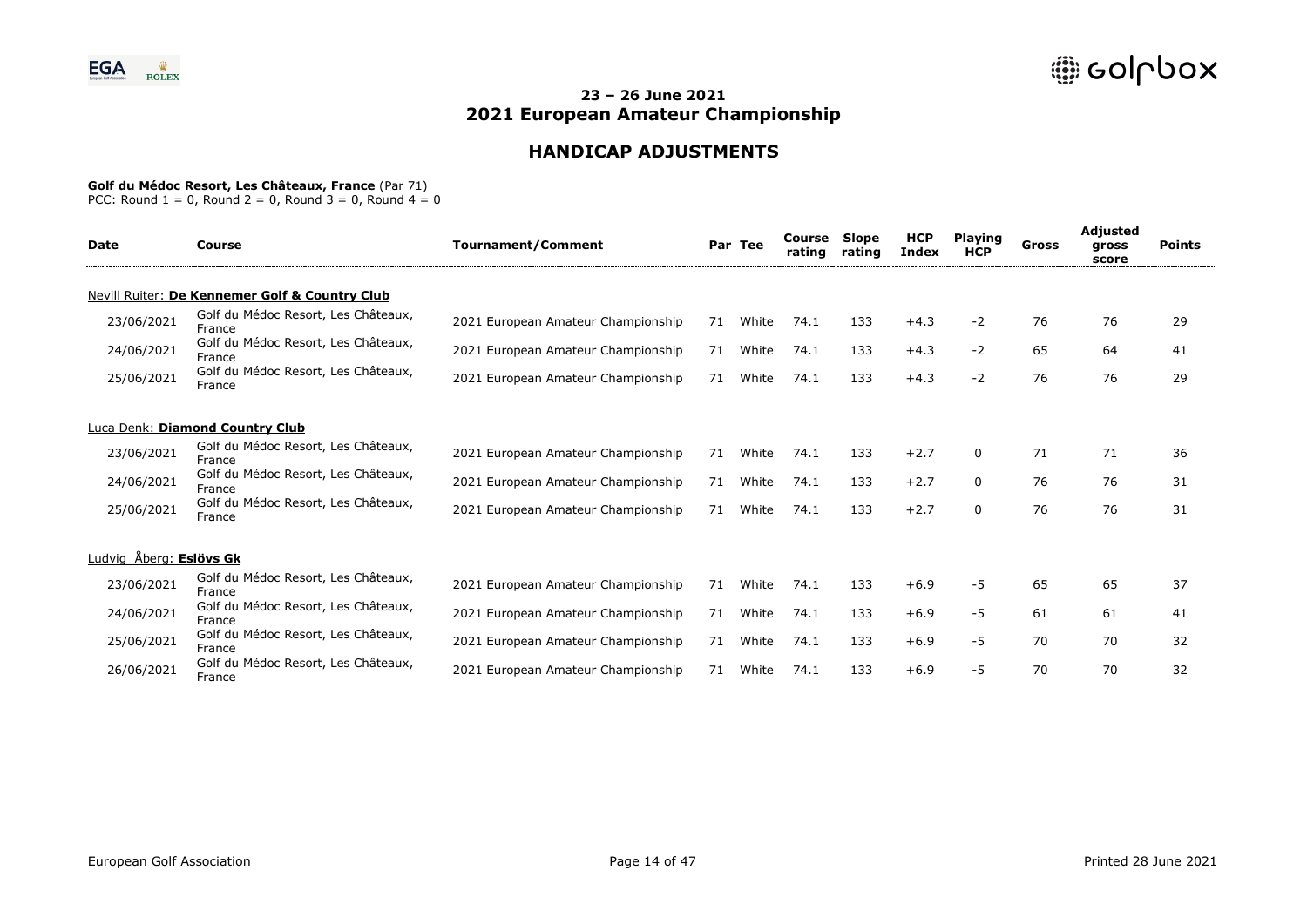## 23 – 26 June 2021
## 2021 European Amateur Championship

# HANDICAP ADJUSTMENTS

**Golf du Médoc Resort, Les Châteaux, France** (Par 71)
PCC: Round 1 = 0, Round 2 = 0, Round 3 = 0, Round 4 = 0

| Date | Course | Tournament/Comment | Par | Tee | Course rating | Slope rating | HCP Index | Playing HCP | Gross | Adjusted gross score | Points |
|---|---|---|---|---|---|---|---|---|---|---|---|
| Nevill Ruiter: **De Kennemer Golf & Country Club** | | | | | | | | | | | |
| 23/06/2021 | Golf du Médoc Resort, Les Châteaux, France | 2021 European Amateur Championship | 71 | White | 74.1 | 133 | +4.3 | -2 | 76 | 76 | 29 |
| 24/06/2021 | Golf du Médoc Resort, Les Châteaux, France | 2021 European Amateur Championship | 71 | White | 74.1 | 133 | +4.3 | -2 | 65 | 64 | 41 |
| 25/06/2021 | Golf du Médoc Resort, Les Châteaux, France | 2021 European Amateur Championship | 71 | White | 74.1 | 133 | +4.3 | -2 | 76 | 76 | 29 |
| Luca Denk: **Diamond Country Club** | | | | | | | | | | | |
| 23/06/2021 | Golf du Médoc Resort, Les Châteaux, France | 2021 European Amateur Championship | 71 | White | 74.1 | 133 | +2.7 | 0 | 71 | 71 | 36 |
| 24/06/2021 | Golf du Médoc Resort, Les Châteaux, France | 2021 European Amateur Championship | 71 | White | 74.1 | 133 | +2.7 | 0 | 76 | 76 | 31 |
| 25/06/2021 | Golf du Médoc Resort, Les Châteaux, France | 2021 European Amateur Championship | 71 | White | 74.1 | 133 | +2.7 | 0 | 76 | 76 | 31 |
| Ludvig Åberg: **Eslövs Gk** | | | | | | | | | | | |
| 23/06/2021 | Golf du Médoc Resort, Les Châteaux, France | 2021 European Amateur Championship | 71 | White | 74.1 | 133 | +6.9 | -5 | 65 | 65 | 37 |
| 24/06/2021 | Golf du Médoc Resort, Les Châteaux, France | 2021 European Amateur Championship | 71 | White | 74.1 | 133 | +6.9 | -5 | 61 | 61 | 41 |
| 25/06/2021 | Golf du Médoc Resort, Les Châteaux, France | 2021 European Amateur Championship | 71 | White | 74.1 | 133 | +6.9 | -5 | 70 | 70 | 32 |
| 26/06/2021 | Golf du Médoc Resort, Les Châteaux, France | 2021 European Amateur Championship | 71 | White | 74.1 | 133 | +6.9 | -5 | 70 | 70 | 32 |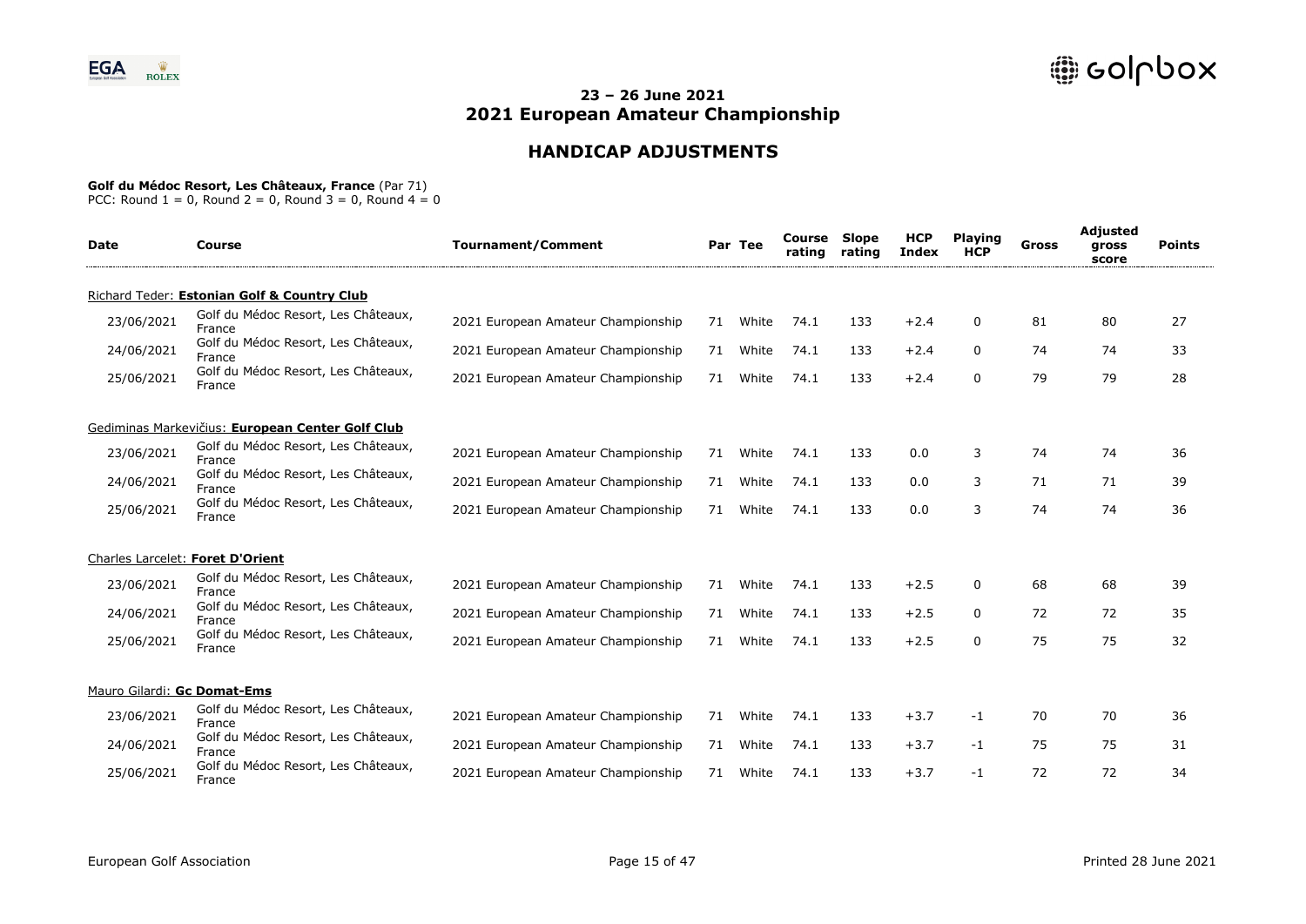## 23 – 26 June 2021
## 2021 European Amateur Championship

## HANDICAP ADJUSTMENTS

**Golf du Médoc Resort, Les Châteaux, France** (Par 71)
PCC: Round 1 = 0, Round 2 = 0, Round 3 = 0, Round 4 = 0

| Date | Course | Tournament/Comment | Par | Tee | Course rating | Slope rating | HCP Index | Playing HCP | Gross | Adjusted gross score | Points |
|---|---|---|---|---|---|---|---|---|---|---|---|
| Richard Teder: **Estonian Golf & Country Club** | | | | | | | | | | | |
| 23/06/2021 | Golf du Médoc Resort, Les Châteaux, France | 2021 European Amateur Championship | 71 | White | 74.1 | 133 | +2.4 | 0 | 81 | 80 | 27 |
| 24/06/2021 | Golf du Médoc Resort, Les Châteaux, France | 2021 European Amateur Championship | 71 | White | 74.1 | 133 | +2.4 | 0 | 74 | 74 | 33 |
| 25/06/2021 | Golf du Médoc Resort, Les Châteaux, France | 2021 European Amateur Championship | 71 | White | 74.1 | 133 | +2.4 | 0 | 79 | 79 | 28 |
| Gediminas Markevičius: **European Center Golf Club** | | | | | | | | | | | |
| 23/06/2021 | Golf du Médoc Resort, Les Châteaux, France | 2021 European Amateur Championship | 71 | White | 74.1 | 133 | 0.0 | 3 | 74 | 74 | 36 |
| 24/06/2021 | Golf du Médoc Resort, Les Châteaux, France | 2021 European Amateur Championship | 71 | White | 74.1 | 133 | 0.0 | 3 | 71 | 71 | 39 |
| 25/06/2021 | Golf du Médoc Resort, Les Châteaux, France | 2021 European Amateur Championship | 71 | White | 74.1 | 133 | 0.0 | 3 | 74 | 74 | 36 |
| Charles Larcelet: **Foret D'Orient** | | | | | | | | | | | |
| 23/06/2021 | Golf du Médoc Resort, Les Châteaux, France | 2021 European Amateur Championship | 71 | White | 74.1 | 133 | +2.5 | 0 | 68 | 68 | 39 |
| 24/06/2021 | Golf du Médoc Resort, Les Châteaux, France | 2021 European Amateur Championship | 71 | White | 74.1 | 133 | +2.5 | 0 | 72 | 72 | 35 |
| 25/06/2021 | Golf du Médoc Resort, Les Châteaux, France | 2021 European Amateur Championship | 71 | White | 74.1 | 133 | +2.5 | 0 | 75 | 75 | 32 |
| Mauro Gilardi: **Gc Domat-Ems** | | | | | | | | | | | |
| 23/06/2021 | Golf du Médoc Resort, Les Châteaux, France | 2021 European Amateur Championship | 71 | White | 74.1 | 133 | +3.7 | -1 | 70 | 70 | 36 |
| 24/06/2021 | Golf du Médoc Resort, Les Châteaux, France | 2021 European Amateur Championship | 71 | White | 74.1 | 133 | +3.7 | -1 | 75 | 75 | 31 |
| 25/06/2021 | Golf du Médoc Resort, Les Châteaux, France | 2021 European Amateur Championship | 71 | White | 74.1 | 133 | +3.7 | -1 | 72 | 72 | 34 |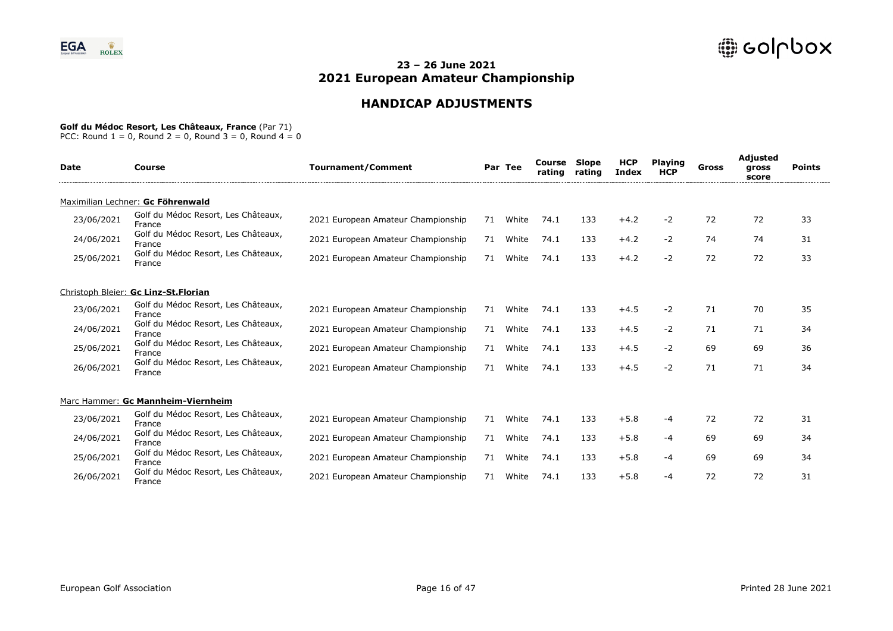## 23 – 26 June 2021
## 2021 European Amateur Championship

## HANDICAP ADJUSTMENTS

**Golf du Médoc Resort, Les Châteaux, France** (Par 71)
PCC: Round 1 = 0, Round 2 = 0, Round 3 = 0, Round 4 = 0

| Date | Course | Tournament/Comment | Par | Tee | Course rating | Slope rating | HCP Index | Playing HCP | Gross | Adjusted gross score | Points |
|---|---|---|---|---|---|---|---|---|---|---|---|
| Maximilian Lechner: **Gc Föhrenwald** | | | | | | | | | | | |
| 23/06/2021 | Golf du Médoc Resort, Les Châteaux, France | 2021 European Amateur Championship | 71 | White | 74.1 | 133 | +4.2 | -2 | 72 | 72 | 33 |
| 24/06/2021 | Golf du Médoc Resort, Les Châteaux, France | 2021 European Amateur Championship | 71 | White | 74.1 | 133 | +4.2 | -2 | 74 | 74 | 31 |
| 25/06/2021 | Golf du Médoc Resort, Les Châteaux, France | 2021 European Amateur Championship | 71 | White | 74.1 | 133 | +4.2 | -2 | 72 | 72 | 33 |
| Christoph Bleier: **Gc Linz-St.Florian** | | | | | | | | | | | |
| 23/06/2021 | Golf du Médoc Resort, Les Châteaux, France | 2021 European Amateur Championship | 71 | White | 74.1 | 133 | +4.5 | -2 | 71 | 70 | 35 |
| 24/06/2021 | Golf du Médoc Resort, Les Châteaux, France | 2021 European Amateur Championship | 71 | White | 74.1 | 133 | +4.5 | -2 | 71 | 71 | 34 |
| 25/06/2021 | Golf du Médoc Resort, Les Châteaux, France | 2021 European Amateur Championship | 71 | White | 74.1 | 133 | +4.5 | -2 | 69 | 69 | 36 |
| 26/06/2021 | Golf du Médoc Resort, Les Châteaux, France | 2021 European Amateur Championship | 71 | White | 74.1 | 133 | +4.5 | -2 | 71 | 71 | 34 |
| Marc Hammer: **Gc Mannheim-Viernheim** | | | | | | | | | | | |
| 23/06/2021 | Golf du Médoc Resort, Les Châteaux, France | 2021 European Amateur Championship | 71 | White | 74.1 | 133 | +5.8 | -4 | 72 | 72 | 31 |
| 24/06/2021 | Golf du Médoc Resort, Les Châteaux, France | 2021 European Amateur Championship | 71 | White | 74.1 | 133 | +5.8 | -4 | 69 | 69 | 34 |
| 25/06/2021 | Golf du Médoc Resort, Les Châteaux, France | 2021 European Amateur Championship | 71 | White | 74.1 | 133 | +5.8 | -4 | 69 | 69 | 34 |
| 26/06/2021 | Golf du Médoc Resort, Les Châteaux, France | 2021 European Amateur Championship | 71 | White | 74.1 | 133 | +5.8 | -4 | 72 | 72 | 31 |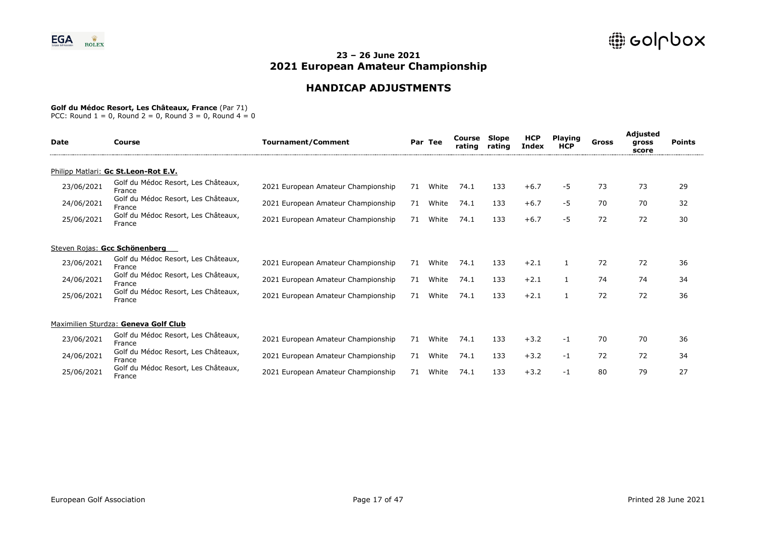# 23 – 26 June 2021
# 2021 European Amateur Championship

## HANDICAP ADJUSTMENTS

**Golf du Médoc Resort, Les Châteaux, France** (Par 71)
PCC: Round 1 = 0, Round 2 = 0, Round 3 = 0, Round 4 = 0

| Date | Course | Tournament/Comment | Par | Tee | Course rating | Slope rating | HCP Index | Playing HCP | Gross | Adjusted gross score | Points |
|---|---|---|---|---|---|---|---|---|---|---|---|
| Philipp Matlari: **Gc St.Leon-Rot E.V.** | | | | | | | | | | | |
| 23/06/2021 | Golf du Médoc Resort, Les Châteaux, France | 2021 European Amateur Championship | 71 | White | 74.1 | 133 | +6.7 | -5 | 73 | 73 | 29 |
| 24/06/2021 | Golf du Médoc Resort, Les Châteaux, France | 2021 European Amateur Championship | 71 | White | 74.1 | 133 | +6.7 | -5 | 70 | 70 | 32 |
| 25/06/2021 | Golf du Médoc Resort, Les Châteaux, France | 2021 European Amateur Championship | 71 | White | 74.1 | 133 | +6.7 | -5 | 72 | 72 | 30 |
| Steven Rojas: **Gcc Schönenberg** | | | | | | | | | | | |
| 23/06/2021 | Golf du Médoc Resort, Les Châteaux, France | 2021 European Amateur Championship | 71 | White | 74.1 | 133 | +2.1 | 1 | 72 | 72 | 36 |
| 24/06/2021 | Golf du Médoc Resort, Les Châteaux, France | 2021 European Amateur Championship | 71 | White | 74.1 | 133 | +2.1 | 1 | 74 | 74 | 34 |
| 25/06/2021 | Golf du Médoc Resort, Les Châteaux, France | 2021 European Amateur Championship | 71 | White | 74.1 | 133 | +2.1 | 1 | 72 | 72 | 36 |
| Maximilien Sturdza: **Geneva Golf Club** | | | | | | | | | | | |
| 23/06/2021 | Golf du Médoc Resort, Les Châteaux, France | 2021 European Amateur Championship | 71 | White | 74.1 | 133 | +3.2 | -1 | 70 | 70 | 36 |
| 24/06/2021 | Golf du Médoc Resort, Les Châteaux, France | 2021 European Amateur Championship | 71 | White | 74.1 | 133 | +3.2 | -1 | 72 | 72 | 34 |
| 25/06/2021 | Golf du Médoc Resort, Les Châteaux, France | 2021 European Amateur Championship | 71 | White | 74.1 | 133 | +3.2 | -1 | 80 | 79 | 27 |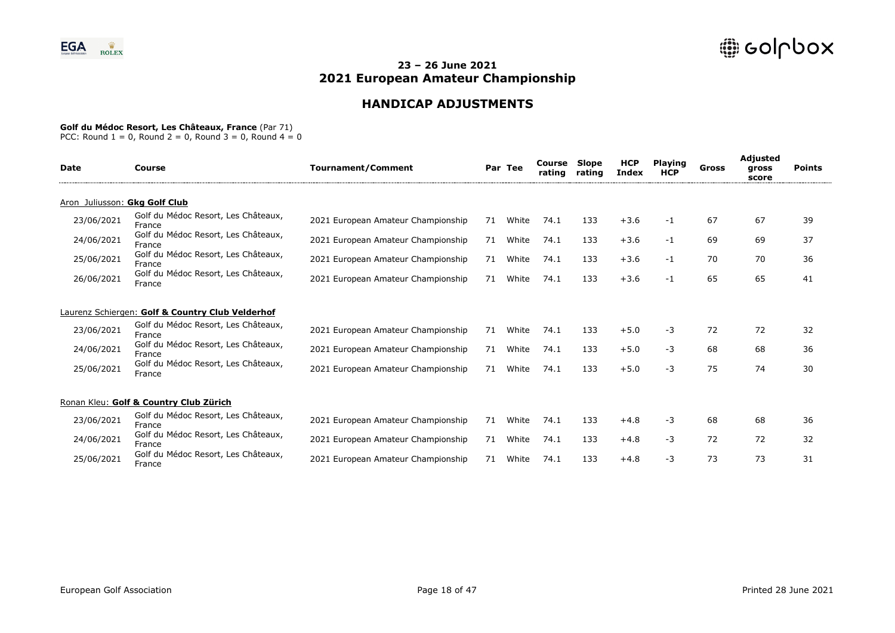## 23 – 26 June 2021
## 2021 European Amateur Championship

## HANDICAP ADJUSTMENTS

**Golf du Médoc Resort, Les Châteaux, France** (Par 71)
PCC: Round 1 = 0, Round 2 = 0, Round 3 = 0, Round 4 = 0

| Date | Course | Tournament/Comment | Par | Tee | Course rating | Slope rating | HCP Index | Playing HCP | Gross | Adjusted gross score | Points |
|---|---|---|---|---|---|---|---|---|---|---|---|
| Aron Juliusson: **Gkg Golf Club** | | | | | | | | | | | |
| 23/06/2021 | Golf du Médoc Resort, Les Châteaux, France | 2021 European Amateur Championship | 71 | White | 74.1 | 133 | +3.6 | -1 | 67 | 67 | 39 |
| 24/06/2021 | Golf du Médoc Resort, Les Châteaux, France | 2021 European Amateur Championship | 71 | White | 74.1 | 133 | +3.6 | -1 | 69 | 69 | 37 |
| 25/06/2021 | Golf du Médoc Resort, Les Châteaux, France | 2021 European Amateur Championship | 71 | White | 74.1 | 133 | +3.6 | -1 | 70 | 70 | 36 |
| 26/06/2021 | Golf du Médoc Resort, Les Châteaux, France | 2021 European Amateur Championship | 71 | White | 74.1 | 133 | +3.6 | -1 | 65 | 65 | 41 |
| Laurenz Schiergen: **Golf & Country Club Velderhof** | | | | | | | | | | | |
| 23/06/2021 | Golf du Médoc Resort, Les Châteaux, France | 2021 European Amateur Championship | 71 | White | 74.1 | 133 | +5.0 | -3 | 72 | 72 | 32 |
| 24/06/2021 | Golf du Médoc Resort, Les Châteaux, France | 2021 European Amateur Championship | 71 | White | 74.1 | 133 | +5.0 | -3 | 68 | 68 | 36 |
| 25/06/2021 | Golf du Médoc Resort, Les Châteaux, France | 2021 European Amateur Championship | 71 | White | 74.1 | 133 | +5.0 | -3 | 75 | 74 | 30 |
| Ronan Kleu: **Golf & Country Club Zürich** | | | | | | | | | | | |
| 23/06/2021 | Golf du Médoc Resort, Les Châteaux, France | 2021 European Amateur Championship | 71 | White | 74.1 | 133 | +4.8 | -3 | 68 | 68 | 36 |
| 24/06/2021 | Golf du Médoc Resort, Les Châteaux, France | 2021 European Amateur Championship | 71 | White | 74.1 | 133 | +4.8 | -3 | 72 | 72 | 32 |
| 25/06/2021 | Golf du Médoc Resort, Les Châteaux, France | 2021 European Amateur Championship | 71 | White | 74.1 | 133 | +4.8 | -3 | 73 | 73 | 31 |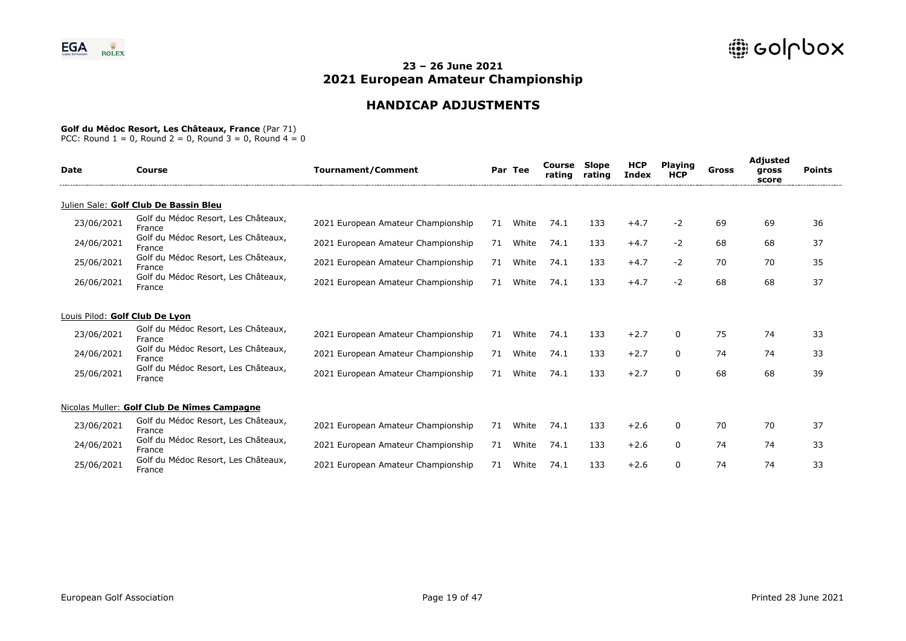## 23 – 26 June 2021
## 2021 European Amateur Championship

# HANDICAP ADJUSTMENTS

**Golf du Médoc Resort, Les Châteaux, France** (Par 71)
PCC: Round 1 = 0, Round 2 = 0, Round 3 = 0, Round 4 = 0

| Date | Course | Tournament/Comment | Par | Tee | Course rating | Slope rating | HCP Index | Playing HCP | Gross | Adjusted gross score | Points |
|---|---|---|---|---|---|---|---|---|---|---|---|
| Julien Sale: **Golf Club De Bassin Bleu** | | | | | | | | | | | |
| 23/06/2021 | Golf du Médoc Resort, Les Châteaux, France | 2021 European Amateur Championship | 71 | White | 74.1 | 133 | +4.7 | -2 | 69 | 69 | 36 |
| 24/06/2021 | Golf du Médoc Resort, Les Châteaux, France | 2021 European Amateur Championship | 71 | White | 74.1 | 133 | +4.7 | -2 | 68 | 68 | 37 |
| 25/06/2021 | Golf du Médoc Resort, Les Châteaux, France | 2021 European Amateur Championship | 71 | White | 74.1 | 133 | +4.7 | -2 | 70 | 70 | 35 |
| 26/06/2021 | Golf du Médoc Resort, Les Châteaux, France | 2021 European Amateur Championship | 71 | White | 74.1 | 133 | +4.7 | -2 | 68 | 68 | 37 |
| Louis Pilod: **Golf Club De Lyon** | | | | | | | | | | | |
| 23/06/2021 | Golf du Médoc Resort, Les Châteaux, France | 2021 European Amateur Championship | 71 | White | 74.1 | 133 | +2.7 | 0 | 75 | 74 | 33 |
| 24/06/2021 | Golf du Médoc Resort, Les Châteaux, France | 2021 European Amateur Championship | 71 | White | 74.1 | 133 | +2.7 | 0 | 74 | 74 | 33 |
| 25/06/2021 | Golf du Médoc Resort, Les Châteaux, France | 2021 European Amateur Championship | 71 | White | 74.1 | 133 | +2.7 | 0 | 68 | 68 | 39 |
| Nicolas Muller: **Golf Club De Nîmes Campagne** | | | | | | | | | | | |
| 23/06/2021 | Golf du Médoc Resort, Les Châteaux, France | 2021 European Amateur Championship | 71 | White | 74.1 | 133 | +2.6 | 0 | 70 | 70 | 37 |
| 24/06/2021 | Golf du Médoc Resort, Les Châteaux, France | 2021 European Amateur Championship | 71 | White | 74.1 | 133 | +2.6 | 0 | 74 | 74 | 33 |
| 25/06/2021 | Golf du Médoc Resort, Les Châteaux, France | 2021 European Amateur Championship | 71 | White | 74.1 | 133 | +2.6 | 0 | 74 | 74 | 33 |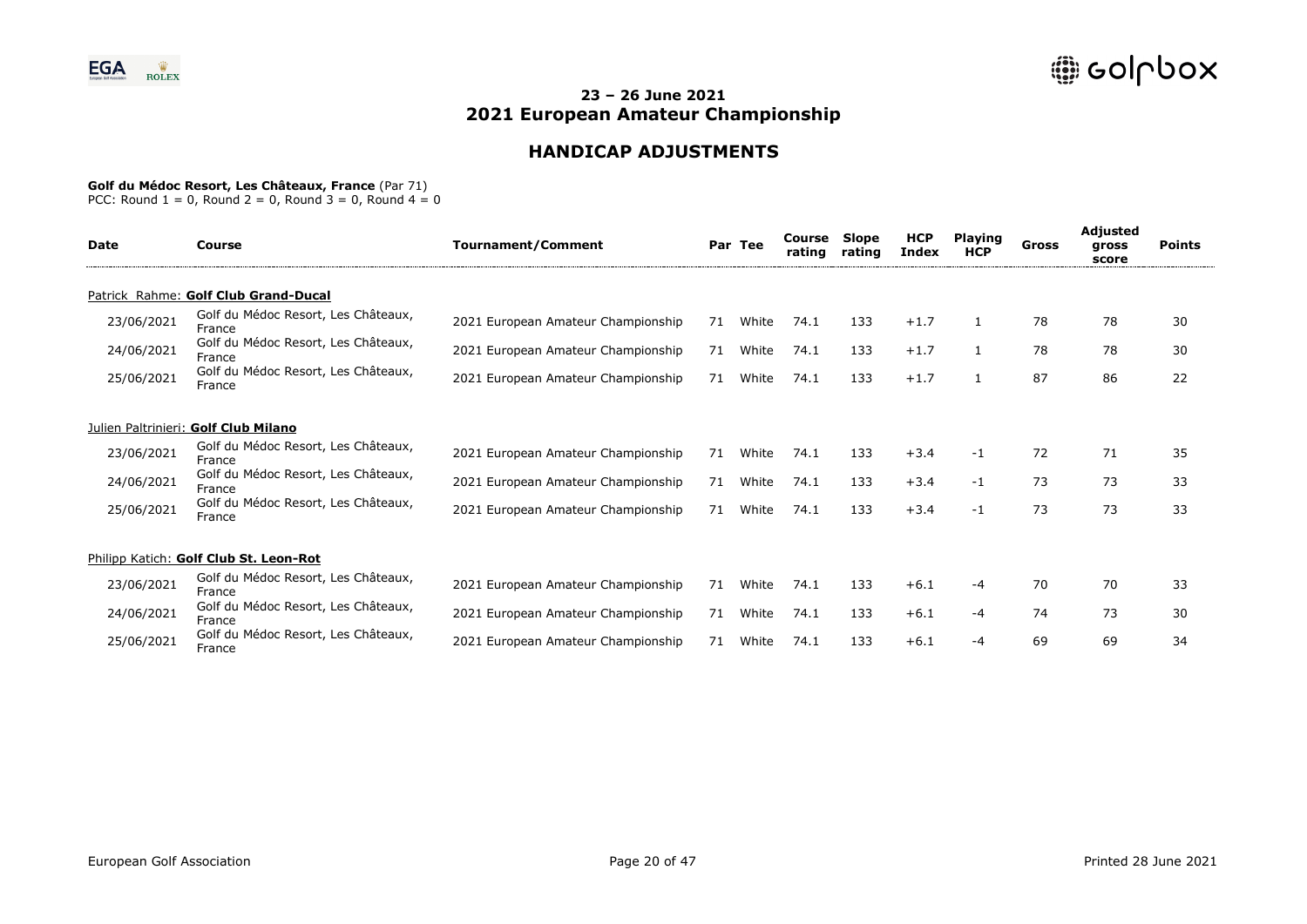# 23 – 26 June 2021
# 2021 European Amateur Championship

## HANDICAP ADJUSTMENTS

**Golf du Médoc Resort, Les Châteaux, France** (Par 71)
PCC: Round 1 = 0, Round 2 = 0, Round 3 = 0, Round 4 = 0

| Date | Course | Tournament/Comment | Par | Tee | Course rating | Slope rating | HCP Index | Playing HCP | Gross | Adjusted gross score | Points |
|---|---|---|---|---|---|---|---|---|---|---|---|
| Patrick Rahme: **Golf Club Grand-Ducal** | | | | | | | | | | | |
| 23/06/2021 | Golf du Médoc Resort, Les Châteaux, France | 2021 European Amateur Championship | 71 | White | 74.1 | 133 | +1.7 | 1 | 78 | 78 | 30 |
| 24/06/2021 | Golf du Médoc Resort, Les Châteaux, France | 2021 European Amateur Championship | 71 | White | 74.1 | 133 | +1.7 | 1 | 78 | 78 | 30 |
| 25/06/2021 | Golf du Médoc Resort, Les Châteaux, France | 2021 European Amateur Championship | 71 | White | 74.1 | 133 | +1.7 | 1 | 87 | 86 | 22 |
| Julien Paltrinieri: **Golf Club Milano** | | | | | | | | | | | |
| 23/06/2021 | Golf du Médoc Resort, Les Châteaux, France | 2021 European Amateur Championship | 71 | White | 74.1 | 133 | +3.4 | -1 | 72 | 71 | 35 |
| 24/06/2021 | Golf du Médoc Resort, Les Châteaux, France | 2021 European Amateur Championship | 71 | White | 74.1 | 133 | +3.4 | -1 | 73 | 73 | 33 |
| 25/06/2021 | Golf du Médoc Resort, Les Châteaux, France | 2021 European Amateur Championship | 71 | White | 74.1 | 133 | +3.4 | -1 | 73 | 73 | 33 |
| Philipp Katich: **Golf Club St. Leon-Rot** | | | | | | | | | | | |
| 23/06/2021 | Golf du Médoc Resort, Les Châteaux, France | 2021 European Amateur Championship | 71 | White | 74.1 | 133 | +6.1 | -4 | 70 | 70 | 33 |
| 24/06/2021 | Golf du Médoc Resort, Les Châteaux, France | 2021 European Amateur Championship | 71 | White | 74.1 | 133 | +6.1 | -4 | 74 | 73 | 30 |
| 25/06/2021 | Golf du Médoc Resort, Les Châteaux, France | 2021 European Amateur Championship | 71 | White | 74.1 | 133 | +6.1 | -4 | 69 | 69 | 34 |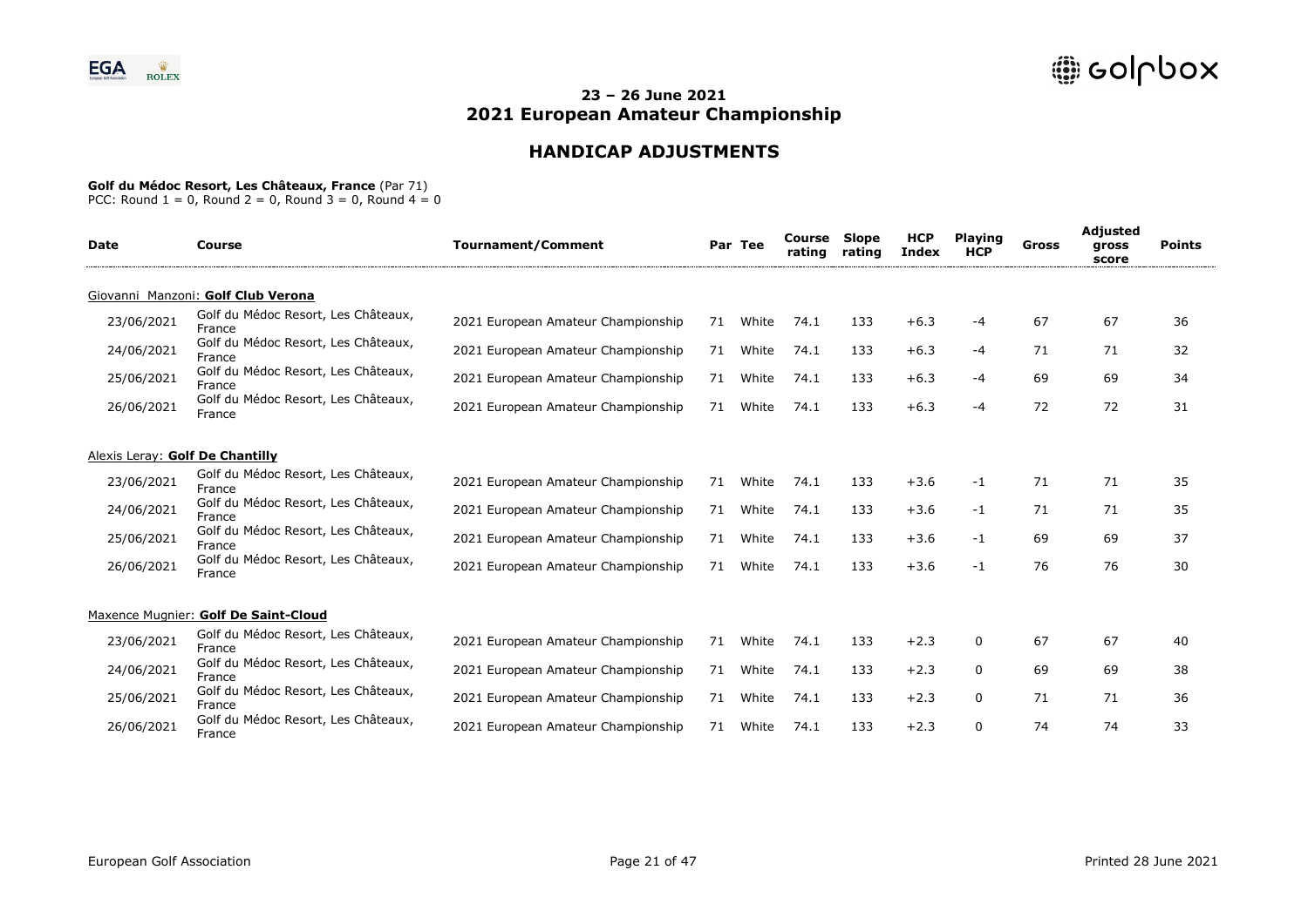## 23 – 26 June 2021
## 2021 European Amateur Championship

### HANDICAP ADJUSTMENTS

**Golf du Médoc Resort, Les Châteaux, France** (Par 71)
PCC: Round 1 = 0, Round 2 = 0, Round 3 = 0, Round 4 = 0

| Date | Course | Tournament/Comment | Par | Tee | Course rating | Slope rating | HCP Index | Playing HCP | Gross | Adjusted gross score | Points |
|---|---|---|---|---|---|---|---|---|---|---|---|
| Giovanni Manzoni: **Golf Club Verona** | | | | | | | | | | | |
| 23/06/2021 | Golf du Médoc Resort, Les Châteaux, France | 2021 European Amateur Championship | 71 | White | 74.1 | 133 | +6.3 | -4 | 67 | 67 | 36 |
| 24/06/2021 | Golf du Médoc Resort, Les Châteaux, France | 2021 European Amateur Championship | 71 | White | 74.1 | 133 | +6.3 | -4 | 71 | 71 | 32 |
| 25/06/2021 | Golf du Médoc Resort, Les Châteaux, France | 2021 European Amateur Championship | 71 | White | 74.1 | 133 | +6.3 | -4 | 69 | 69 | 34 |
| 26/06/2021 | Golf du Médoc Resort, Les Châteaux, France | 2021 European Amateur Championship | 71 | White | 74.1 | 133 | +6.3 | -4 | 72 | 72 | 31 |
| Alexis Leray: **Golf De Chantilly** | | | | | | | | | | | |
| 23/06/2021 | Golf du Médoc Resort, Les Châteaux, France | 2021 European Amateur Championship | 71 | White | 74.1 | 133 | +3.6 | -1 | 71 | 71 | 35 |
| 24/06/2021 | Golf du Médoc Resort, Les Châteaux, France | 2021 European Amateur Championship | 71 | White | 74.1 | 133 | +3.6 | -1 | 71 | 71 | 35 |
| 25/06/2021 | Golf du Médoc Resort, Les Châteaux, France | 2021 European Amateur Championship | 71 | White | 74.1 | 133 | +3.6 | -1 | 69 | 69 | 37 |
| 26/06/2021 | Golf du Médoc Resort, Les Châteaux, France | 2021 European Amateur Championship | 71 | White | 74.1 | 133 | +3.6 | -1 | 76 | 76 | 30 |
| Maxence Mugnier: **Golf De Saint-Cloud** | | | | | | | | | | | |
| 23/06/2021 | Golf du Médoc Resort, Les Châteaux, France | 2021 European Amateur Championship | 71 | White | 74.1 | 133 | +2.3 | 0 | 67 | 67 | 40 |
| 24/06/2021 | Golf du Médoc Resort, Les Châteaux, France | 2021 European Amateur Championship | 71 | White | 74.1 | 133 | +2.3 | 0 | 69 | 69 | 38 |
| 25/06/2021 | Golf du Médoc Resort, Les Châteaux, France | 2021 European Amateur Championship | 71 | White | 74.1 | 133 | +2.3 | 0 | 71 | 71 | 36 |
| 26/06/2021 | Golf du Médoc Resort, Les Châteaux, France | 2021 European Amateur Championship | 71 | White | 74.1 | 133 | +2.3 | 0 | 74 | 74 | 33 |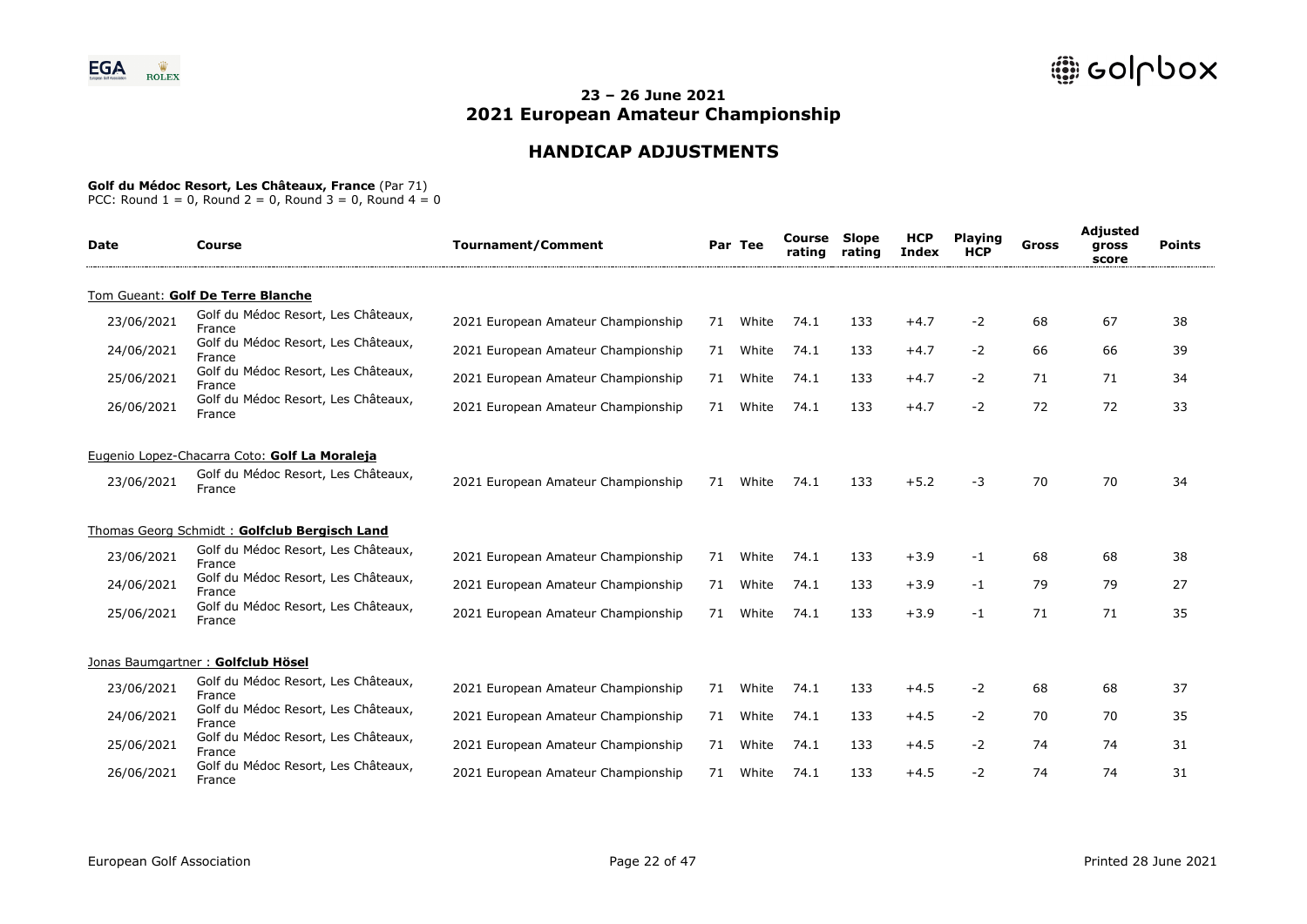# 23 – 26 June 2021
# 2021 European Amateur Championship

## HANDICAP ADJUSTMENTS

**Golf du Médoc Resort, Les Châteaux, France** (Par 71)
PCC: Round 1 = 0, Round 2 = 0, Round 3 = 0, Round 4 = 0

| Date | Course | Tournament/Comment | Par | Tee | Course rating | Slope rating | HCP Index | Playing HCP | Gross | Adjusted gross score | Points |
|---|---|---|---|---|---|---|---|---|---|---|---|
| Tom Gueant: **Golf De Terre Blanche** | | | | | | | | | | | |
| 23/06/2021 | Golf du Médoc Resort, Les Châteaux, France | 2021 European Amateur Championship | 71 | White | 74.1 | 133 | +4.7 | -2 | 68 | 67 | 38 |
| 24/06/2021 | Golf du Médoc Resort, Les Châteaux, France | 2021 European Amateur Championship | 71 | White | 74.1 | 133 | +4.7 | -2 | 66 | 66 | 39 |
| 25/06/2021 | Golf du Médoc Resort, Les Châteaux, France | 2021 European Amateur Championship | 71 | White | 74.1 | 133 | +4.7 | -2 | 71 | 71 | 34 |
| 26/06/2021 | Golf du Médoc Resort, Les Châteaux, France | 2021 European Amateur Championship | 71 | White | 74.1 | 133 | +4.7 | -2 | 72 | 72 | 33 |
| Eugenio Lopez-Chacarra Coto: **Golf La Moraleja** | | | | | | | | | | | |
| 23/06/2021 | Golf du Médoc Resort, Les Châteaux, France | 2021 European Amateur Championship | 71 | White | 74.1 | 133 | +5.2 | -3 | 70 | 70 | 34 |
| Thomas Georg Schmidt : **Golfclub Bergisch Land** | | | | | | | | | | | |
| 23/06/2021 | Golf du Médoc Resort, Les Châteaux, France | 2021 European Amateur Championship | 71 | White | 74.1 | 133 | +3.9 | -1 | 68 | 68 | 38 |
| 24/06/2021 | Golf du Médoc Resort, Les Châteaux, France | 2021 European Amateur Championship | 71 | White | 74.1 | 133 | +3.9 | -1 | 79 | 79 | 27 |
| 25/06/2021 | Golf du Médoc Resort, Les Châteaux, France | 2021 European Amateur Championship | 71 | White | 74.1 | 133 | +3.9 | -1 | 71 | 71 | 35 |
| Jonas Baumgartner : **Golfclub Hösel** | | | | | | | | | | | |
| 23/06/2021 | Golf du Médoc Resort, Les Châteaux, France | 2021 European Amateur Championship | 71 | White | 74.1 | 133 | +4.5 | -2 | 68 | 68 | 37 |
| 24/06/2021 | Golf du Médoc Resort, Les Châteaux, France | 2021 European Amateur Championship | 71 | White | 74.1 | 133 | +4.5 | -2 | 70 | 70 | 35 |
| 25/06/2021 | Golf du Médoc Resort, Les Châteaux, France | 2021 European Amateur Championship | 71 | White | 74.1 | 133 | +4.5 | -2 | 74 | 74 | 31 |
| 26/06/2021 | Golf du Médoc Resort, Les Châteaux, France | 2021 European Amateur Championship | 71 | White | 74.1 | 133 | +4.5 | -2 | 74 | 74 | 31 |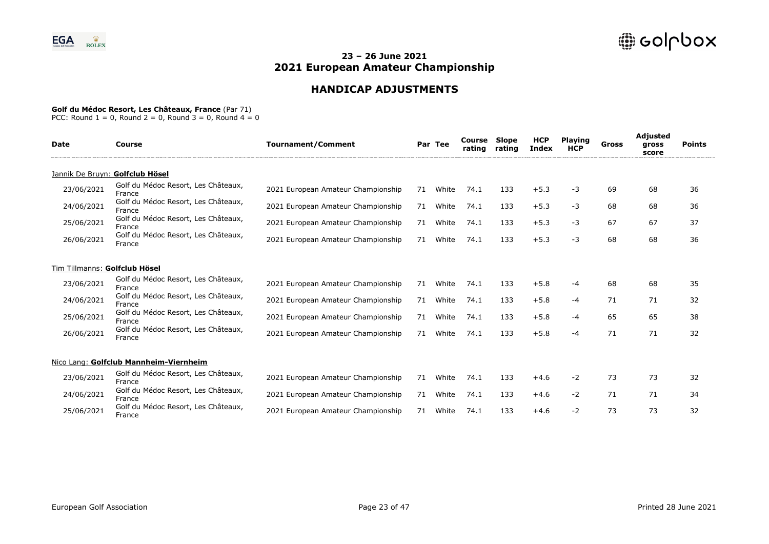## 23 – 26 June 2021
## 2021 European Amateur Championship

## HANDICAP ADJUSTMENTS

**Golf du Médoc Resort, Les Châteaux, France** (Par 71)
PCC: Round 1 = 0, Round 2 = 0, Round 3 = 0, Round 4 = 0

| Date | Course | Tournament/Comment | Par | Tee | Course rating | Slope rating | HCP Index | Playing HCP | Gross | Adjusted gross score | Points |
|---|---|---|---|---|---|---|---|---|---|---|---|
| Jannik De Bruyn: **Golfclub Hösel** | | | | | | | | | | | |
| 23/06/2021 | Golf du Médoc Resort, Les Châteaux, France | 2021 European Amateur Championship | 71 | White | 74.1 | 133 | +5.3 | -3 | 69 | 68 | 36 |
| 24/06/2021 | Golf du Médoc Resort, Les Châteaux, France | 2021 European Amateur Championship | 71 | White | 74.1 | 133 | +5.3 | -3 | 68 | 68 | 36 |
| 25/06/2021 | Golf du Médoc Resort, Les Châteaux, France | 2021 European Amateur Championship | 71 | White | 74.1 | 133 | +5.3 | -3 | 67 | 67 | 37 |
| 26/06/2021 | Golf du Médoc Resort, Les Châteaux, France | 2021 European Amateur Championship | 71 | White | 74.1 | 133 | +5.3 | -3 | 68 | 68 | 36 |
| Tim Tillmanns: **Golfclub Hösel** | | | | | | | | | | | |
| 23/06/2021 | Golf du Médoc Resort, Les Châteaux, France | 2021 European Amateur Championship | 71 | White | 74.1 | 133 | +5.8 | -4 | 68 | 68 | 35 |
| 24/06/2021 | Golf du Médoc Resort, Les Châteaux, France | 2021 European Amateur Championship | 71 | White | 74.1 | 133 | +5.8 | -4 | 71 | 71 | 32 |
| 25/06/2021 | Golf du Médoc Resort, Les Châteaux, France | 2021 European Amateur Championship | 71 | White | 74.1 | 133 | +5.8 | -4 | 65 | 65 | 38 |
| 26/06/2021 | Golf du Médoc Resort, Les Châteaux, France | 2021 European Amateur Championship | 71 | White | 74.1 | 133 | +5.8 | -4 | 71 | 71 | 32 |
| Nico Lang: **Golfclub Mannheim-Viernheim** | | | | | | | | | | | |
| 23/06/2021 | Golf du Médoc Resort, Les Châteaux, France | 2021 European Amateur Championship | 71 | White | 74.1 | 133 | +4.6 | -2 | 73 | 73 | 32 |
| 24/06/2021 | Golf du Médoc Resort, Les Châteaux, France | 2021 European Amateur Championship | 71 | White | 74.1 | 133 | +4.6 | -2 | 71 | 71 | 34 |
| 25/06/2021 | Golf du Médoc Resort, Les Châteaux, France | 2021 European Amateur Championship | 71 | White | 74.1 | 133 | +4.6 | -2 | 73 | 73 | 32 |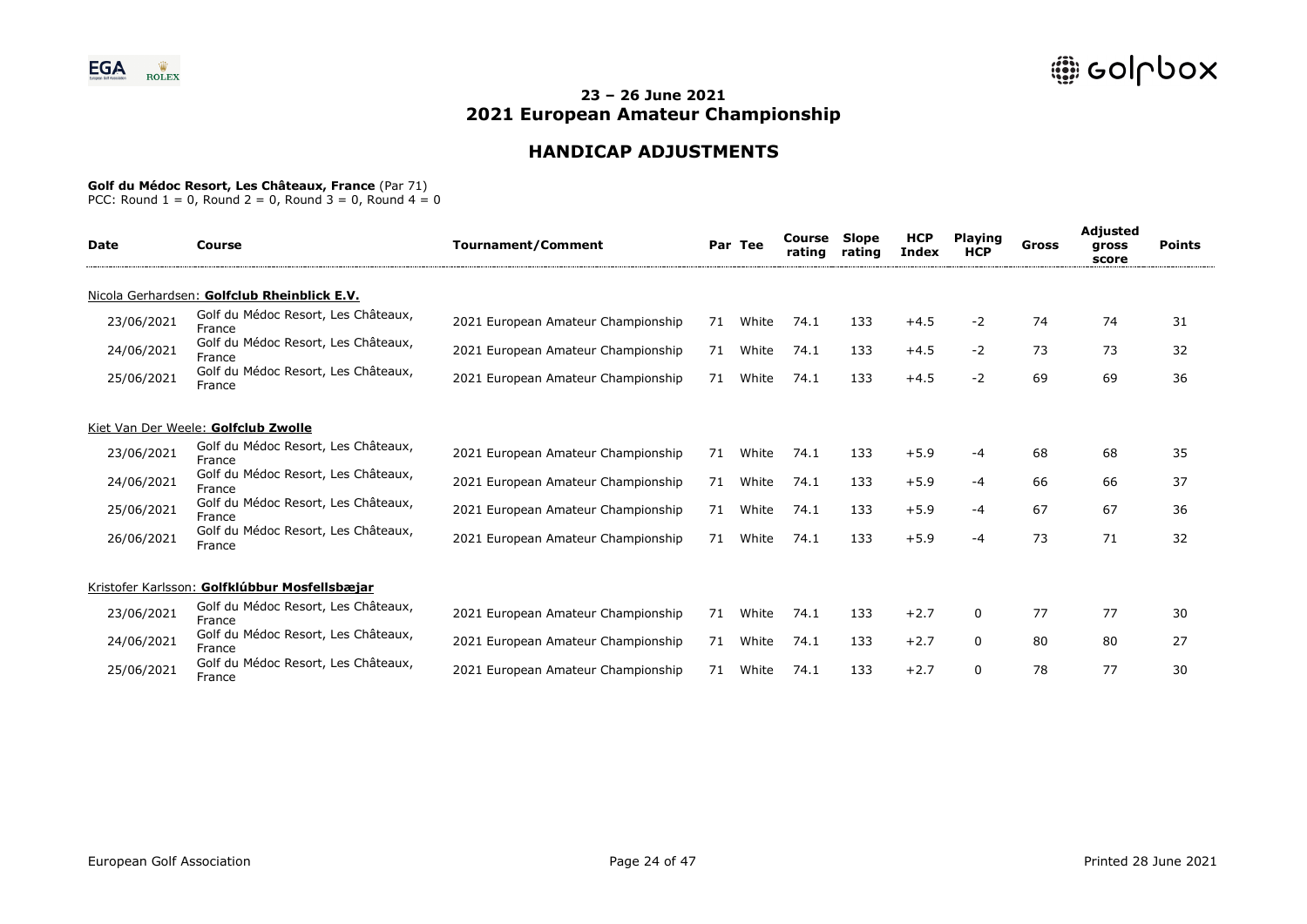# 23 – 26 June 2021
# 2021 European Amateur Championship

## HANDICAP ADJUSTMENTS

**Golf du Médoc Resort, Les Châteaux, France** (Par 71)
PCC: Round 1 = 0, Round 2 = 0, Round 3 = 0, Round 4 = 0

| Date | Course | Tournament/Comment | Par | Tee | Course rating | Slope rating | HCP Index | Playing HCP | Gross | Adjusted gross score | Points |
|---|---|---|---|---|---|---|---|---|---|---|---|
| Nicola Gerhardsen: **Golfclub Rheinblick E.V.** | | | | | | | | | | | |
| 23/06/2021 | Golf du Médoc Resort, Les Châteaux, France | 2021 European Amateur Championship | 71 | White | 74.1 | 133 | +4.5 | -2 | 74 | 74 | 31 |
| 24/06/2021 | Golf du Médoc Resort, Les Châteaux, France | 2021 European Amateur Championship | 71 | White | 74.1 | 133 | +4.5 | -2 | 73 | 73 | 32 |
| 25/06/2021 | Golf du Médoc Resort, Les Châteaux, France | 2021 European Amateur Championship | 71 | White | 74.1 | 133 | +4.5 | -2 | 69 | 69 | 36 |
| Kiet Van Der Weele: **Golfclub Zwolle** | | | | | | | | | | | |
| 23/06/2021 | Golf du Médoc Resort, Les Châteaux, France | 2021 European Amateur Championship | 71 | White | 74.1 | 133 | +5.9 | -4 | 68 | 68 | 35 |
| 24/06/2021 | Golf du Médoc Resort, Les Châteaux, France | 2021 European Amateur Championship | 71 | White | 74.1 | 133 | +5.9 | -4 | 66 | 66 | 37 |
| 25/06/2021 | Golf du Médoc Resort, Les Châteaux, France | 2021 European Amateur Championship | 71 | White | 74.1 | 133 | +5.9 | -4 | 67 | 67 | 36 |
| 26/06/2021 | Golf du Médoc Resort, Les Châteaux, France | 2021 European Amateur Championship | 71 | White | 74.1 | 133 | +5.9 | -4 | 73 | 71 | 32 |
| Kristofer Karlsson: **Golfklúbbur Mosfellsbæjar** | | | | | | | | | | | |
| 23/06/2021 | Golf du Médoc Resort, Les Châteaux, France | 2021 European Amateur Championship | 71 | White | 74.1 | 133 | +2.7 | 0 | 77 | 77 | 30 |
| 24/06/2021 | Golf du Médoc Resort, Les Châteaux, France | 2021 European Amateur Championship | 71 | White | 74.1 | 133 | +2.7 | 0 | 80 | 80 | 27 |
| 25/06/2021 | Golf du Médoc Resort, Les Châteaux, France | 2021 European Amateur Championship | 71 | White | 74.1 | 133 | +2.7 | 0 | 78 | 77 | 30 |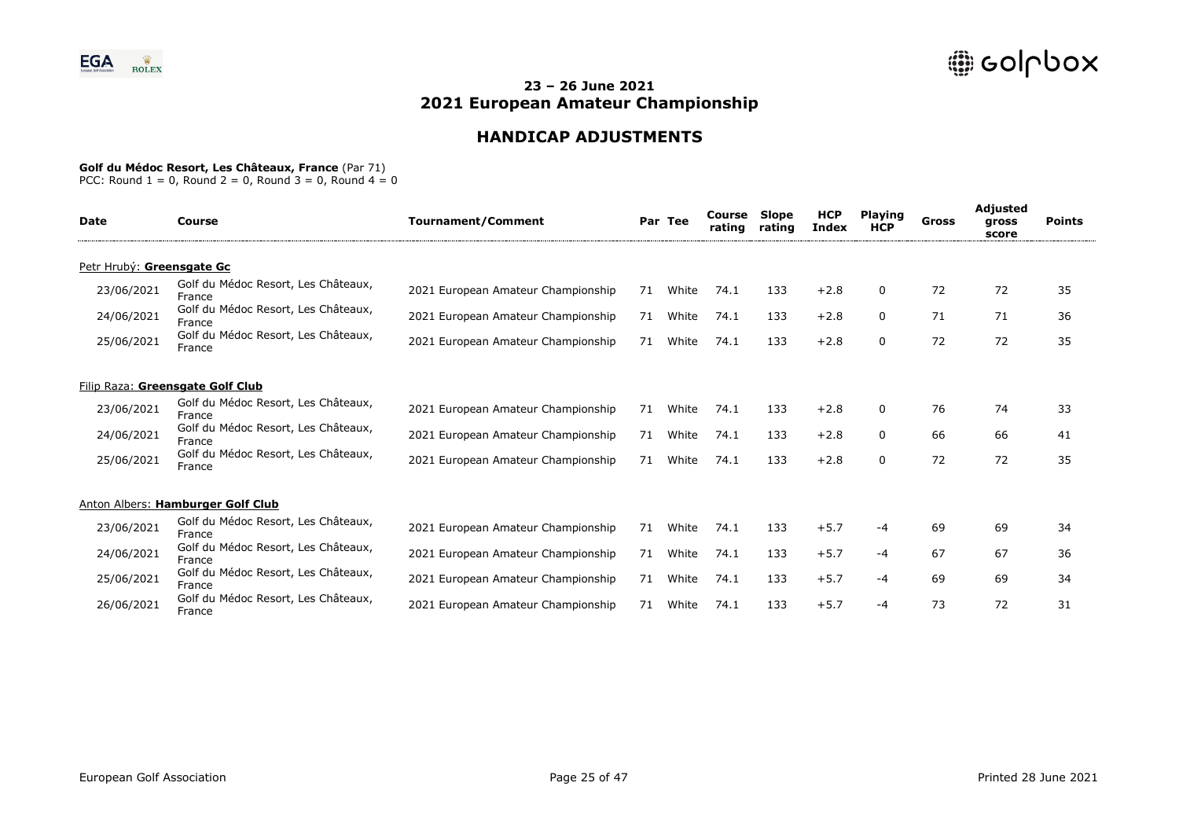# 23 – 26 June 2021
# 2021 European Amateur Championship

## HANDICAP ADJUSTMENTS

**Golf du Médoc Resort, Les Châteaux, France** (Par 71)
PCC: Round 1 = 0, Round 2 = 0, Round 3 = 0, Round 4 = 0

| Date | Course | Tournament/Comment | Par | Tee | Course rating | Slope rating | HCP Index | Playing HCP | Gross | Adjusted gross score | Points |
|---|---|---|---|---|---|---|---|---|---|---|---|
| Petr Hrubý: **Greensgate Gc** | | | | | | | | | | | |
| 23/06/2021 | Golf du Médoc Resort, Les Châteaux, France | 2021 European Amateur Championship | 71 | White | 74.1 | 133 | +2.8 | 0 | 72 | 72 | 35 |
| 24/06/2021 | Golf du Médoc Resort, Les Châteaux, France | 2021 European Amateur Championship | 71 | White | 74.1 | 133 | +2.8 | 0 | 71 | 71 | 36 |
| 25/06/2021 | Golf du Médoc Resort, Les Châteaux, France | 2021 European Amateur Championship | 71 | White | 74.1 | 133 | +2.8 | 0 | 72 | 72 | 35 |
| Filip Raza: **Greensgate Golf Club** | | | | | | | | | | | |
| 23/06/2021 | Golf du Médoc Resort, Les Châteaux, France | 2021 European Amateur Championship | 71 | White | 74.1 | 133 | +2.8 | 0 | 76 | 74 | 33 |
| 24/06/2021 | Golf du Médoc Resort, Les Châteaux, France | 2021 European Amateur Championship | 71 | White | 74.1 | 133 | +2.8 | 0 | 66 | 66 | 41 |
| 25/06/2021 | Golf du Médoc Resort, Les Châteaux, France | 2021 European Amateur Championship | 71 | White | 74.1 | 133 | +2.8 | 0 | 72 | 72 | 35 |
| Anton Albers: **Hamburger Golf Club** | | | | | | | | | | | |
| 23/06/2021 | Golf du Médoc Resort, Les Châteaux, France | 2021 European Amateur Championship | 71 | White | 74.1 | 133 | +5.7 | -4 | 69 | 69 | 34 |
| 24/06/2021 | Golf du Médoc Resort, Les Châteaux, France | 2021 European Amateur Championship | 71 | White | 74.1 | 133 | +5.7 | -4 | 67 | 67 | 36 |
| 25/06/2021 | Golf du Médoc Resort, Les Châteaux, France | 2021 European Amateur Championship | 71 | White | 74.1 | 133 | +5.7 | -4 | 69 | 69 | 34 |
| 26/06/2021 | Golf du Médoc Resort, Les Châteaux, France | 2021 European Amateur Championship | 71 | White | 74.1 | 133 | +5.7 | -4 | 73 | 72 | 31 |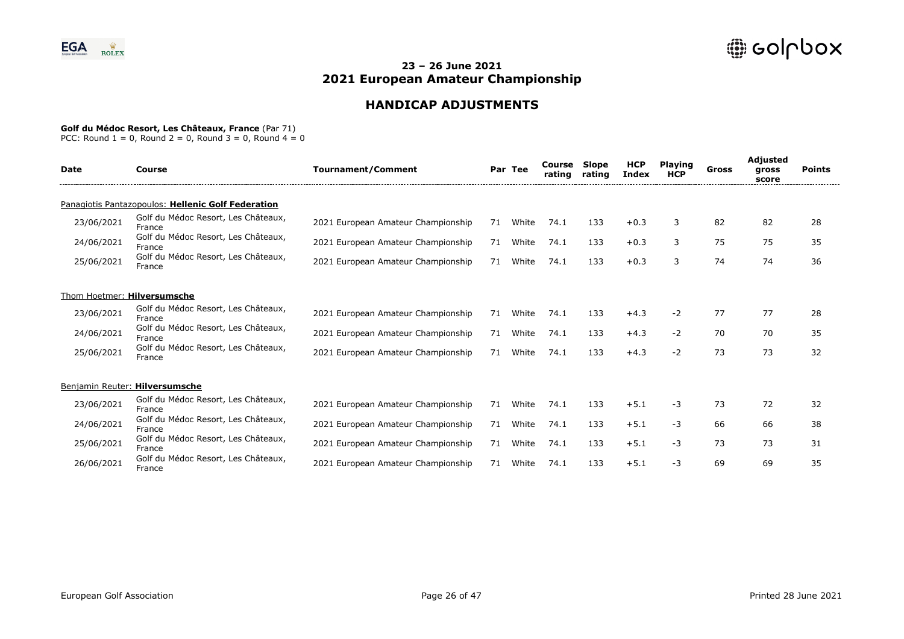## 23 – 26 June 2021
## 2021 European Amateur Championship

## HANDICAP ADJUSTMENTS

**Golf du Médoc Resort, Les Châteaux, France** (Par 71)
PCC: Round 1 = 0, Round 2 = 0, Round 3 = 0, Round 4 = 0

| Date | Course | Tournament/Comment | Par | Tee | Course rating | Slope rating | HCP Index | Playing HCP | Gross | Adjusted gross score | Points |
|---|---|---|---|---|---|---|---|---|---|---|---|
| Panagiotis Pantazopoulos: **Hellenic Golf Federation** | | | | | | | | | | | |
| 23/06/2021 | Golf du Médoc Resort, Les Châteaux, France | 2021 European Amateur Championship | 71 | White | 74.1 | 133 | +0.3 | 3 | 82 | 82 | 28 |
| 24/06/2021 | Golf du Médoc Resort, Les Châteaux, France | 2021 European Amateur Championship | 71 | White | 74.1 | 133 | +0.3 | 3 | 75 | 75 | 35 |
| 25/06/2021 | Golf du Médoc Resort, Les Châteaux, France | 2021 European Amateur Championship | 71 | White | 74.1 | 133 | +0.3 | 3 | 74 | 74 | 36 |
| Thom Hoetmer: **Hilversumsche** | | | | | | | | | | | |
| 23/06/2021 | Golf du Médoc Resort, Les Châteaux, France | 2021 European Amateur Championship | 71 | White | 74.1 | 133 | +4.3 | -2 | 77 | 77 | 28 |
| 24/06/2021 | Golf du Médoc Resort, Les Châteaux, France | 2021 European Amateur Championship | 71 | White | 74.1 | 133 | +4.3 | -2 | 70 | 70 | 35 |
| 25/06/2021 | Golf du Médoc Resort, Les Châteaux, France | 2021 European Amateur Championship | 71 | White | 74.1 | 133 | +4.3 | -2 | 73 | 73 | 32 |
| Benjamin Reuter: **Hilversumsche** | | | | | | | | | | | |
| 23/06/2021 | Golf du Médoc Resort, Les Châteaux, France | 2021 European Amateur Championship | 71 | White | 74.1 | 133 | +5.1 | -3 | 73 | 72 | 32 |
| 24/06/2021 | Golf du Médoc Resort, Les Châteaux, France | 2021 European Amateur Championship | 71 | White | 74.1 | 133 | +5.1 | -3 | 66 | 66 | 38 |
| 25/06/2021 | Golf du Médoc Resort, Les Châteaux, France | 2021 European Amateur Championship | 71 | White | 74.1 | 133 | +5.1 | -3 | 73 | 73 | 31 |
| 26/06/2021 | Golf du Médoc Resort, Les Châteaux, France | 2021 European Amateur Championship | 71 | White | 74.1 | 133 | +5.1 | -3 | 69 | 69 | 35 |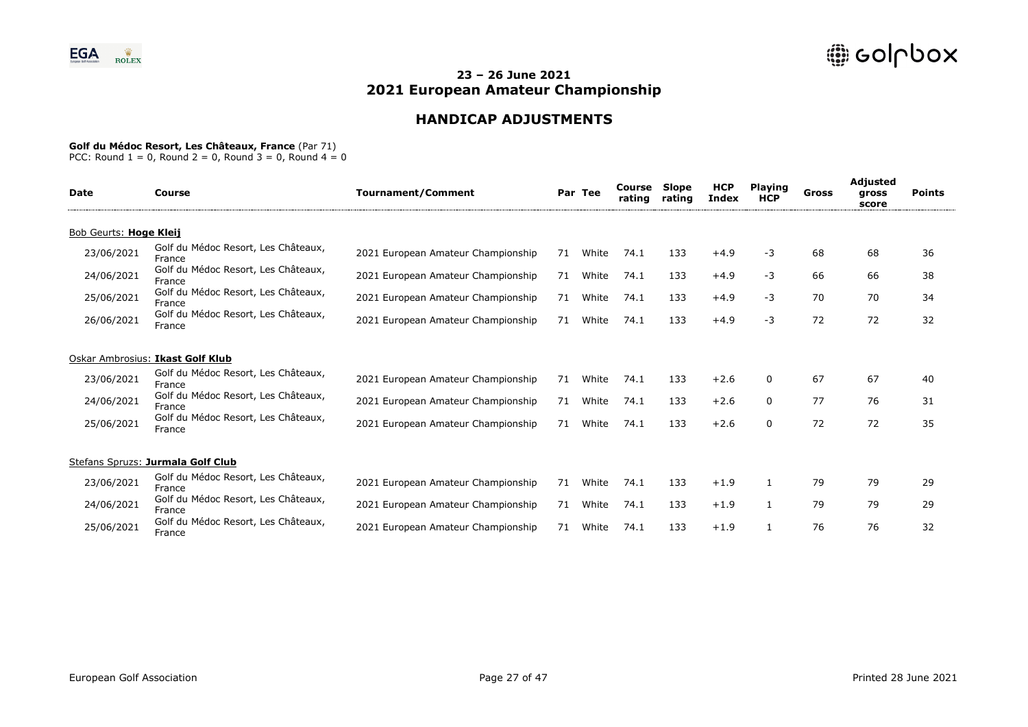# 23 – 26 June 2021
# 2021 European Amateur Championship

## HANDICAP ADJUSTMENTS

**Golf du Médoc Resort, Les Châteaux, France** (Par 71)
PCC: Round 1 = 0, Round 2 = 0, Round 3 = 0, Round 4 = 0

| Date | Course | Tournament/Comment | Par | Tee | Course rating | Slope rating | HCP Index | Playing HCP | Gross | Adjusted gross score | Points |
|---|---|---|---|---|---|---|---|---|---|---|---|
| Bob Geurts: **Hoge Kleij** | | | | | | | | | | | |
| 23/06/2021 | Golf du Médoc Resort, Les Châteaux, France | 2021 European Amateur Championship | 71 | White | 74.1 | 133 | +4.9 | -3 | 68 | 68 | 36 |
| 24/06/2021 | Golf du Médoc Resort, Les Châteaux, France | 2021 European Amateur Championship | 71 | White | 74.1 | 133 | +4.9 | -3 | 66 | 66 | 38 |
| 25/06/2021 | Golf du Médoc Resort, Les Châteaux, France | 2021 European Amateur Championship | 71 | White | 74.1 | 133 | +4.9 | -3 | 70 | 70 | 34 |
| 26/06/2021 | Golf du Médoc Resort, Les Châteaux, France | 2021 European Amateur Championship | 71 | White | 74.1 | 133 | +4.9 | -3 | 72 | 72 | 32 |
| Oskar Ambrosius: **Ikast Golf Klub** | | | | | | | | | | | |
| 23/06/2021 | Golf du Médoc Resort, Les Châteaux, France | 2021 European Amateur Championship | 71 | White | 74.1 | 133 | +2.6 | 0 | 67 | 67 | 40 |
| 24/06/2021 | Golf du Médoc Resort, Les Châteaux, France | 2021 European Amateur Championship | 71 | White | 74.1 | 133 | +2.6 | 0 | 77 | 76 | 31 |
| 25/06/2021 | Golf du Médoc Resort, Les Châteaux, France | 2021 European Amateur Championship | 71 | White | 74.1 | 133 | +2.6 | 0 | 72 | 72 | 35 |
| Stefans Spruzs: **Jurmala Golf Club** | | | | | | | | | | | |
| 23/06/2021 | Golf du Médoc Resort, Les Châteaux, France | 2021 European Amateur Championship | 71 | White | 74.1 | 133 | +1.9 | 1 | 79 | 79 | 29 |
| 24/06/2021 | Golf du Médoc Resort, Les Châteaux, France | 2021 European Amateur Championship | 71 | White | 74.1 | 133 | +1.9 | 1 | 79 | 79 | 29 |
| 25/06/2021 | Golf du Médoc Resort, Les Châteaux, France | 2021 European Amateur Championship | 71 | White | 74.1 | 133 | +1.9 | 1 | 76 | 76 | 32 |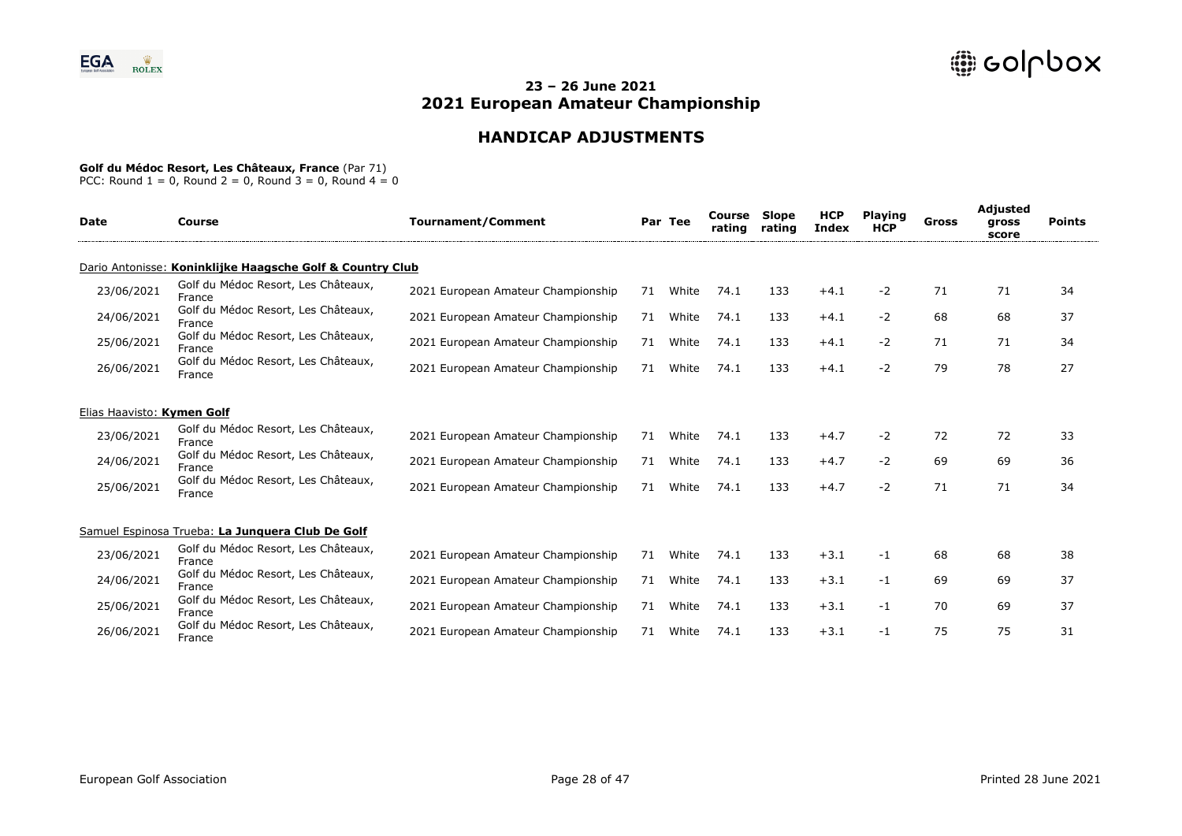## 23 – 26 June 2021
# 2021 European Amateur Championship

## HANDICAP ADJUSTMENTS

**Golf du Médoc Resort, Les Châteaux, France** (Par 71)
PCC: Round 1 = 0, Round 2 = 0, Round 3 = 0, Round 4 = 0

| Date | Course | Tournament/Comment | Par | Tee | Course rating | Slope rating | HCP Index | Playing HCP | Gross | Adjusted gross score | Points |
|---|---|---|---|---|---|---|---|---|---|---|---|
| **Dario Antonisse: Koninklijke Haagsche Golf & Country Club** | | | | | | | | | | | |
| 23/06/2021 | Golf du Médoc Resort, Les Châteaux, France | 2021 European Amateur Championship | 71 | White | 74.1 | 133 | +4.1 | -2 | 71 | 71 | 34 |
| 24/06/2021 | Golf du Médoc Resort, Les Châteaux, France | 2021 European Amateur Championship | 71 | White | 74.1 | 133 | +4.1 | -2 | 68 | 68 | 37 |
| 25/06/2021 | Golf du Médoc Resort, Les Châteaux, France | 2021 European Amateur Championship | 71 | White | 74.1 | 133 | +4.1 | -2 | 71 | 71 | 34 |
| 26/06/2021 | Golf du Médoc Resort, Les Châteaux, France | 2021 European Amateur Championship | 71 | White | 74.1 | 133 | +4.1 | -2 | 79 | 78 | 27 |
| **Elias Haavisto: Kymen Golf** | | | | | | | | | | | |
| 23/06/2021 | Golf du Médoc Resort, Les Châteaux, France | 2021 European Amateur Championship | 71 | White | 74.1 | 133 | +4.7 | -2 | 72 | 72 | 33 |
| 24/06/2021 | Golf du Médoc Resort, Les Châteaux, France | 2021 European Amateur Championship | 71 | White | 74.1 | 133 | +4.7 | -2 | 69 | 69 | 36 |
| 25/06/2021 | Golf du Médoc Resort, Les Châteaux, France | 2021 European Amateur Championship | 71 | White | 74.1 | 133 | +4.7 | -2 | 71 | 71 | 34 |
| **Samuel Espinosa Trueba: La Junquera Club De Golf** | | | | | | | | | | | |
| 23/06/2021 | Golf du Médoc Resort, Les Châteaux, France | 2021 European Amateur Championship | 71 | White | 74.1 | 133 | +3.1 | -1 | 68 | 68 | 38 |
| 24/06/2021 | Golf du Médoc Resort, Les Châteaux, France | 2021 European Amateur Championship | 71 | White | 74.1 | 133 | +3.1 | -1 | 69 | 69 | 37 |
| 25/06/2021 | Golf du Médoc Resort, Les Châteaux, France | 2021 European Amateur Championship | 71 | White | 74.1 | 133 | +3.1 | -1 | 70 | 69 | 37 |
| 26/06/2021 | Golf du Médoc Resort, Les Châteaux, France | 2021 European Amateur Championship | 71 | White | 74.1 | 133 | +3.1 | -1 | 75 | 75 | 31 |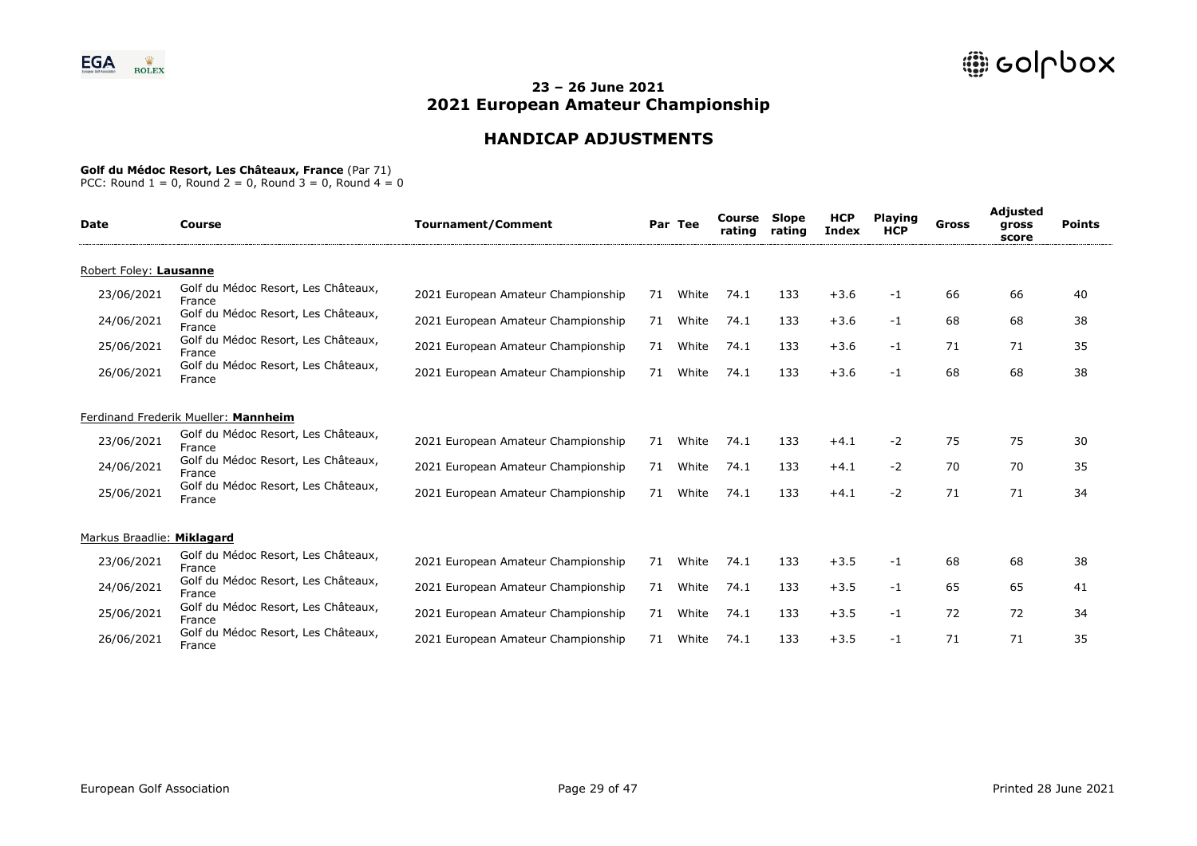# 23 – 26 June 2021
# 2021 European Amateur Championship

## HANDICAP ADJUSTMENTS

**Golf du Médoc Resort, Les Châteaux, France** (Par 71)
PCC: Round 1 = 0, Round 2 = 0, Round 3 = 0, Round 4 = 0

| Date | Course | Tournament/Comment | Par | Tee | Course rating | Slope rating | HCP Index | Playing HCP | Gross | Adjusted gross score | Points |
|---|---|---|---|---|---|---|---|---|---|---|---|
| Robert Foley: **Lausanne** | | | | | | | | | | | |
| 23/06/2021 | Golf du Médoc Resort, Les Châteaux, France | 2021 European Amateur Championship | 71 | White | 74.1 | 133 | +3.6 | -1 | 66 | 66 | 40 |
| 24/06/2021 | Golf du Médoc Resort, Les Châteaux, France | 2021 European Amateur Championship | 71 | White | 74.1 | 133 | +3.6 | -1 | 68 | 68 | 38 |
| 25/06/2021 | Golf du Médoc Resort, Les Châteaux, France | 2021 European Amateur Championship | 71 | White | 74.1 | 133 | +3.6 | -1 | 71 | 71 | 35 |
| 26/06/2021 | Golf du Médoc Resort, Les Châteaux, France | 2021 European Amateur Championship | 71 | White | 74.1 | 133 | +3.6 | -1 | 68 | 68 | 38 |
| Ferdinand Frederik Mueller: **Mannheim** | | | | | | | | | | | |
| 23/06/2021 | Golf du Médoc Resort, Les Châteaux, France | 2021 European Amateur Championship | 71 | White | 74.1 | 133 | +4.1 | -2 | 75 | 75 | 30 |
| 24/06/2021 | Golf du Médoc Resort, Les Châteaux, France | 2021 European Amateur Championship | 71 | White | 74.1 | 133 | +4.1 | -2 | 70 | 70 | 35 |
| 25/06/2021 | Golf du Médoc Resort, Les Châteaux, France | 2021 European Amateur Championship | 71 | White | 74.1 | 133 | +4.1 | -2 | 71 | 71 | 34 |
| Markus Braadlie: **Miklagard** | | | | | | | | | | | |
| 23/06/2021 | Golf du Médoc Resort, Les Châteaux, France | 2021 European Amateur Championship | 71 | White | 74.1 | 133 | +3.5 | -1 | 68 | 68 | 38 |
| 24/06/2021 | Golf du Médoc Resort, Les Châteaux, France | 2021 European Amateur Championship | 71 | White | 74.1 | 133 | +3.5 | -1 | 65 | 65 | 41 |
| 25/06/2021 | Golf du Médoc Resort, Les Châteaux, France | 2021 European Amateur Championship | 71 | White | 74.1 | 133 | +3.5 | -1 | 72 | 72 | 34 |
| 26/06/2021 | Golf du Médoc Resort, Les Châteaux, France | 2021 European Amateur Championship | 71 | White | 74.1 | 133 | +3.5 | -1 | 71 | 71 | 35 |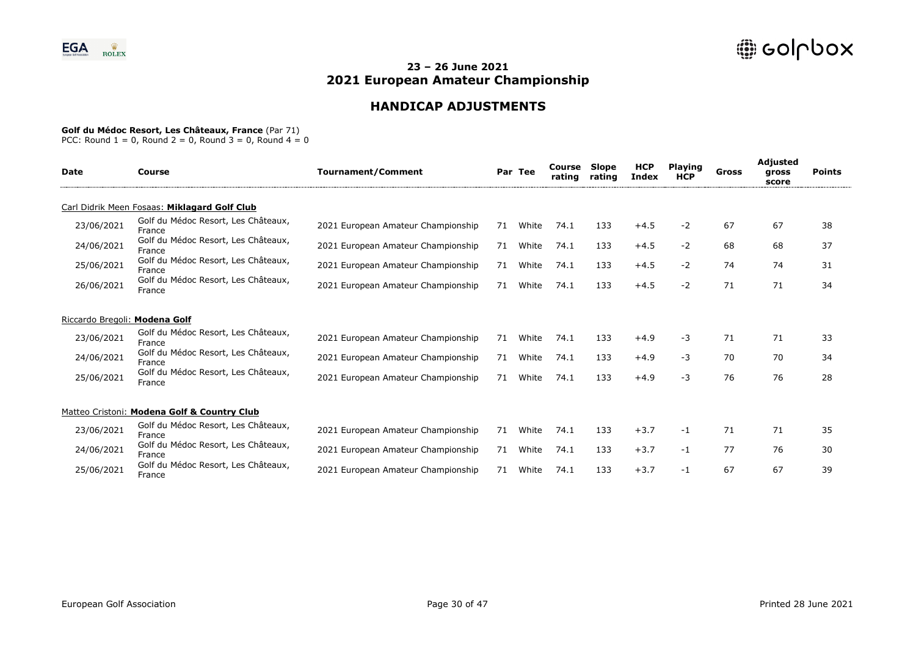## 23 – 26 June 2021
## 2021 European Amateur Championship

## HANDICAP ADJUSTMENTS

**Golf du Médoc Resort, Les Châteaux, France** (Par 71)
PCC: Round 1 = 0, Round 2 = 0, Round 3 = 0, Round 4 = 0

| Date | Course | Tournament/Comment | Par | Tee | Course rating | Slope rating | HCP Index | Playing HCP | Gross | Adjusted gross score | Points |
|---|---|---|---|---|---|---|---|---|---|---|---|
| Carl Didrik Meen Fosaas: **Miklagard Golf Club** | | | | | | | | | | | |
| 23/06/2021 | Golf du Médoc Resort, Les Châteaux, France | 2021 European Amateur Championship | 71 | White | 74.1 | 133 | +4.5 | -2 | 67 | 67 | 38 |
| 24/06/2021 | Golf du Médoc Resort, Les Châteaux, France | 2021 European Amateur Championship | 71 | White | 74.1 | 133 | +4.5 | -2 | 68 | 68 | 37 |
| 25/06/2021 | Golf du Médoc Resort, Les Châteaux, France | 2021 European Amateur Championship | 71 | White | 74.1 | 133 | +4.5 | -2 | 74 | 74 | 31 |
| 26/06/2021 | Golf du Médoc Resort, Les Châteaux, France | 2021 European Amateur Championship | 71 | White | 74.1 | 133 | +4.5 | -2 | 71 | 71 | 34 |
| Riccardo Bregoli: **Modena Golf** | | | | | | | | | | | |
| 23/06/2021 | Golf du Médoc Resort, Les Châteaux, France | 2021 European Amateur Championship | 71 | White | 74.1 | 133 | +4.9 | -3 | 71 | 71 | 33 |
| 24/06/2021 | Golf du Médoc Resort, Les Châteaux, France | 2021 European Amateur Championship | 71 | White | 74.1 | 133 | +4.9 | -3 | 70 | 70 | 34 |
| 25/06/2021 | Golf du Médoc Resort, Les Châteaux, France | 2021 European Amateur Championship | 71 | White | 74.1 | 133 | +4.9 | -3 | 76 | 76 | 28 |
| Matteo Cristoni: **Modena Golf & Country Club** | | | | | | | | | | | |
| 23/06/2021 | Golf du Médoc Resort, Les Châteaux, France | 2021 European Amateur Championship | 71 | White | 74.1 | 133 | +3.7 | -1 | 71 | 71 | 35 |
| 24/06/2021 | Golf du Médoc Resort, Les Châteaux, France | 2021 European Amateur Championship | 71 | White | 74.1 | 133 | +3.7 | -1 | 77 | 76 | 30 |
| 25/06/2021 | Golf du Médoc Resort, Les Châteaux, France | 2021 European Amateur Championship | 71 | White | 74.1 | 133 | +3.7 | -1 | 67 | 67 | 39 |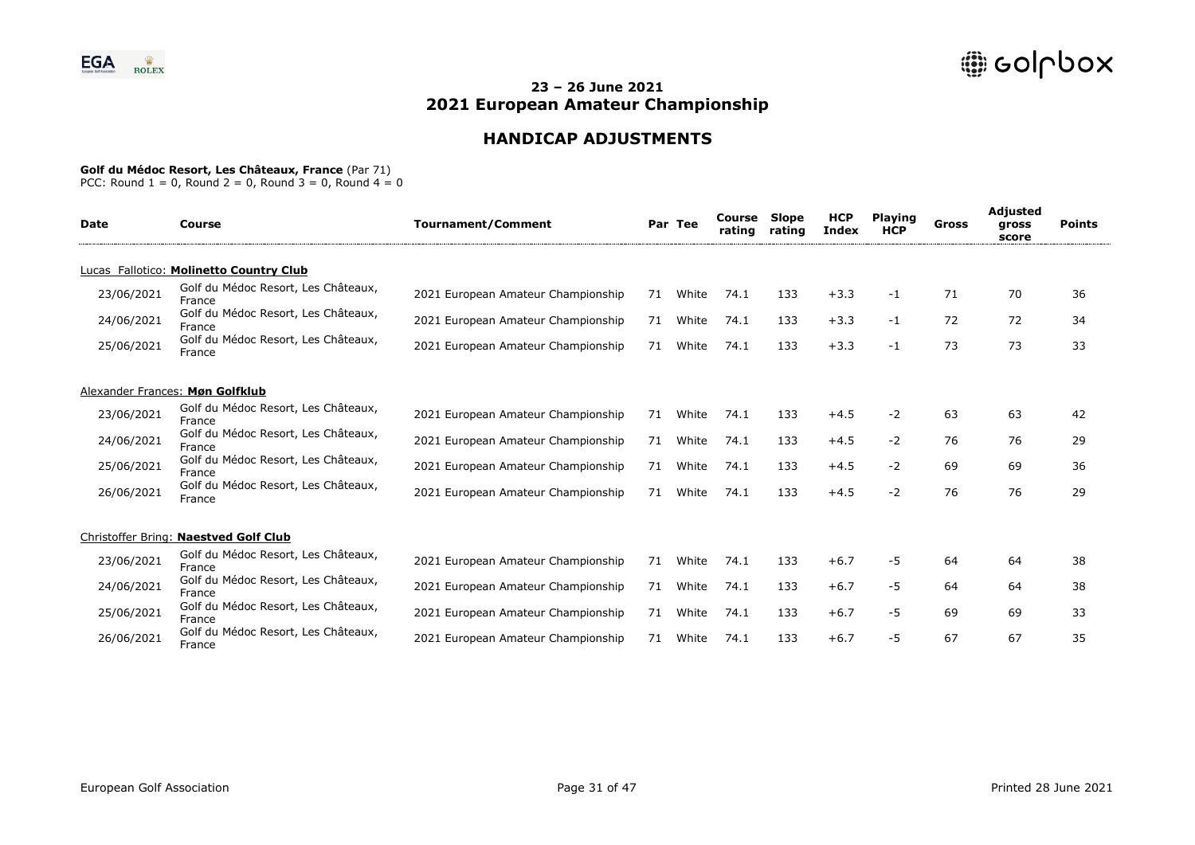## 23 – 26 June 2021
## 2021 European Amateur Championship

## HANDICAP ADJUSTMENTS

**Golf du Médoc Resort, Les Châteaux, France** (Par 71)
PCC: Round 1 = 0, Round 2 = 0, Round 3 = 0, Round 4 = 0

| Date | Course | Tournament/Comment | Par | Tee | Course rating | Slope rating | HCP Index | Playing HCP | Gross | Adjusted gross score | Points |
|---|---|---|---|---|---|---|---|---|---|---|---|
| Lucas Fallotico: **Molinetto Country Club** | | | | | | | | | | | |
| 23/06/2021 | Golf du Médoc Resort, Les Châteaux, France | 2021 European Amateur Championship | 71 | White | 74.1 | 133 | +3.3 | -1 | 71 | 70 | 36 |
| 24/06/2021 | Golf du Médoc Resort, Les Châteaux, France | 2021 European Amateur Championship | 71 | White | 74.1 | 133 | +3.3 | -1 | 72 | 72 | 34 |
| 25/06/2021 | Golf du Médoc Resort, Les Châteaux, France | 2021 European Amateur Championship | 71 | White | 74.1 | 133 | +3.3 | -1 | 73 | 73 | 33 |
| Alexander Frances: **Møn Golfklub** | | | | | | | | | | | |
| 23/06/2021 | Golf du Médoc Resort, Les Châteaux, France | 2021 European Amateur Championship | 71 | White | 74.1 | 133 | +4.5 | -2 | 63 | 63 | 42 |
| 24/06/2021 | Golf du Médoc Resort, Les Châteaux, France | 2021 European Amateur Championship | 71 | White | 74.1 | 133 | +4.5 | -2 | 76 | 76 | 29 |
| 25/06/2021 | Golf du Médoc Resort, Les Châteaux, France | 2021 European Amateur Championship | 71 | White | 74.1 | 133 | +4.5 | -2 | 69 | 69 | 36 |
| 26/06/2021 | Golf du Médoc Resort, Les Châteaux, France | 2021 European Amateur Championship | 71 | White | 74.1 | 133 | +4.5 | -2 | 76 | 76 | 29 |
| Christoffer Bring: **Naestved Golf Club** | | | | | | | | | | | |
| 23/06/2021 | Golf du Médoc Resort, Les Châteaux, France | 2021 European Amateur Championship | 71 | White | 74.1 | 133 | +6.7 | -5 | 64 | 64 | 38 |
| 24/06/2021 | Golf du Médoc Resort, Les Châteaux, France | 2021 European Amateur Championship | 71 | White | 74.1 | 133 | +6.7 | -5 | 64 | 64 | 38 |
| 25/06/2021 | Golf du Médoc Resort, Les Châteaux, France | 2021 European Amateur Championship | 71 | White | 74.1 | 133 | +6.7 | -5 | 69 | 69 | 33 |
| 26/06/2021 | Golf du Médoc Resort, Les Châteaux, France | 2021 European Amateur Championship | 71 | White | 74.1 | 133 | +6.7 | -5 | 67 | 67 | 35 |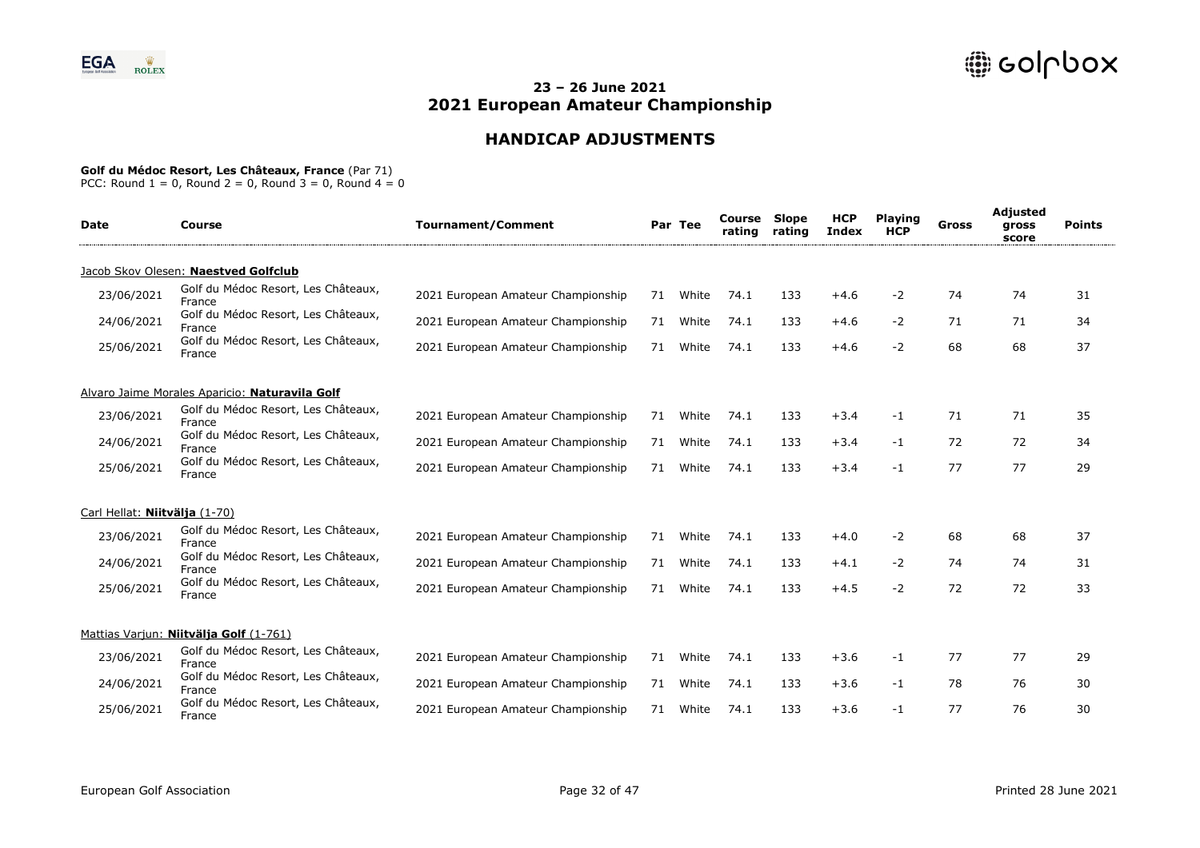## 23 – 26 June 2021
## 2021 European Amateur Championship

## HANDICAP ADJUSTMENTS

**Golf du Médoc Resort, Les Châteaux, France** (Par 71)
PCC: Round 1 = 0, Round 2 = 0, Round 3 = 0, Round 4 = 0

| Date | Course | Tournament/Comment | Par | Tee | Course rating | Slope rating | HCP Index | Playing HCP | Gross | Adjusted gross score | Points |
|---|---|---|---|---|---|---|---|---|---|---|---|
| Jacob Skov Olesen: **Naestved Golfclub** | | | | | | | | | | | |
| 23/06/2021 | Golf du Médoc Resort, Les Châteaux, France | 2021 European Amateur Championship | 71 | White | 74.1 | 133 | +4.6 | -2 | 74 | 74 | 31 |
| 24/06/2021 | Golf du Médoc Resort, Les Châteaux, France | 2021 European Amateur Championship | 71 | White | 74.1 | 133 | +4.6 | -2 | 71 | 71 | 34 |
| 25/06/2021 | Golf du Médoc Resort, Les Châteaux, France | 2021 European Amateur Championship | 71 | White | 74.1 | 133 | +4.6 | -2 | 68 | 68 | 37 |
| Alvaro Jaime Morales Aparicio: **Naturavila Golf** | | | | | | | | | | | |
| 23/06/2021 | Golf du Médoc Resort, Les Châteaux, France | 2021 European Amateur Championship | 71 | White | 74.1 | 133 | +3.4 | -1 | 71 | 71 | 35 |
| 24/06/2021 | Golf du Médoc Resort, Les Châteaux, France | 2021 European Amateur Championship | 71 | White | 74.1 | 133 | +3.4 | -1 | 72 | 72 | 34 |
| 25/06/2021 | Golf du Médoc Resort, Les Châteaux, France | 2021 European Amateur Championship | 71 | White | 74.1 | 133 | +3.4 | -1 | 77 | 77 | 29 |
| Carl Hellat: **Niitvälja** (1-70) | | | | | | | | | | | |
| 23/06/2021 | Golf du Médoc Resort, Les Châteaux, France | 2021 European Amateur Championship | 71 | White | 74.1 | 133 | +4.0 | -2 | 68 | 68 | 37 |
| 24/06/2021 | Golf du Médoc Resort, Les Châteaux, France | 2021 European Amateur Championship | 71 | White | 74.1 | 133 | +4.1 | -2 | 74 | 74 | 31 |
| 25/06/2021 | Golf du Médoc Resort, Les Châteaux, France | 2021 European Amateur Championship | 71 | White | 74.1 | 133 | +4.5 | -2 | 72 | 72 | 33 |
| Mattias Varjun: **Niitvälja Golf** (1-761) | | | | | | | | | | | |
| 23/06/2021 | Golf du Médoc Resort, Les Châteaux, France | 2021 European Amateur Championship | 71 | White | 74.1 | 133 | +3.6 | -1 | 77 | 77 | 29 |
| 24/06/2021 | Golf du Médoc Resort, Les Châteaux, France | 2021 European Amateur Championship | 71 | White | 74.1 | 133 | +3.6 | -1 | 78 | 76 | 30 |
| 25/06/2021 | Golf du Médoc Resort, Les Châteaux, France | 2021 European Amateur Championship | 71 | White | 74.1 | 133 | +3.6 | -1 | 77 | 76 | 30 |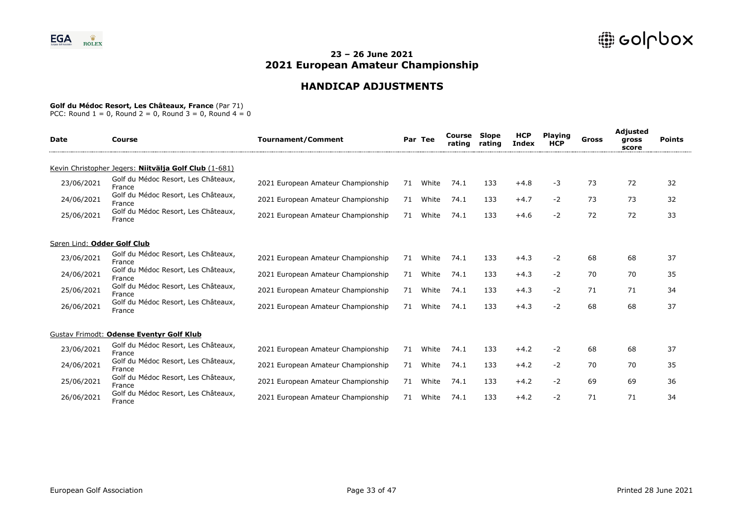## 23 – 26 June 2021
# 2021 European Amateur Championship

## HANDICAP ADJUSTMENTS

**Golf du Médoc Resort, Les Châteaux, France** (Par 71)
PCC: Round 1 = 0, Round 2 = 0, Round 3 = 0, Round 4 = 0

| Date | Course | Tournament/Comment | Par | Tee | Course rating | Slope rating | HCP Index | Playing HCP | Gross | Adjusted gross score | Points |
|---|---|---|---|---|---|---|---|---|---|---|---|
| Kevin Christopher Jegers: **Niitvälja Golf Club** (1-681) | | | | | | | | | | | |
| 23/06/2021 | Golf du Médoc Resort, Les Châteaux, France | 2021 European Amateur Championship | 71 | White | 74.1 | 133 | +4.8 | -3 | 73 | 72 | 32 |
| 24/06/2021 | Golf du Médoc Resort, Les Châteaux, France | 2021 European Amateur Championship | 71 | White | 74.1 | 133 | +4.7 | -2 | 73 | 73 | 32 |
| 25/06/2021 | Golf du Médoc Resort, Les Châteaux, France | 2021 European Amateur Championship | 71 | White | 74.1 | 133 | +4.6 | -2 | 72 | 72 | 33 |
| Søren Lind: **Odder Golf Club** | | | | | | | | | | | |
| 23/06/2021 | Golf du Médoc Resort, Les Châteaux, France | 2021 European Amateur Championship | 71 | White | 74.1 | 133 | +4.3 | -2 | 68 | 68 | 37 |
| 24/06/2021 | Golf du Médoc Resort, Les Châteaux, France | 2021 European Amateur Championship | 71 | White | 74.1 | 133 | +4.3 | -2 | 70 | 70 | 35 |
| 25/06/2021 | Golf du Médoc Resort, Les Châteaux, France | 2021 European Amateur Championship | 71 | White | 74.1 | 133 | +4.3 | -2 | 71 | 71 | 34 |
| 26/06/2021 | Golf du Médoc Resort, Les Châteaux, France | 2021 European Amateur Championship | 71 | White | 74.1 | 133 | +4.3 | -2 | 68 | 68 | 37 |
| Gustav Frimodt: **Odense Eventyr Golf Klub** | | | | | | | | | | | |
| 23/06/2021 | Golf du Médoc Resort, Les Châteaux, France | 2021 European Amateur Championship | 71 | White | 74.1 | 133 | +4.2 | -2 | 68 | 68 | 37 |
| 24/06/2021 | Golf du Médoc Resort, Les Châteaux, France | 2021 European Amateur Championship | 71 | White | 74.1 | 133 | +4.2 | -2 | 70 | 70 | 35 |
| 25/06/2021 | Golf du Médoc Resort, Les Châteaux, France | 2021 European Amateur Championship | 71 | White | 74.1 | 133 | +4.2 | -2 | 69 | 69 | 36 |
| 26/06/2021 | Golf du Médoc Resort, Les Châteaux, France | 2021 European Amateur Championship | 71 | White | 74.1 | 133 | +4.2 | -2 | 71 | 71 | 34 |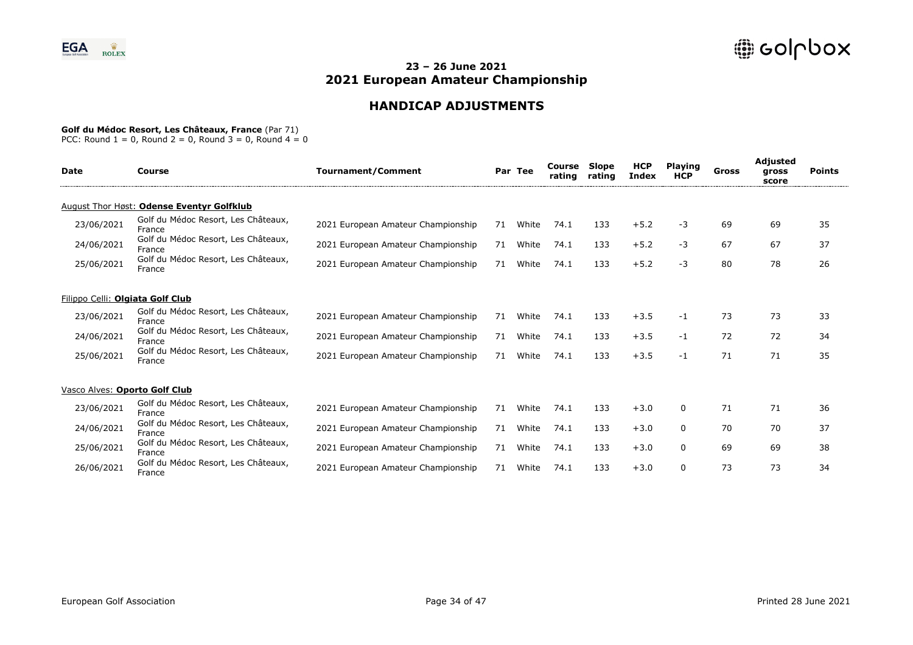# 23 – 26 June 2021
# 2021 European Amateur Championship

## HANDICAP ADJUSTMENTS

**Golf du Médoc Resort, Les Châteaux, France** (Par 71)
PCC: Round 1 = 0, Round 2 = 0, Round 3 = 0, Round 4 = 0

| Date | Course | Tournament/Comment | Par | Tee | Course rating | Slope rating | HCP Index | Playing HCP | Gross | Adjusted gross score | Points |
|---|---|---|---|---|---|---|---|---|---|---|---|
| August Thor Høst: **Odense Eventyr Golfklub** | | | | | | | | | | | |
| 23/06/2021 | Golf du Médoc Resort, Les Châteaux, France | 2021 European Amateur Championship | 71 | White | 74.1 | 133 | +5.2 | -3 | 69 | 69 | 35 |
| 24/06/2021 | Golf du Médoc Resort, Les Châteaux, France | 2021 European Amateur Championship | 71 | White | 74.1 | 133 | +5.2 | -3 | 67 | 67 | 37 |
| 25/06/2021 | Golf du Médoc Resort, Les Châteaux, France | 2021 European Amateur Championship | 71 | White | 74.1 | 133 | +5.2 | -3 | 80 | 78 | 26 |
| Filippo Celli: **Olgiata Golf Club** | | | | | | | | | | | |
| 23/06/2021 | Golf du Médoc Resort, Les Châteaux, France | 2021 European Amateur Championship | 71 | White | 74.1 | 133 | +3.5 | -1 | 73 | 73 | 33 |
| 24/06/2021 | Golf du Médoc Resort, Les Châteaux, France | 2021 European Amateur Championship | 71 | White | 74.1 | 133 | +3.5 | -1 | 72 | 72 | 34 |
| 25/06/2021 | Golf du Médoc Resort, Les Châteaux, France | 2021 European Amateur Championship | 71 | White | 74.1 | 133 | +3.5 | -1 | 71 | 71 | 35 |
| Vasco Alves: **Oporto Golf Club** | | | | | | | | | | | |
| 23/06/2021 | Golf du Médoc Resort, Les Châteaux, France | 2021 European Amateur Championship | 71 | White | 74.1 | 133 | +3.0 | 0 | 71 | 71 | 36 |
| 24/06/2021 | Golf du Médoc Resort, Les Châteaux, France | 2021 European Amateur Championship | 71 | White | 74.1 | 133 | +3.0 | 0 | 70 | 70 | 37 |
| 25/06/2021 | Golf du Médoc Resort, Les Châteaux, France | 2021 European Amateur Championship | 71 | White | 74.1 | 133 | +3.0 | 0 | 69 | 69 | 38 |
| 26/06/2021 | Golf du Médoc Resort, Les Châteaux, France | 2021 European Amateur Championship | 71 | White | 74.1 | 133 | +3.0 | 0 | 73 | 73 | 34 |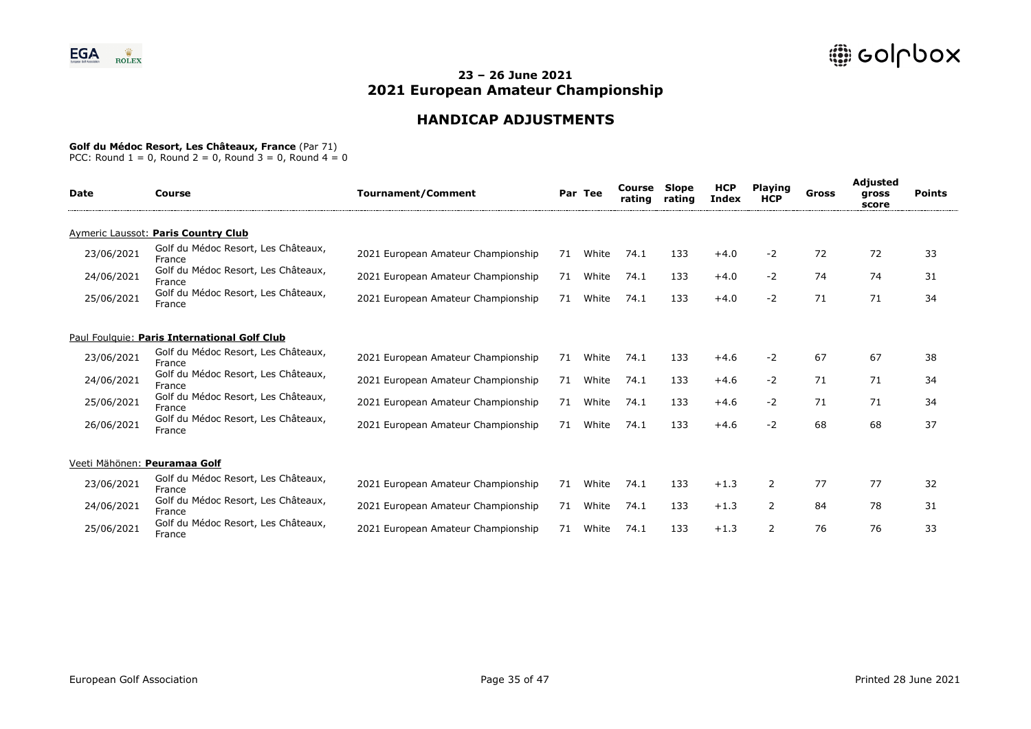## 23 – 26 June 2021
## 2021 European Amateur Championship

### HANDICAP ADJUSTMENTS

**Golf du Médoc Resort, Les Châteaux, France** (Par 71)
PCC: Round 1 = 0, Round 2 = 0, Round 3 = 0, Round 4 = 0

| Date | Course | Tournament/Comment | Par | Tee | Course rating | Slope rating | HCP Index | Playing HCP | Gross | Adjusted gross score | Points |
|---|---|---|---|---|---|---|---|---|---|---|---|
| Aymeric Laussot: **Paris Country Club** | | | | | | | | | | | |
| 23/06/2021 | Golf du Médoc Resort, Les Châteaux, France | 2021 European Amateur Championship | 71 | White | 74.1 | 133 | +4.0 | -2 | 72 | 72 | 33 |
| 24/06/2021 | Golf du Médoc Resort, Les Châteaux, France | 2021 European Amateur Championship | 71 | White | 74.1 | 133 | +4.0 | -2 | 74 | 74 | 31 |
| 25/06/2021 | Golf du Médoc Resort, Les Châteaux, France | 2021 European Amateur Championship | 71 | White | 74.1 | 133 | +4.0 | -2 | 71 | 71 | 34 |
| Paul Foulquie: **Paris International Golf Club** | | | | | | | | | | | |
| 23/06/2021 | Golf du Médoc Resort, Les Châteaux, France | 2021 European Amateur Championship | 71 | White | 74.1 | 133 | +4.6 | -2 | 67 | 67 | 38 |
| 24/06/2021 | Golf du Médoc Resort, Les Châteaux, France | 2021 European Amateur Championship | 71 | White | 74.1 | 133 | +4.6 | -2 | 71 | 71 | 34 |
| 25/06/2021 | Golf du Médoc Resort, Les Châteaux, France | 2021 European Amateur Championship | 71 | White | 74.1 | 133 | +4.6 | -2 | 71 | 71 | 34 |
| 26/06/2021 | Golf du Médoc Resort, Les Châteaux, France | 2021 European Amateur Championship | 71 | White | 74.1 | 133 | +4.6 | -2 | 68 | 68 | 37 |
| Veeti Mähönen: **Peuramaa Golf** | | | | | | | | | | | |
| 23/06/2021 | Golf du Médoc Resort, Les Châteaux, France | 2021 European Amateur Championship | 71 | White | 74.1 | 133 | +1.3 | 2 | 77 | 77 | 32 |
| 24/06/2021 | Golf du Médoc Resort, Les Châteaux, France | 2021 European Amateur Championship | 71 | White | 74.1 | 133 | +1.3 | 2 | 84 | 78 | 31 |
| 25/06/2021 | Golf du Médoc Resort, Les Châteaux, France | 2021 European Amateur Championship | 71 | White | 74.1 | 133 | +1.3 | 2 | 76 | 76 | 33 |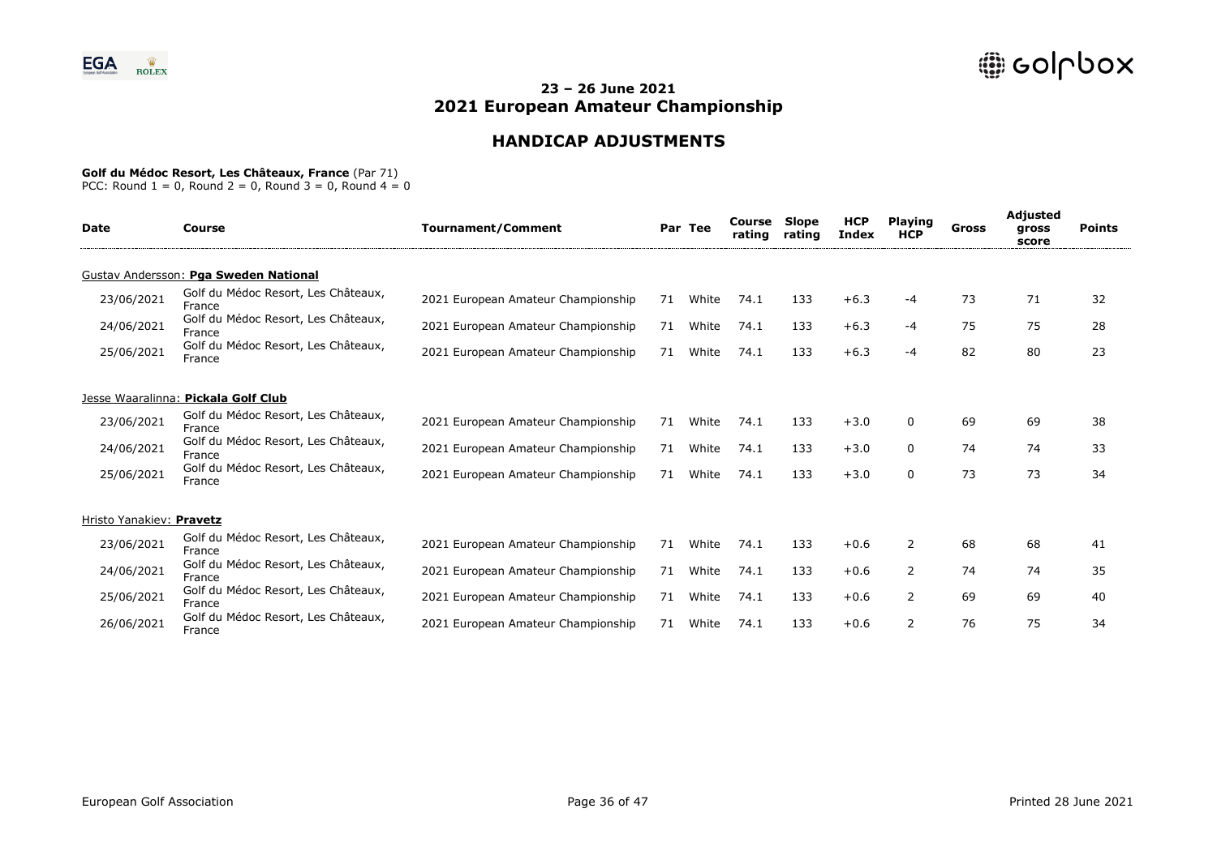## 23 – 26 June 2021
## 2021 European Amateur Championship

### HANDICAP ADJUSTMENTS

**Golf du Médoc Resort, Les Châteaux, France** (Par 71)
PCC: Round 1 = 0, Round 2 = 0, Round 3 = 0, Round 4 = 0

| Date | Course | Tournament/Comment | Par | Tee | Course rating | Slope rating | HCP Index | Playing HCP | Gross | Adjusted gross score | Points |
|---|---|---|---|---|---|---|---|---|---|---|---|
| Gustav Andersson: **Pga Sweden National** | | | | | | | | | | | |
| 23/06/2021 | Golf du Médoc Resort, Les Châteaux, France | 2021 European Amateur Championship | 71 | White | 74.1 | 133 | +6.3 | -4 | 73 | 71 | 32 |
| 24/06/2021 | Golf du Médoc Resort, Les Châteaux, France | 2021 European Amateur Championship | 71 | White | 74.1 | 133 | +6.3 | -4 | 75 | 75 | 28 |
| 25/06/2021 | Golf du Médoc Resort, Les Châteaux, France | 2021 European Amateur Championship | 71 | White | 74.1 | 133 | +6.3 | -4 | 82 | 80 | 23 |
| Jesse Waaralinna: **Pickala Golf Club** | | | | | | | | | | | |
| 23/06/2021 | Golf du Médoc Resort, Les Châteaux, France | 2021 European Amateur Championship | 71 | White | 74.1 | 133 | +3.0 | 0 | 69 | 69 | 38 |
| 24/06/2021 | Golf du Médoc Resort, Les Châteaux, France | 2021 European Amateur Championship | 71 | White | 74.1 | 133 | +3.0 | 0 | 74 | 74 | 33 |
| 25/06/2021 | Golf du Médoc Resort, Les Châteaux, France | 2021 European Amateur Championship | 71 | White | 74.1 | 133 | +3.0 | 0 | 73 | 73 | 34 |
| Hristo Yanakiev: **Pravetz** | | | | | | | | | | | |
| 23/06/2021 | Golf du Médoc Resort, Les Châteaux, France | 2021 European Amateur Championship | 71 | White | 74.1 | 133 | +0.6 | 2 | 68 | 68 | 41 |
| 24/06/2021 | Golf du Médoc Resort, Les Châteaux, France | 2021 European Amateur Championship | 71 | White | 74.1 | 133 | +0.6 | 2 | 74 | 74 | 35 |
| 25/06/2021 | Golf du Médoc Resort, Les Châteaux, France | 2021 European Amateur Championship | 71 | White | 74.1 | 133 | +0.6 | 2 | 69 | 69 | 40 |
| 26/06/2021 | Golf du Médoc Resort, Les Châteaux, France | 2021 European Amateur Championship | 71 | White | 74.1 | 133 | +0.6 | 2 | 76 | 75 | 34 |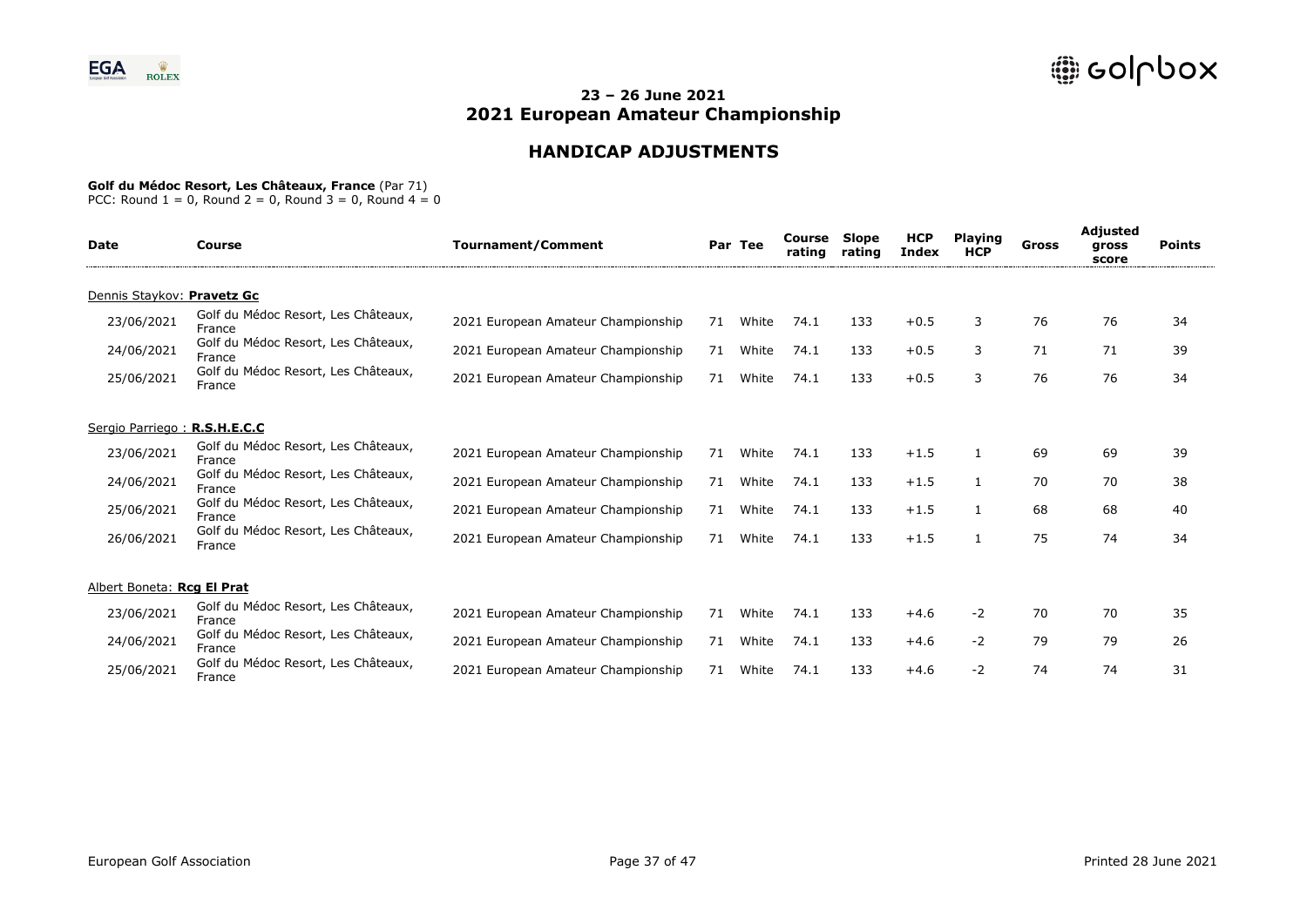## 23 – 26 June 2021
## 2021 European Amateur Championship

## HANDICAP ADJUSTMENTS

**Golf du Médoc Resort, Les Châteaux, France** (Par 71)
PCC: Round 1 = 0, Round 2 = 0, Round 3 = 0, Round 4 = 0

| Date | Course | Tournament/Comment | Par | Tee | Course rating | Slope rating | HCP Index | Playing HCP | Gross | Adjusted gross score | Points |
|---|---|---|---|---|---|---|---|---|---|---|---|
| Dennis Staykov: **Pravetz Gc** | | | | | | | | | | | |
| 23/06/2021 | Golf du Médoc Resort, Les Châteaux, France | 2021 European Amateur Championship | 71 | White | 74.1 | 133 | +0.5 | 3 | 76 | 76 | 34 |
| 24/06/2021 | Golf du Médoc Resort, Les Châteaux, France | 2021 European Amateur Championship | 71 | White | 74.1 | 133 | +0.5 | 3 | 71 | 71 | 39 |
| 25/06/2021 | Golf du Médoc Resort, Les Châteaux, France | 2021 European Amateur Championship | 71 | White | 74.1 | 133 | +0.5 | 3 | 76 | 76 | 34 |
| Sergio Parriego : **R.S.H.E.C.C** | | | | | | | | | | | |
| 23/06/2021 | Golf du Médoc Resort, Les Châteaux, France | 2021 European Amateur Championship | 71 | White | 74.1 | 133 | +1.5 | 1 | 69 | 69 | 39 |
| 24/06/2021 | Golf du Médoc Resort, Les Châteaux, France | 2021 European Amateur Championship | 71 | White | 74.1 | 133 | +1.5 | 1 | 70 | 70 | 38 |
| 25/06/2021 | Golf du Médoc Resort, Les Châteaux, France | 2021 European Amateur Championship | 71 | White | 74.1 | 133 | +1.5 | 1 | 68 | 68 | 40 |
| 26/06/2021 | Golf du Médoc Resort, Les Châteaux, France | 2021 European Amateur Championship | 71 | White | 74.1 | 133 | +1.5 | 1 | 75 | 74 | 34 |
| Albert Boneta: **Rcg El Prat** | | | | | | | | | | | |
| 23/06/2021 | Golf du Médoc Resort, Les Châteaux, France | 2021 European Amateur Championship | 71 | White | 74.1 | 133 | +4.6 | -2 | 70 | 70 | 35 |
| 24/06/2021 | Golf du Médoc Resort, Les Châteaux, France | 2021 European Amateur Championship | 71 | White | 74.1 | 133 | +4.6 | -2 | 79 | 79 | 26 |
| 25/06/2021 | Golf du Médoc Resort, Les Châteaux, France | 2021 European Amateur Championship | 71 | White | 74.1 | 133 | +4.6 | -2 | 74 | 74 | 31 |

European Golf Association — Printed 28 June 2021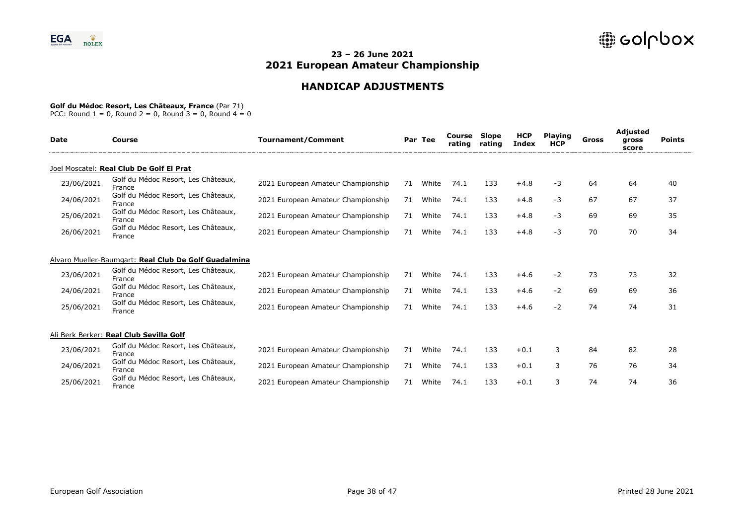## 23 – 26 June 2021
## 2021 European Amateur Championship

## HANDICAP ADJUSTMENTS

**Golf du Médoc Resort, Les Châteaux, France** (Par 71)
PCC: Round 1 = 0, Round 2 = 0, Round 3 = 0, Round 4 = 0

| Date | Course | Tournament/Comment | Par | Tee | Course rating | Slope rating | HCP Index | Playing HCP | Gross | Adjusted gross score | Points |
|---|---|---|---|---|---|---|---|---|---|---|---|
| Joel Moscatel: **Real Club De Golf El Prat** | | | | | | | | | | | |
| 23/06/2021 | Golf du Médoc Resort, Les Châteaux, France | 2021 European Amateur Championship | 71 | White | 74.1 | 133 | +4.8 | -3 | 64 | 64 | 40 |
| 24/06/2021 | Golf du Médoc Resort, Les Châteaux, France | 2021 European Amateur Championship | 71 | White | 74.1 | 133 | +4.8 | -3 | 67 | 67 | 37 |
| 25/06/2021 | Golf du Médoc Resort, Les Châteaux, France | 2021 European Amateur Championship | 71 | White | 74.1 | 133 | +4.8 | -3 | 69 | 69 | 35 |
| 26/06/2021 | Golf du Médoc Resort, Les Châteaux, France | 2021 European Amateur Championship | 71 | White | 74.1 | 133 | +4.8 | -3 | 70 | 70 | 34 |
| Alvaro Mueller-Baumgart: **Real Club De Golf Guadalmina** | | | | | | | | | | | |
| 23/06/2021 | Golf du Médoc Resort, Les Châteaux, France | 2021 European Amateur Championship | 71 | White | 74.1 | 133 | +4.6 | -2 | 73 | 73 | 32 |
| 24/06/2021 | Golf du Médoc Resort, Les Châteaux, France | 2021 European Amateur Championship | 71 | White | 74.1 | 133 | +4.6 | -2 | 69 | 69 | 36 |
| 25/06/2021 | Golf du Médoc Resort, Les Châteaux, France | 2021 European Amateur Championship | 71 | White | 74.1 | 133 | +4.6 | -2 | 74 | 74 | 31 |
| Ali Berk Berker: **Real Club Sevilla Golf** | | | | | | | | | | | |
| 23/06/2021 | Golf du Médoc Resort, Les Châteaux, France | 2021 European Amateur Championship | 71 | White | 74.1 | 133 | +0.1 | 3 | 84 | 82 | 28 |
| 24/06/2021 | Golf du Médoc Resort, Les Châteaux, France | 2021 European Amateur Championship | 71 | White | 74.1 | 133 | +0.1 | 3 | 76 | 76 | 34 |
| 25/06/2021 | Golf du Médoc Resort, Les Châteaux, France | 2021 European Amateur Championship | 71 | White | 74.1 | 133 | +0.1 | 3 | 74 | 74 | 36 |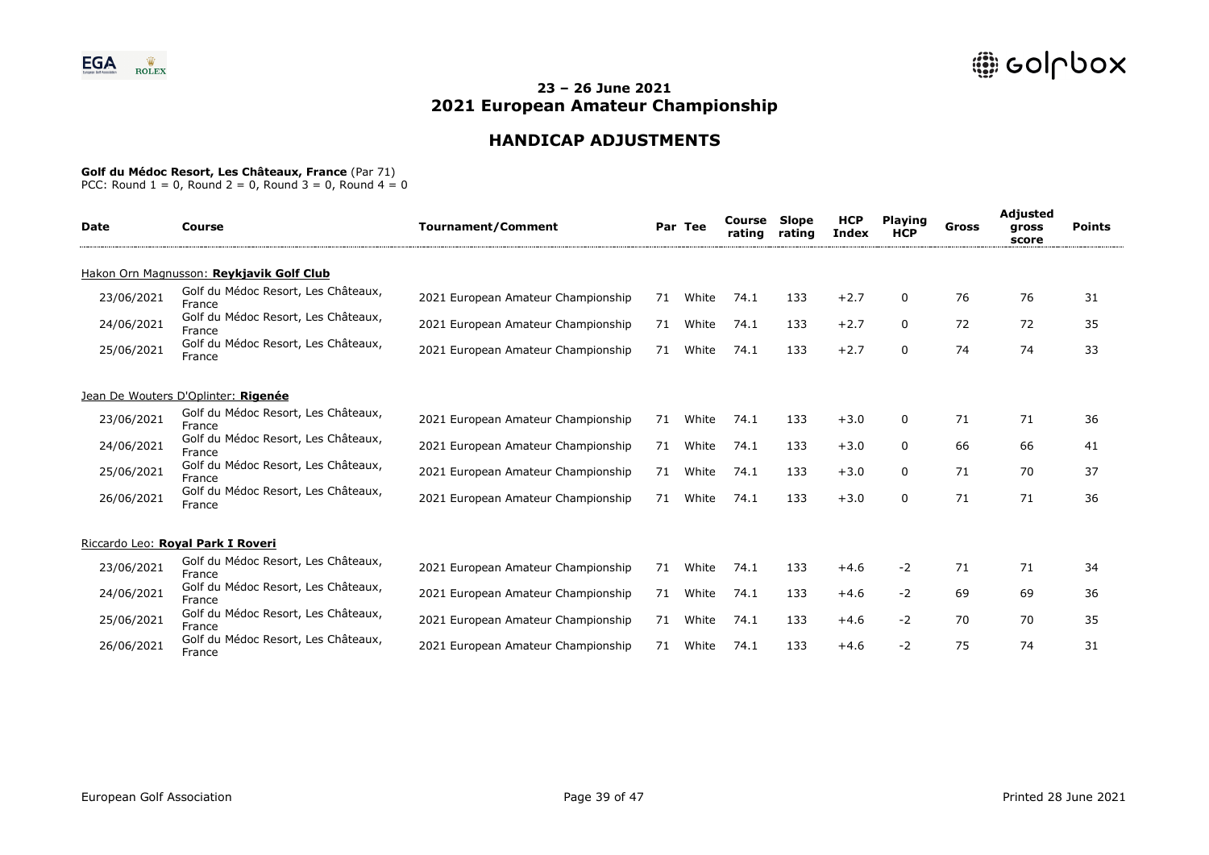# 23 – 26 June 2021
# 2021 European Amateur Championship

## HANDICAP ADJUSTMENTS

**Golf du Médoc Resort, Les Châteaux, France** (Par 71)
PCC: Round 1 = 0, Round 2 = 0, Round 3 = 0, Round 4 = 0

| Date | Course | Tournament/Comment | Par | Tee | Course rating | Slope rating | HCP Index | Playing HCP | Gross | Adjusted gross score | Points |
|---|---|---|---|---|---|---|---|---|---|---|---|
| Hakon Orn Magnusson: **Reykjavik Golf Club** | | | | | | | | | | | |
| 23/06/2021 | Golf du Médoc Resort, Les Châteaux, France | 2021 European Amateur Championship | 71 | White | 74.1 | 133 | +2.7 | 0 | 76 | 76 | 31 |
| 24/06/2021 | Golf du Médoc Resort, Les Châteaux, France | 2021 European Amateur Championship | 71 | White | 74.1 | 133 | +2.7 | 0 | 72 | 72 | 35 |
| 25/06/2021 | Golf du Médoc Resort, Les Châteaux, France | 2021 European Amateur Championship | 71 | White | 74.1 | 133 | +2.7 | 0 | 74 | 74 | 33 |
| Jean De Wouters D'Oplinter: **Rigenée** | | | | | | | | | | | |
| 23/06/2021 | Golf du Médoc Resort, Les Châteaux, France | 2021 European Amateur Championship | 71 | White | 74.1 | 133 | +3.0 | 0 | 71 | 71 | 36 |
| 24/06/2021 | Golf du Médoc Resort, Les Châteaux, France | 2021 European Amateur Championship | 71 | White | 74.1 | 133 | +3.0 | 0 | 66 | 66 | 41 |
| 25/06/2021 | Golf du Médoc Resort, Les Châteaux, France | 2021 European Amateur Championship | 71 | White | 74.1 | 133 | +3.0 | 0 | 71 | 70 | 37 |
| 26/06/2021 | Golf du Médoc Resort, Les Châteaux, France | 2021 European Amateur Championship | 71 | White | 74.1 | 133 | +3.0 | 0 | 71 | 71 | 36 |
| Riccardo Leo: **Royal Park I Roveri** | | | | | | | | | | | |
| 23/06/2021 | Golf du Médoc Resort, Les Châteaux, France | 2021 European Amateur Championship | 71 | White | 74.1 | 133 | +4.6 | -2 | 71 | 71 | 34 |
| 24/06/2021 | Golf du Médoc Resort, Les Châteaux, France | 2021 European Amateur Championship | 71 | White | 74.1 | 133 | +4.6 | -2 | 69 | 69 | 36 |
| 25/06/2021 | Golf du Médoc Resort, Les Châteaux, France | 2021 European Amateur Championship | 71 | White | 74.1 | 133 | +4.6 | -2 | 70 | 70 | 35 |
| 26/06/2021 | Golf du Médoc Resort, Les Châteaux, France | 2021 European Amateur Championship | 71 | White | 74.1 | 133 | +4.6 | -2 | 75 | 74 | 31 |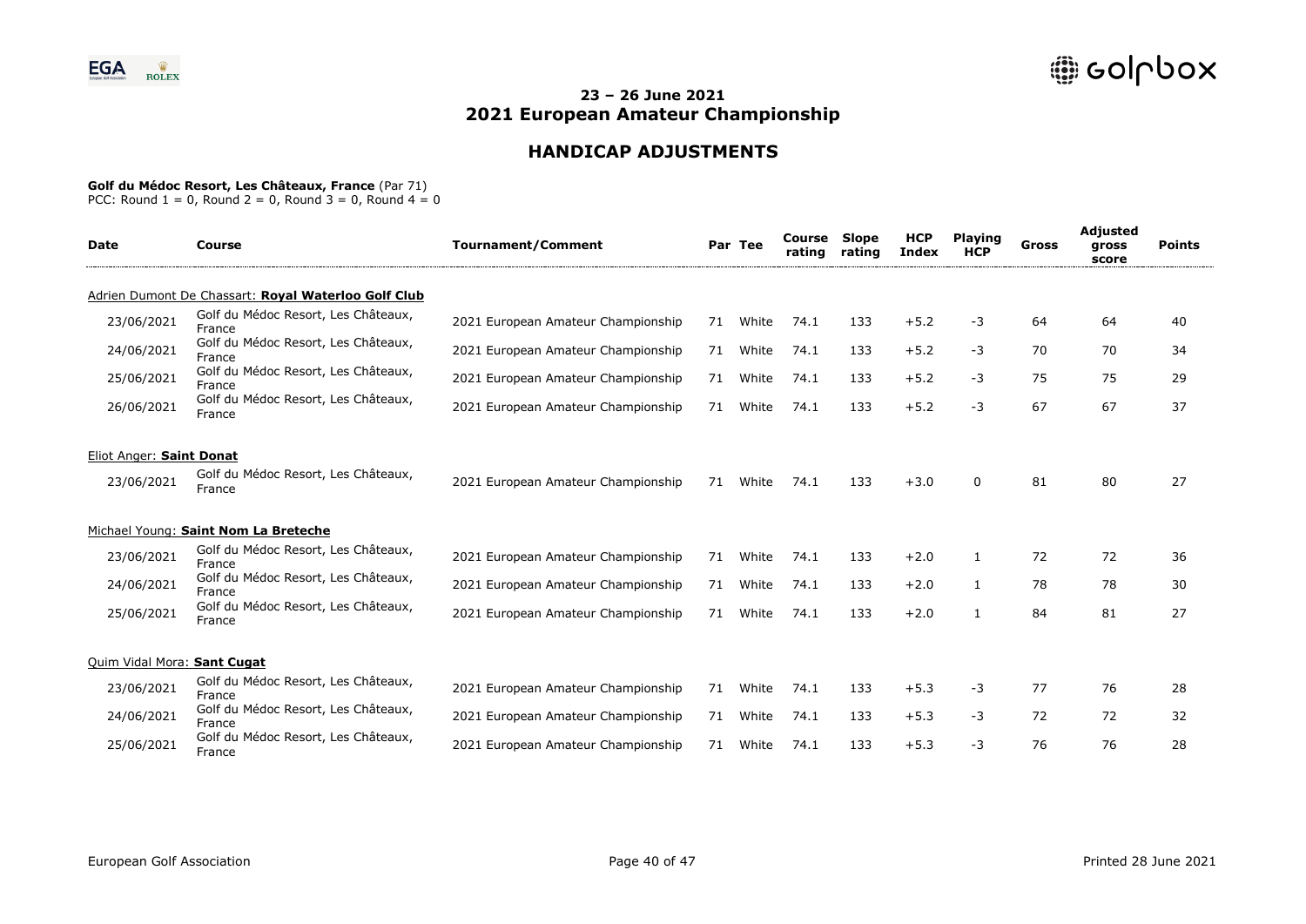## 23 – 26 June 2021
# 2021 European Amateur Championship

## HANDICAP ADJUSTMENTS

**Golf du Médoc Resort, Les Châteaux, France** (Par 71)
PCC: Round 1 = 0, Round 2 = 0, Round 3 = 0, Round 4 = 0

| Date | Course | Tournament/Comment | Par | Tee | Course rating | Slope rating | HCP Index | Playing HCP | Gross | Adjusted gross score | Points |
|---|---|---|---|---|---|---|---|---|---|---|---|
| Adrien Dumont De Chassart: **Royal Waterloo Golf Club** | | | | | | | | | | | |
| 23/06/2021 | Golf du Médoc Resort, Les Châteaux, France | 2021 European Amateur Championship | 71 | White | 74.1 | 133 | +5.2 | -3 | 64 | 64 | 40 |
| 24/06/2021 | Golf du Médoc Resort, Les Châteaux, France | 2021 European Amateur Championship | 71 | White | 74.1 | 133 | +5.2 | -3 | 70 | 70 | 34 |
| 25/06/2021 | Golf du Médoc Resort, Les Châteaux, France | 2021 European Amateur Championship | 71 | White | 74.1 | 133 | +5.2 | -3 | 75 | 75 | 29 |
| 26/06/2021 | Golf du Médoc Resort, Les Châteaux, France | 2021 European Amateur Championship | 71 | White | 74.1 | 133 | +5.2 | -3 | 67 | 67 | 37 |
| Eliot Anger: **Saint Donat** | | | | | | | | | | | |
| 23/06/2021 | Golf du Médoc Resort, Les Châteaux, France | 2021 European Amateur Championship | 71 | White | 74.1 | 133 | +3.0 | 0 | 81 | 80 | 27 |
| Michael Young: **Saint Nom La Breteche** | | | | | | | | | | | |
| 23/06/2021 | Golf du Médoc Resort, Les Châteaux, France | 2021 European Amateur Championship | 71 | White | 74.1 | 133 | +2.0 | 1 | 72 | 72 | 36 |
| 24/06/2021 | Golf du Médoc Resort, Les Châteaux, France | 2021 European Amateur Championship | 71 | White | 74.1 | 133 | +2.0 | 1 | 78 | 78 | 30 |
| 25/06/2021 | Golf du Médoc Resort, Les Châteaux, France | 2021 European Amateur Championship | 71 | White | 74.1 | 133 | +2.0 | 1 | 84 | 81 | 27 |
| Quim Vidal Mora: **Sant Cugat** | | | | | | | | | | | |
| 23/06/2021 | Golf du Médoc Resort, Les Châteaux, France | 2021 European Amateur Championship | 71 | White | 74.1 | 133 | +5.3 | -3 | 77 | 76 | 28 |
| 24/06/2021 | Golf du Médoc Resort, Les Châteaux, France | 2021 European Amateur Championship | 71 | White | 74.1 | 133 | +5.3 | -3 | 72 | 72 | 32 |
| 25/06/2021 | Golf du Médoc Resort, Les Châteaux, France | 2021 European Amateur Championship | 71 | White | 74.1 | 133 | +5.3 | -3 | 76 | 76 | 28 |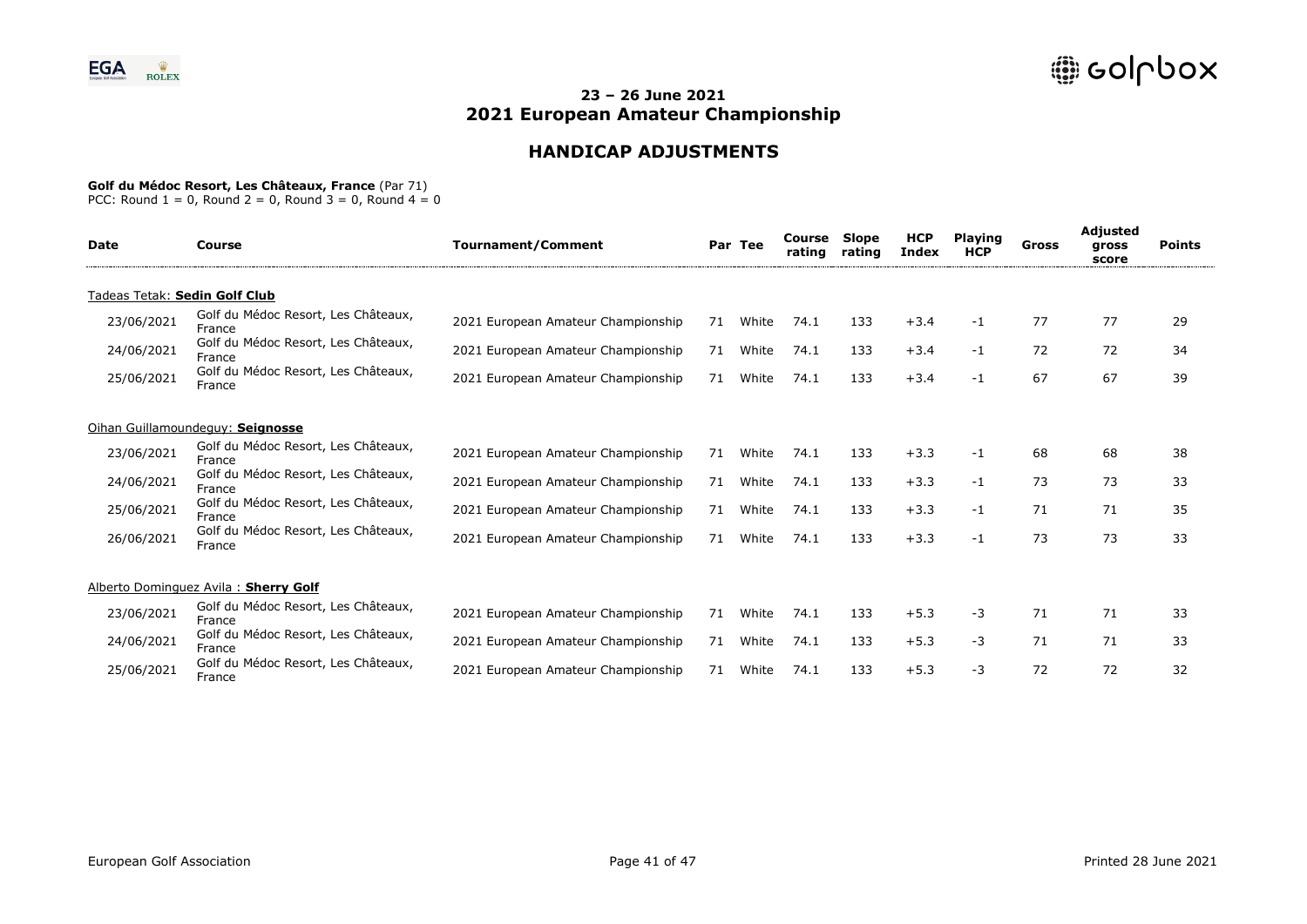## 23 – 26 June 2021
## 2021 European Amateur Championship

## HANDICAP ADJUSTMENTS

**Golf du Médoc Resort, Les Châteaux, France** (Par 71)
PCC: Round 1 = 0, Round 2 = 0, Round 3 = 0, Round 4 = 0

| Date | Course | Tournament/Comment | Par | Tee | Course rating | Slope rating | HCP Index | Playing HCP | Gross | Adjusted gross score | Points |
|---|---|---|---|---|---|---|---|---|---|---|---|
| Tadeas Tetak: **Sedin Golf Club** | | | | | | | | | | | |
| 23/06/2021 | Golf du Médoc Resort, Les Châteaux, France | 2021 European Amateur Championship | 71 | White | 74.1 | 133 | +3.4 | -1 | 77 | 77 | 29 |
| 24/06/2021 | Golf du Médoc Resort, Les Châteaux, France | 2021 European Amateur Championship | 71 | White | 74.1 | 133 | +3.4 | -1 | 72 | 72 | 34 |
| 25/06/2021 | Golf du Médoc Resort, Les Châteaux, France | 2021 European Amateur Championship | 71 | White | 74.1 | 133 | +3.4 | -1 | 67 | 67 | 39 |
| Oihan Guillamoundeguy: **Seignosse** | | | | | | | | | | | |
| 23/06/2021 | Golf du Médoc Resort, Les Châteaux, France | 2021 European Amateur Championship | 71 | White | 74.1 | 133 | +3.3 | -1 | 68 | 68 | 38 |
| 24/06/2021 | Golf du Médoc Resort, Les Châteaux, France | 2021 European Amateur Championship | 71 | White | 74.1 | 133 | +3.3 | -1 | 73 | 73 | 33 |
| 25/06/2021 | Golf du Médoc Resort, Les Châteaux, France | 2021 European Amateur Championship | 71 | White | 74.1 | 133 | +3.3 | -1 | 71 | 71 | 35 |
| 26/06/2021 | Golf du Médoc Resort, Les Châteaux, France | 2021 European Amateur Championship | 71 | White | 74.1 | 133 | +3.3 | -1 | 73 | 73 | 33 |
| Alberto Dominguez Avila : **Sherry Golf** | | | | | | | | | | | |
| 23/06/2021 | Golf du Médoc Resort, Les Châteaux, France | 2021 European Amateur Championship | 71 | White | 74.1 | 133 | +5.3 | -3 | 71 | 71 | 33 |
| 24/06/2021 | Golf du Médoc Resort, Les Châteaux, France | 2021 European Amateur Championship | 71 | White | 74.1 | 133 | +5.3 | -3 | 71 | 71 | 33 |
| 25/06/2021 | Golf du Médoc Resort, Les Châteaux, France | 2021 European Amateur Championship | 71 | White | 74.1 | 133 | +5.3 | -3 | 72 | 72 | 32 |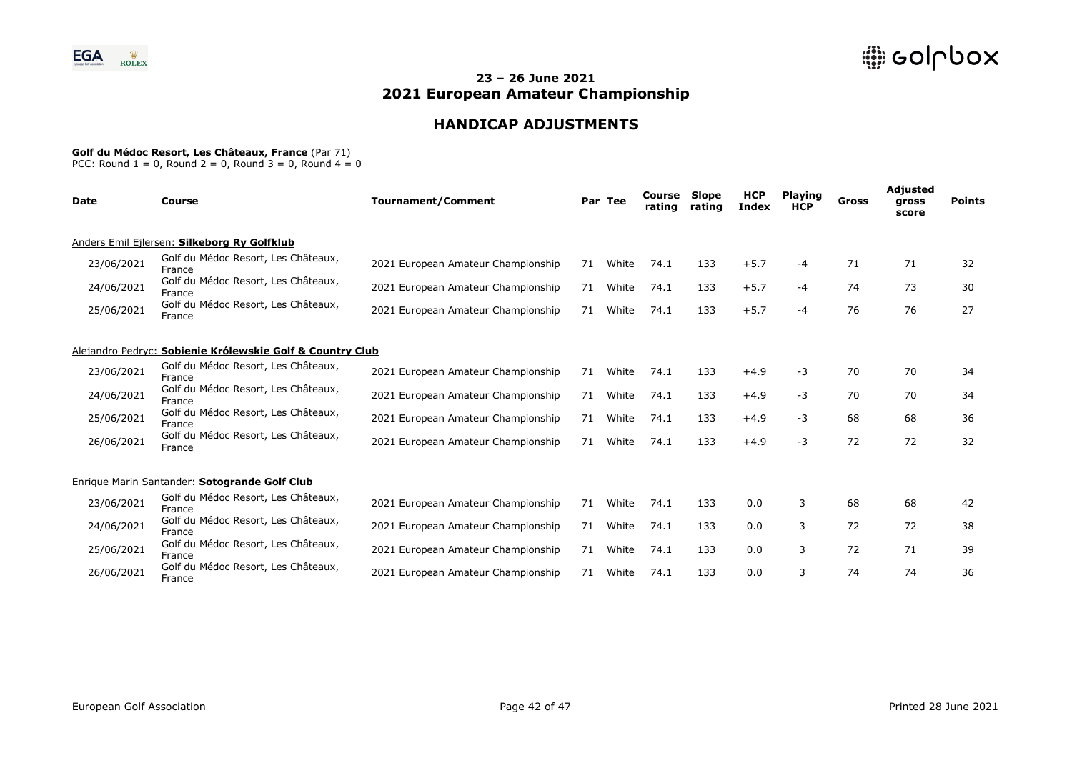## 23 – 26 June 2021
# 2021 European Amateur Championship

## HANDICAP ADJUSTMENTS

**Golf du Médoc Resort, Les Châteaux, France** (Par 71)
PCC: Round 1 = 0, Round 2 = 0, Round 3 = 0, Round 4 = 0

| Date | Course | Tournament/Comment | Par | Tee | Course rating | Slope rating | HCP Index | Playing HCP | Gross | Adjusted gross score | Points |
|---|---|---|---|---|---|---|---|---|---|---|---|
| Anders Emil Ejlersen: **Silkeborg Ry Golfklub** | | | | | | | | | | | |
| 23/06/2021 | Golf du Médoc Resort, Les Châteaux, France | 2021 European Amateur Championship | 71 | White | 74.1 | 133 | +5.7 | -4 | 71 | 71 | 32 |
| 24/06/2021 | Golf du Médoc Resort, Les Châteaux, France | 2021 European Amateur Championship | 71 | White | 74.1 | 133 | +5.7 | -4 | 74 | 73 | 30 |
| 25/06/2021 | Golf du Médoc Resort, Les Châteaux, France | 2021 European Amateur Championship | 71 | White | 74.1 | 133 | +5.7 | -4 | 76 | 76 | 27 |
| Alejandro Pedryc: **Sobienie Królewskie Golf & Country Club** | | | | | | | | | | | |
| 23/06/2021 | Golf du Médoc Resort, Les Châteaux, France | 2021 European Amateur Championship | 71 | White | 74.1 | 133 | +4.9 | -3 | 70 | 70 | 34 |
| 24/06/2021 | Golf du Médoc Resort, Les Châteaux, France | 2021 European Amateur Championship | 71 | White | 74.1 | 133 | +4.9 | -3 | 70 | 70 | 34 |
| 25/06/2021 | Golf du Médoc Resort, Les Châteaux, France | 2021 European Amateur Championship | 71 | White | 74.1 | 133 | +4.9 | -3 | 68 | 68 | 36 |
| 26/06/2021 | Golf du Médoc Resort, Les Châteaux, France | 2021 European Amateur Championship | 71 | White | 74.1 | 133 | +4.9 | -3 | 72 | 72 | 32 |
| Enrique Marin Santander: **Sotogrande Golf Club** | | | | | | | | | | | |
| 23/06/2021 | Golf du Médoc Resort, Les Châteaux, France | 2021 European Amateur Championship | 71 | White | 74.1 | 133 | 0.0 | 3 | 68 | 68 | 42 |
| 24/06/2021 | Golf du Médoc Resort, Les Châteaux, France | 2021 European Amateur Championship | 71 | White | 74.1 | 133 | 0.0 | 3 | 72 | 72 | 38 |
| 25/06/2021 | Golf du Médoc Resort, Les Châteaux, France | 2021 European Amateur Championship | 71 | White | 74.1 | 133 | 0.0 | 3 | 72 | 71 | 39 |
| 26/06/2021 | Golf du Médoc Resort, Les Châteaux, France | 2021 European Amateur Championship | 71 | White | 74.1 | 133 | 0.0 | 3 | 74 | 74 | 36 |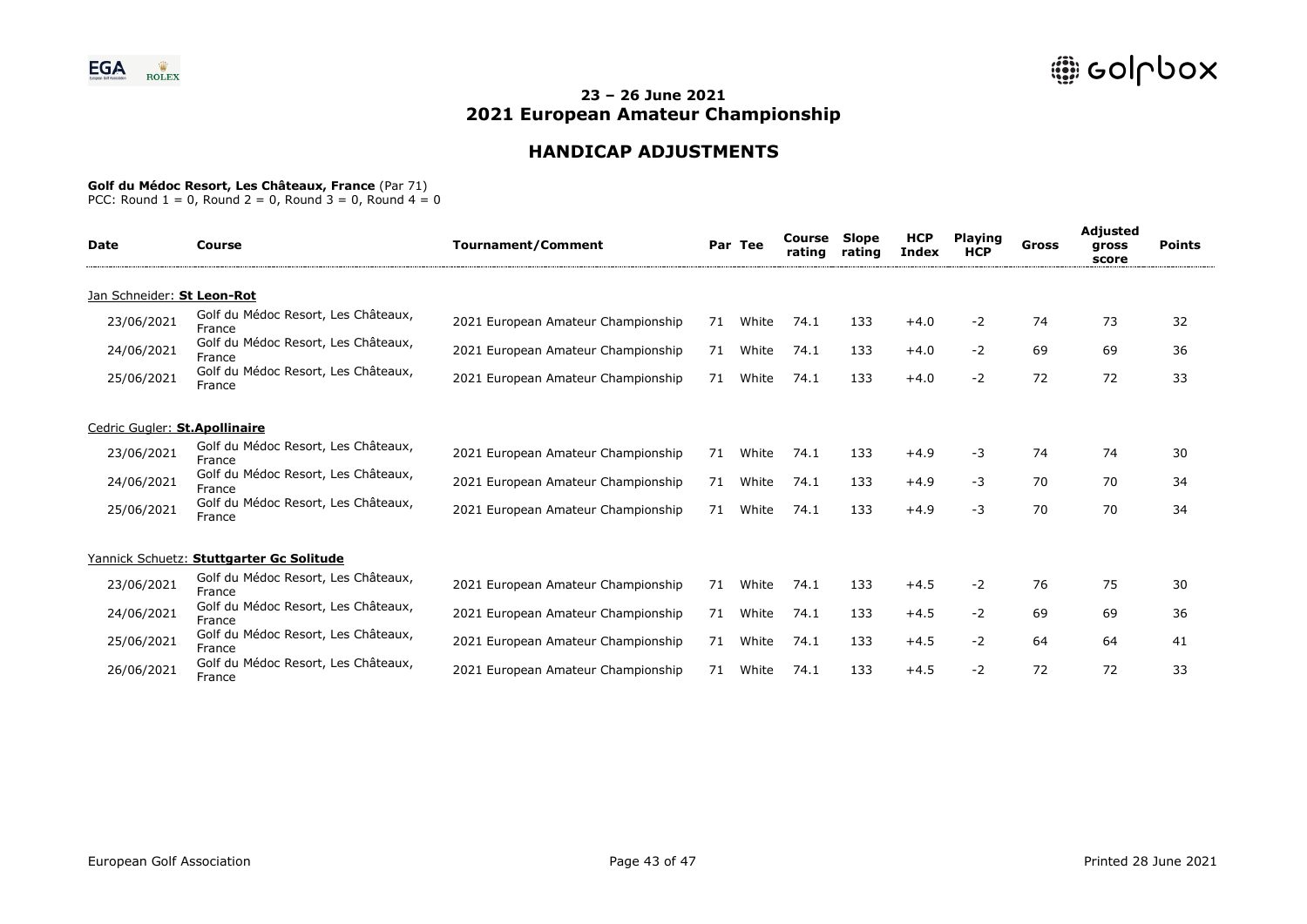# 23 – 26 June 2021
# 2021 European Amateur Championship

## HANDICAP ADJUSTMENTS

**Golf du Médoc Resort, Les Châteaux, France** (Par 71)
PCC: Round 1 = 0, Round 2 = 0, Round 3 = 0, Round 4 = 0

| Date | Course | Tournament/Comment | Par | Tee | Course rating | Slope rating | HCP Index | Playing HCP | Gross | Adjusted gross score | Points |
|---|---|---|---|---|---|---|---|---|---|---|---|
| Jan Schneider: **St Leon-Rot** | | | | | | | | | | | |
| 23/06/2021 | Golf du Médoc Resort, Les Châteaux, France | 2021 European Amateur Championship | 71 | White | 74.1 | 133 | +4.0 | -2 | 74 | 73 | 32 |
| 24/06/2021 | Golf du Médoc Resort, Les Châteaux, France | 2021 European Amateur Championship | 71 | White | 74.1 | 133 | +4.0 | -2 | 69 | 69 | 36 |
| 25/06/2021 | Golf du Médoc Resort, Les Châteaux, France | 2021 European Amateur Championship | 71 | White | 74.1 | 133 | +4.0 | -2 | 72 | 72 | 33 |
| Cedric Gugler: **St.Apollinaire** | | | | | | | | | | | |
| 23/06/2021 | Golf du Médoc Resort, Les Châteaux, France | 2021 European Amateur Championship | 71 | White | 74.1 | 133 | +4.9 | -3 | 74 | 74 | 30 |
| 24/06/2021 | Golf du Médoc Resort, Les Châteaux, France | 2021 European Amateur Championship | 71 | White | 74.1 | 133 | +4.9 | -3 | 70 | 70 | 34 |
| 25/06/2021 | Golf du Médoc Resort, Les Châteaux, France | 2021 European Amateur Championship | 71 | White | 74.1 | 133 | +4.9 | -3 | 70 | 70 | 34 |
| Yannick Schuetz: **Stuttgarter Gc Solitude** | | | | | | | | | | | |
| 23/06/2021 | Golf du Médoc Resort, Les Châteaux, France | 2021 European Amateur Championship | 71 | White | 74.1 | 133 | +4.5 | -2 | 76 | 75 | 30 |
| 24/06/2021 | Golf du Médoc Resort, Les Châteaux, France | 2021 European Amateur Championship | 71 | White | 74.1 | 133 | +4.5 | -2 | 69 | 69 | 36 |
| 25/06/2021 | Golf du Médoc Resort, Les Châteaux, France | 2021 European Amateur Championship | 71 | White | 74.1 | 133 | +4.5 | -2 | 64 | 64 | 41 |
| 26/06/2021 | Golf du Médoc Resort, Les Châteaux, France | 2021 European Amateur Championship | 71 | White | 74.1 | 133 | +4.5 | -2 | 72 | 72 | 33 |

European Golf Association — Printed 28 June 2021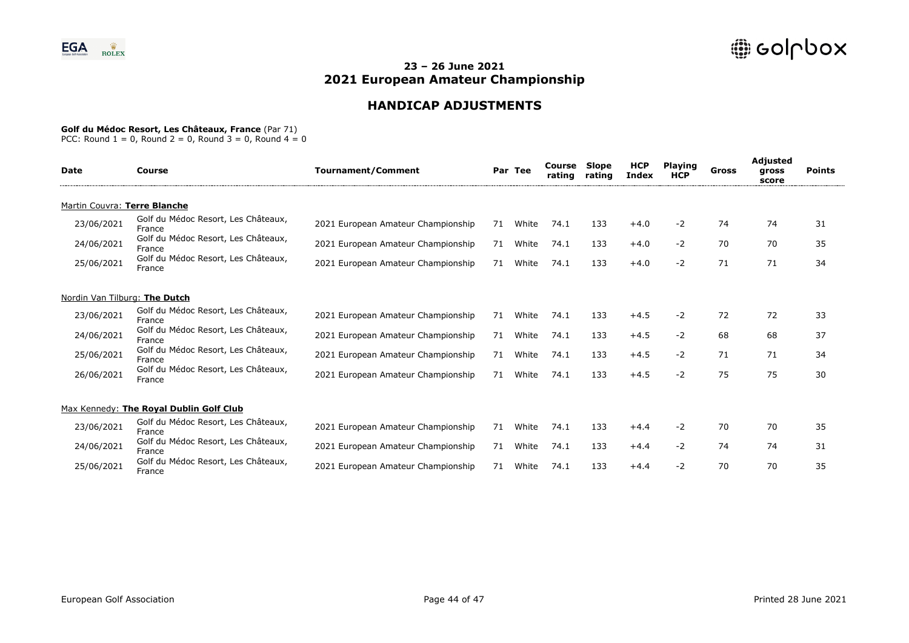## 23 – 26 June 2021
# 2021 European Amateur Championship

## HANDICAP ADJUSTMENTS

**Golf du Médoc Resort, Les Châteaux, France** (Par 71)
PCC: Round 1 = 0, Round 2 = 0, Round 3 = 0, Round 4 = 0

| Date | Course | Tournament/Comment | Par | Tee | Course rating | Slope rating | HCP Index | Playing HCP | Gross | Adjusted gross score | Points |
|---|---|---|---|---|---|---|---|---|---|---|---|
| Martin Couvra: **Terre Blanche** | | | | | | | | | | | |
| 23/06/2021 | Golf du Médoc Resort, Les Châteaux, France | 2021 European Amateur Championship | 71 | White | 74.1 | 133 | +4.0 | -2 | 74 | 74 | 31 |
| 24/06/2021 | Golf du Médoc Resort, Les Châteaux, France | 2021 European Amateur Championship | 71 | White | 74.1 | 133 | +4.0 | -2 | 70 | 70 | 35 |
| 25/06/2021 | Golf du Médoc Resort, Les Châteaux, France | 2021 European Amateur Championship | 71 | White | 74.1 | 133 | +4.0 | -2 | 71 | 71 | 34 |
| Nordin Van Tilburg: **The Dutch** | | | | | | | | | | | |
| 23/06/2021 | Golf du Médoc Resort, Les Châteaux, France | 2021 European Amateur Championship | 71 | White | 74.1 | 133 | +4.5 | -2 | 72 | 72 | 33 |
| 24/06/2021 | Golf du Médoc Resort, Les Châteaux, France | 2021 European Amateur Championship | 71 | White | 74.1 | 133 | +4.5 | -2 | 68 | 68 | 37 |
| 25/06/2021 | Golf du Médoc Resort, Les Châteaux, France | 2021 European Amateur Championship | 71 | White | 74.1 | 133 | +4.5 | -2 | 71 | 71 | 34 |
| 26/06/2021 | Golf du Médoc Resort, Les Châteaux, France | 2021 European Amateur Championship | 71 | White | 74.1 | 133 | +4.5 | -2 | 75 | 75 | 30 |
| Max Kennedy: **The Royal Dublin Golf Club** | | | | | | | | | | | |
| 23/06/2021 | Golf du Médoc Resort, Les Châteaux, France | 2021 European Amateur Championship | 71 | White | 74.1 | 133 | +4.4 | -2 | 70 | 70 | 35 |
| 24/06/2021 | Golf du Médoc Resort, Les Châteaux, France | 2021 European Amateur Championship | 71 | White | 74.1 | 133 | +4.4 | -2 | 74 | 74 | 31 |
| 25/06/2021 | Golf du Médoc Resort, Les Châteaux, France | 2021 European Amateur Championship | 71 | White | 74.1 | 133 | +4.4 | -2 | 70 | 70 | 35 |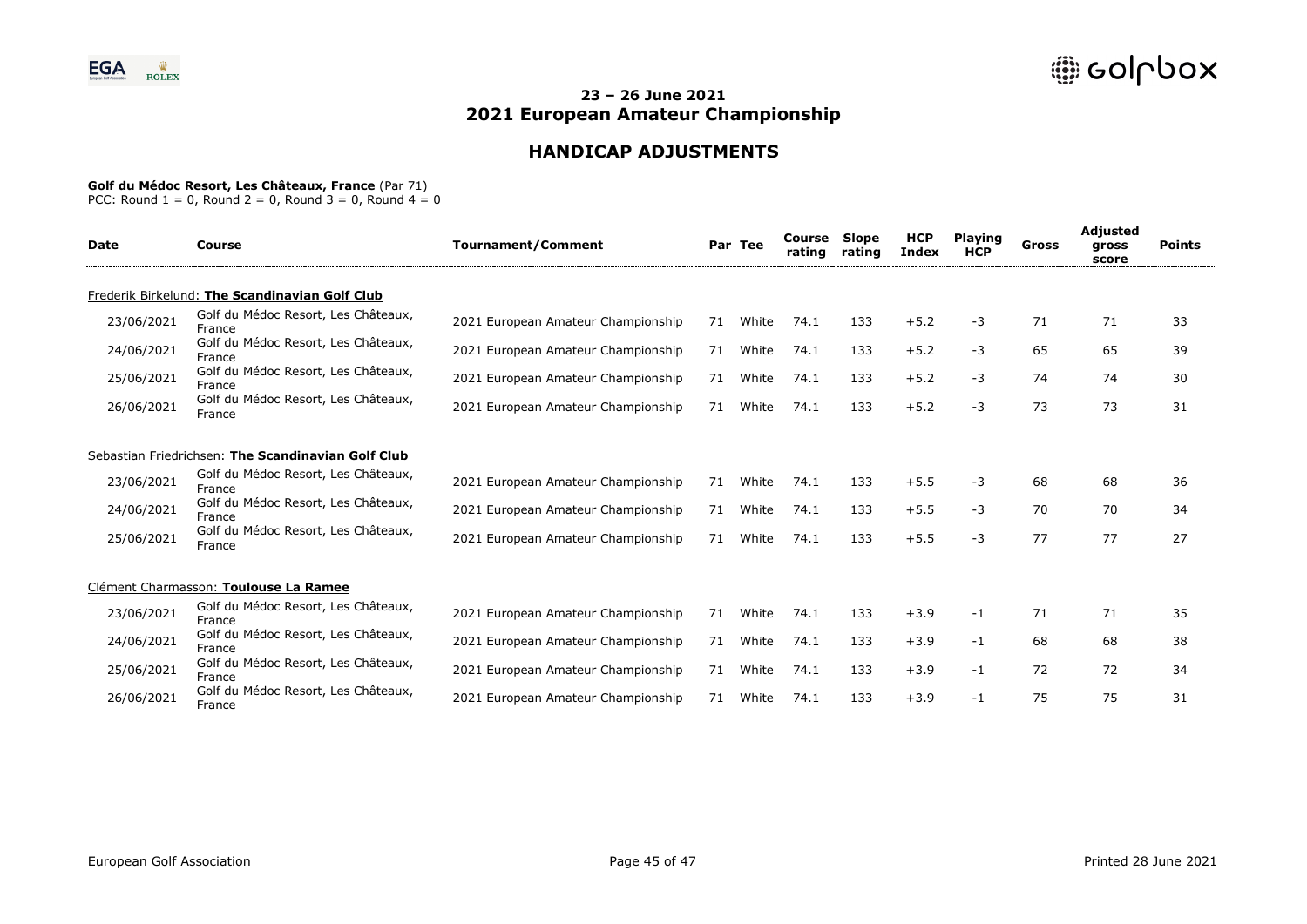## 23 – 26 June 2021
# 2021 European Amateur Championship

## HANDICAP ADJUSTMENTS

**Golf du Médoc Resort, Les Châteaux, France** (Par 71)
PCC: Round 1 = 0, Round 2 = 0, Round 3 = 0, Round 4 = 0

| Date | Course | Tournament/Comment | Par | Tee | Course rating | Slope rating | HCP Index | Playing HCP | Gross | Adjusted gross score | Points |
|---|---|---|---|---|---|---|---|---|---|---|---|
| Frederik Birkelund: **The Scandinavian Golf Club** | | | | | | | | | | | |
| 23/06/2021 | Golf du Médoc Resort, Les Châteaux, France | 2021 European Amateur Championship | 71 | White | 74.1 | 133 | +5.2 | -3 | 71 | 71 | 33 |
| 24/06/2021 | Golf du Médoc Resort, Les Châteaux, France | 2021 European Amateur Championship | 71 | White | 74.1 | 133 | +5.2 | -3 | 65 | 65 | 39 |
| 25/06/2021 | Golf du Médoc Resort, Les Châteaux, France | 2021 European Amateur Championship | 71 | White | 74.1 | 133 | +5.2 | -3 | 74 | 74 | 30 |
| 26/06/2021 | Golf du Médoc Resort, Les Châteaux, France | 2021 European Amateur Championship | 71 | White | 74.1 | 133 | +5.2 | -3 | 73 | 73 | 31 |
| Sebastian Friedrichsen: **The Scandinavian Golf Club** | | | | | | | | | | | |
| 23/06/2021 | Golf du Médoc Resort, Les Châteaux, France | 2021 European Amateur Championship | 71 | White | 74.1 | 133 | +5.5 | -3 | 68 | 68 | 36 |
| 24/06/2021 | Golf du Médoc Resort, Les Châteaux, France | 2021 European Amateur Championship | 71 | White | 74.1 | 133 | +5.5 | -3 | 70 | 70 | 34 |
| 25/06/2021 | Golf du Médoc Resort, Les Châteaux, France | 2021 European Amateur Championship | 71 | White | 74.1 | 133 | +5.5 | -3 | 77 | 77 | 27 |
| Clément Charmasson: **Toulouse La Ramee** | | | | | | | | | | | |
| 23/06/2021 | Golf du Médoc Resort, Les Châteaux, France | 2021 European Amateur Championship | 71 | White | 74.1 | 133 | +3.9 | -1 | 71 | 71 | 35 |
| 24/06/2021 | Golf du Médoc Resort, Les Châteaux, France | 2021 European Amateur Championship | 71 | White | 74.1 | 133 | +3.9 | -1 | 68 | 68 | 38 |
| 25/06/2021 | Golf du Médoc Resort, Les Châteaux, France | 2021 European Amateur Championship | 71 | White | 74.1 | 133 | +3.9 | -1 | 72 | 72 | 34 |
| 26/06/2021 | Golf du Médoc Resort, Les Châteaux, France | 2021 European Amateur Championship | 71 | White | 74.1 | 133 | +3.9 | -1 | 75 | 75 | 31 |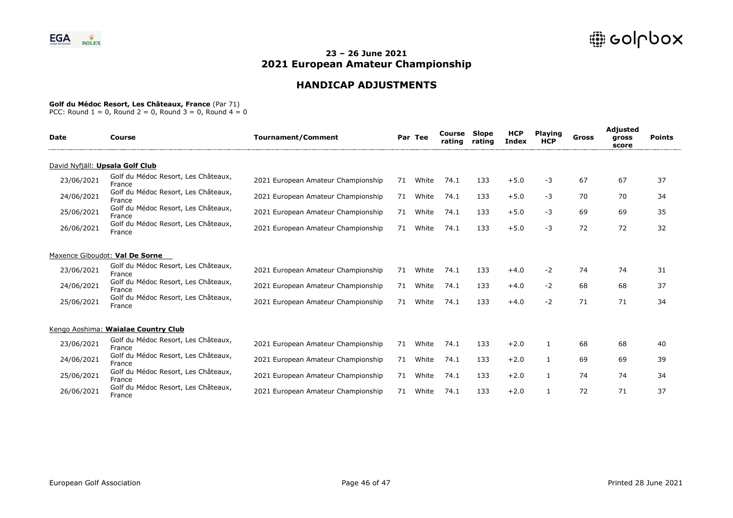## 23 – 26 June 2021
# 2021 European Amateur Championship

## HANDICAP ADJUSTMENTS

**Golf du Médoc Resort, Les Châteaux, France** (Par 71)
PCC: Round 1 = 0, Round 2 = 0, Round 3 = 0, Round 4 = 0

| Date | Course | Tournament/Comment | Par | Tee | Course rating | Slope rating | HCP Index | Playing HCP | Gross | Adjusted gross score | Points |
|---|---|---|---|---|---|---|---|---|---|---|---|
| David Nyfjäll: **Upsala Golf Club** | | | | | | | | | | | |
| 23/06/2021 | Golf du Médoc Resort, Les Châteaux, France | 2021 European Amateur Championship | 71 | White | 74.1 | 133 | +5.0 | -3 | 67 | 67 | 37 |
| 24/06/2021 | Golf du Médoc Resort, Les Châteaux, France | 2021 European Amateur Championship | 71 | White | 74.1 | 133 | +5.0 | -3 | 70 | 70 | 34 |
| 25/06/2021 | Golf du Médoc Resort, Les Châteaux, France | 2021 European Amateur Championship | 71 | White | 74.1 | 133 | +5.0 | -3 | 69 | 69 | 35 |
| 26/06/2021 | Golf du Médoc Resort, Les Châteaux, France | 2021 European Amateur Championship | 71 | White | 74.1 | 133 | +5.0 | -3 | 72 | 72 | 32 |
| Maxence Giboudot: **Val De Sorne** | | | | | | | | | | | |
| 23/06/2021 | Golf du Médoc Resort, Les Châteaux, France | 2021 European Amateur Championship | 71 | White | 74.1 | 133 | +4.0 | -2 | 74 | 74 | 31 |
| 24/06/2021 | Golf du Médoc Resort, Les Châteaux, France | 2021 European Amateur Championship | 71 | White | 74.1 | 133 | +4.0 | -2 | 68 | 68 | 37 |
| 25/06/2021 | Golf du Médoc Resort, Les Châteaux, France | 2021 European Amateur Championship | 71 | White | 74.1 | 133 | +4.0 | -2 | 71 | 71 | 34 |
| Kengo Aoshima: **Waialae Country Club** | | | | | | | | | | | |
| 23/06/2021 | Golf du Médoc Resort, Les Châteaux, France | 2021 European Amateur Championship | 71 | White | 74.1 | 133 | +2.0 | 1 | 68 | 68 | 40 |
| 24/06/2021 | Golf du Médoc Resort, Les Châteaux, France | 2021 European Amateur Championship | 71 | White | 74.1 | 133 | +2.0 | 1 | 69 | 69 | 39 |
| 25/06/2021 | Golf du Médoc Resort, Les Châteaux, France | 2021 European Amateur Championship | 71 | White | 74.1 | 133 | +2.0 | 1 | 74 | 74 | 34 |
| 26/06/2021 | Golf du Médoc Resort, Les Châteaux, France | 2021 European Amateur Championship | 71 | White | 74.1 | 133 | +2.0 | 1 | 72 | 71 | 37 |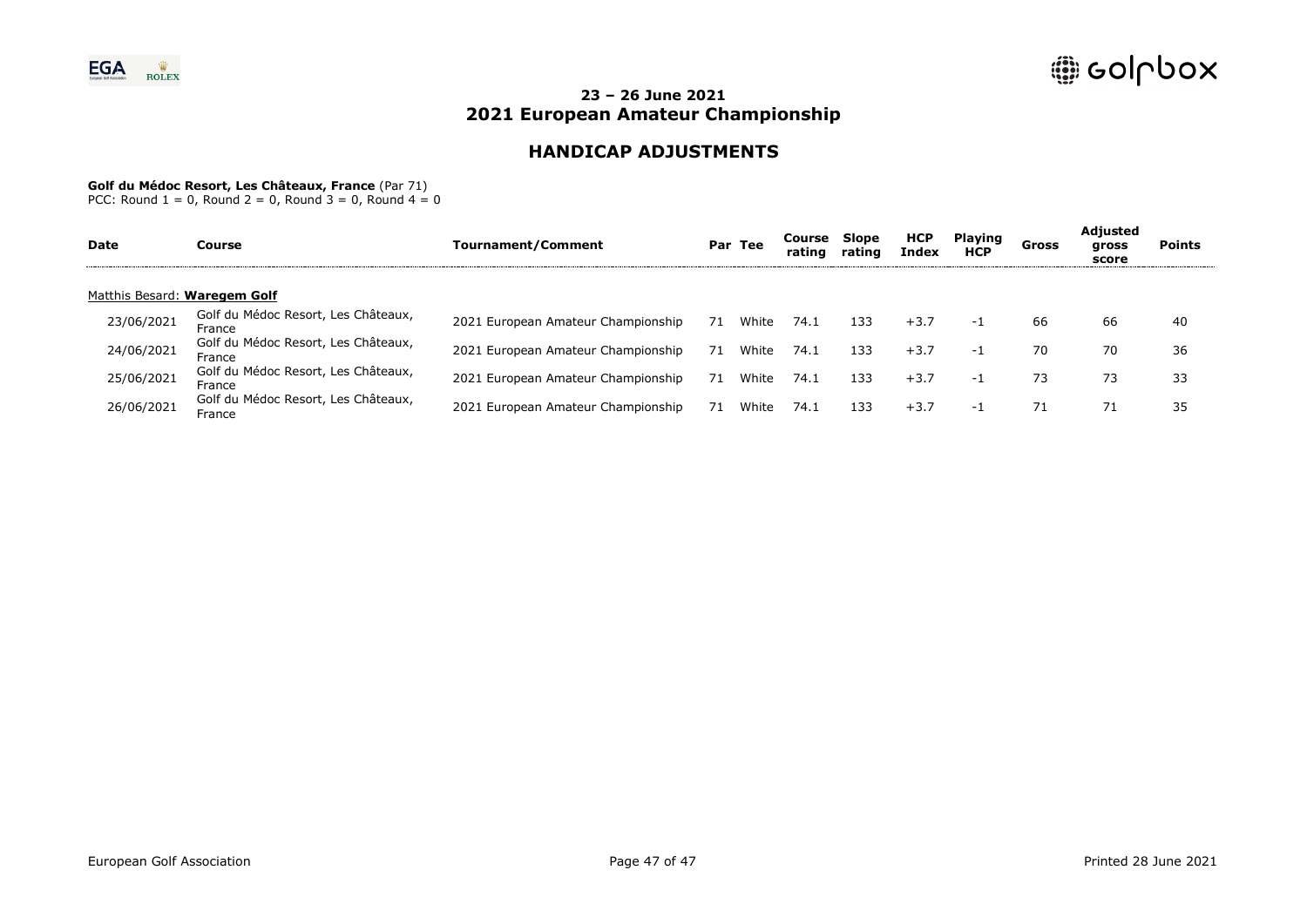## 23 – 26 June 2021
## 2021 European Amateur Championship

### HANDICAP ADJUSTMENTS

**Golf du Médoc Resort, Les Châteaux, France** (Par 71)
PCC: Round 1 = 0, Round 2 = 0, Round 3 = 0, Round 4 = 0

| Date | Course | Tournament/Comment | Par | Tee | Course rating | Slope rating | HCP Index | Playing HCP | Gross | Adjusted gross score | Points |
|---|---|---|---|---|---|---|---|---|---|---|---|
| Matthis Besard: **Waregem Golf** | | | | | | | | | | | |
| 23/06/2021 | Golf du Médoc Resort, Les Châteaux, France | 2021 European Amateur Championship | 71 | White | 74.1 | 133 | +3.7 | -1 | 66 | 66 | 40 |
| 24/06/2021 | Golf du Médoc Resort, Les Châteaux, France | 2021 European Amateur Championship | 71 | White | 74.1 | 133 | +3.7 | -1 | 70 | 70 | 36 |
| 25/06/2021 | Golf du Médoc Resort, Les Châteaux, France | 2021 European Amateur Championship | 71 | White | 74.1 | 133 | +3.7 | -1 | 73 | 73 | 33 |
| 26/06/2021 | Golf du Médoc Resort, Les Châteaux, France | 2021 European Amateur Championship | 71 | White | 74.1 | 133 | +3.7 | -1 | 71 | 71 | 35 |

European Golf Association

Printed 28 June 2021